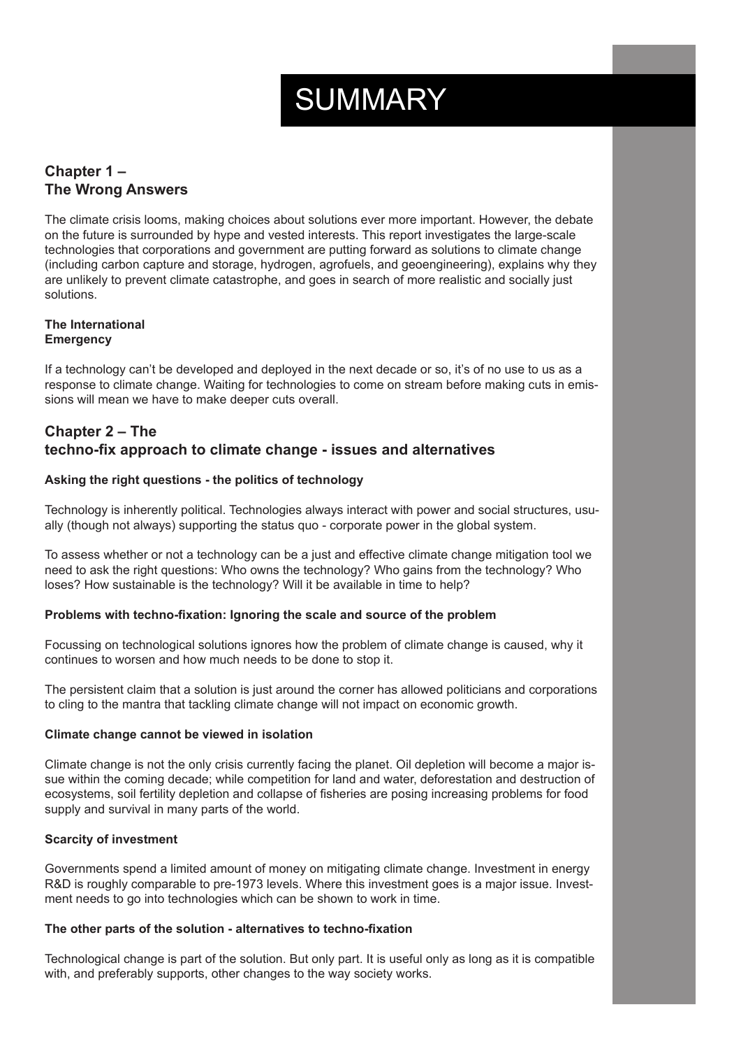# SUMMARY

## Chapter 1 – The Wrong Answers

The climate crisis looms, making choices about solutions ever more important. However, the debate on the future is surrounded by hype and vested interests. This report investigates the large-scale technologies that corporations and government are putting forward as solutions to climate change (including carbon capture and storage, hydrogen, agrofuels, and geoengineering), explains why they are unlikely to prevent climate catastrophe, and goes in search of more realistic and socially just solutions.

### The International Emergency

If a technology can't be developed and deployed in the next decade or so, it's of no use to us as a response to climate change. Waiting for technologies to come on stream before making cuts in emissions will mean we have to make deeper cuts overall.

## Chapter 2 – The techno-fix approach to climate change - issues and alternatives

### Asking the right questions - the politics of technology

Technology is inherently political. Technologies always interact with power and social structures, usually (though not always) supporting the status quo - corporate power in the global system.

To assess whether or not a technology can be a just and effective climate change mitigation tool we need to ask the right questions: Who owns the technology? Who gains from the technology? Who loses? How sustainable is the technology? Will it be available in time to help?

### Problems with techno-fixation: Ignoring the scale and source of the problem

Focussing on technological solutions ignores how the problem of climate change is caused, why it continues to worsen and how much needs to be done to stop it.

The persistent claim that a solution is just around the corner has allowed politicians and corporations to cling to the mantra that tackling climate change will not impact on economic growth.

### Climate change cannot be viewed in isolation

Climate change is not the only crisis currently facing the planet. Oil depletion will become a major issue within the coming decade; while competition for land and water, deforestation and destruction of ecosystems, soil fertility depletion and collapse of fisheries are posing increasing problems for food supply and survival in many parts of the world.

### Scarcity of investment

Governments spend a limited amount of money on mitigating climate change. Investment in energy R&D is roughly comparable to pre-1973 levels. Where this investment goes is a major issue. Investment needs to go into technologies which can be shown to work in time.

### The other parts of the solution - alternatives to techno-fixation

Technological change is part of the solution. But only part. It is useful only as long as it is compatible with, and preferably supports, other changes to the way society works.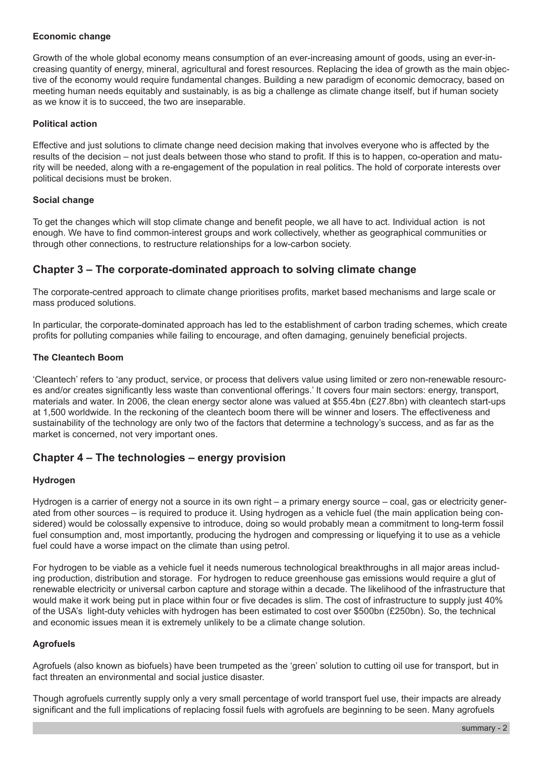### Economic change

Growth of the whole global economy means consumption of an ever-increasing amount of goods, using an ever-increasing quantity of energy, mineral, agricultural and forest resources. Replacing the idea of growth as the main objective of the economy would require fundamental changes. Building a new paradigm of economic democracy, based on meeting human needs equitably and sustainably, is as big a challenge as climate change itself, but if human society as we know it is to succeed, the two are inseparable.

### Political action

Effective and just solutions to climate change need decision making that involves everyone who is affected by the results of the decision – not just deals between those who stand to profit. If this is to happen, co-operation and maturity will be needed, along with a re-engagement of the population in real politics. The hold of corporate interests over political decisions must be broken.

### Social change

To get the changes which will stop climate change and benefit people, we all have to act. Individual action is not enough. We have to find common-interest groups and work collectively, whether as geographical communities or through other connections, to restructure relationships for a low-carbon society.

## Chapter 3 – The corporate-dominated approach to solving climate change

The corporate-centred approach to climate change prioritises profits, market based mechanisms and large scale or mass produced solutions.

In particular, the corporate-dominated approach has led to the establishment of carbon trading schemes, which create profits for polluting companies while failing to encourage, and often damaging, genuinely beneficial projects.

### The Cleantech Boom

'Cleantech' refers to 'any product, service, or process that delivers value using limited or zero non-renewable resources and/or creates significantly less waste than conventional offerings.' It covers four main sectors: energy, transport, materials and water. In 2006, the clean energy sector alone was valued at \$55.4bn (£27.8bn) with cleantech start-ups at 1,500 worldwide. In the reckoning of the cleantech boom there will be winner and losers. The effectiveness and sustainability of the technology are only two of the factors that determine a technology's success, and as far as the market is concerned, not very important ones.

## Chapter 4 – The technologies – energy provision

### Hydrogen

Hydrogen is a carrier of energy not a source in its own right – a primary energy source – coal, gas or electricity generated from other sources – is required to produce it. Using hydrogen as a vehicle fuel (the main application being considered) would be colossally expensive to introduce, doing so would probably mean a commitment to long-term fossil fuel consumption and, most importantly, producing the hydrogen and compressing or liquefying it to use as a vehicle fuel could have a worse impact on the climate than using petrol.

For hydrogen to be viable as a vehicle fuel it needs numerous technological breakthroughs in all major areas including production, distribution and storage. For hydrogen to reduce greenhouse gas emissions would require a glut of renewable electricity or universal carbon capture and storage within a decade. The likelihood of the infrastructure that would make it work being put in place within four or five decades is slim. The cost of infrastructure to supply just 40% of the USA's light-duty vehicles with hydrogen has been estimated to cost over \$500bn (£250bn). So, the technical and economic issues mean it is extremely unlikely to be a climate change solution.

### Agrofuels

Agrofuels (also known as biofuels) have been trumpeted as the 'green' solution to cutting oil use for transport, but in fact threaten an environmental and social justice disaster.

Though agrofuels currently supply only a very small percentage of world transport fuel use, their impacts are already significant and the full implications of replacing fossil fuels with agrofuels are beginning to be seen. Many agrofuels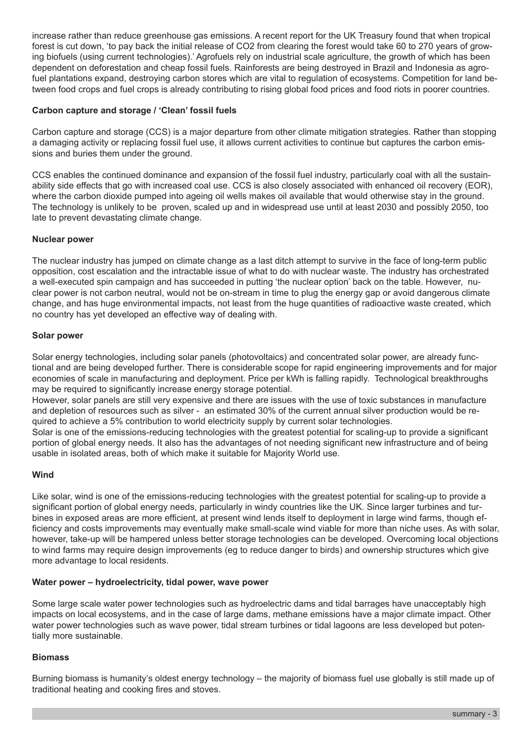increase rather than reduce greenhouse gas emissions. A recent report for the UK Treasury found that when tropical forest is cut down, 'to pay back the initial release of $CO_2$ from clearing the forest would take 60 to 270 years of growing biofuels (using current technologies).' Agrofuels rely on industrial scale agriculture, the growth of which has been dependent on deforestation and cheap fossil fuels. Rainforests are being destroyed in Brazil and Indonesia as agrofuel plantations expand, destroying carbon stores which are vital to regulation of ecosystems. Competition for land between food crops and fuel crops is already contributing to rising global food prices and food riots in poorer countries.

**Carbon capture and storage / 'Clean' fossil fuels**

Carbon capture and storage (CCS) is a major departure from other climate mitigation strategies. Rather than stopping a damaging activity or replacing fossil fuel use, it allows current activities to continue but captures the carbon emissions and buries them under the ground.

CCS enables the continued dominance and expansion of the fossil fuel industry, particularly coal with all the sustainability side effects that go with increased coal use. CCS is also closely associated with enhanced oil recovery (EOR), where the carbon dioxide pumped into ageing oil wells makes oil available that would otherwise stay in the ground. The technology is unlikely to be proven, scaled up and in widespread use until at least 2030 and possibly 2050, too late to prevent devastating climate change.

**Nuclear power**

The nuclear industry has jumped on climate change as a last ditch attempt to survive in the face of long-term public opposition, cost escalation and the intractable issue of what to do with nuclear waste. The industry has orchestrated a well-executed spin campaign and has succeeded in putting 'the nuclear option' back on the table. However, nuclear power is not carbon neutral, would not be on-stream in time to plug the energy gap or avoid dangerous climate change, and has huge environmental impacts, not least from the huge quantities of radioactive waste created, which no country has yet developed an effective way of dealing with.

**Solar power**

Solar energy technologies, including solar panels (photovoltaics) and concentrated solar power, are already functional and are being developed further. There is considerable scope for rapid engineering improvements and for major economies of scale in manufacturing and deployment. Price per kWh is falling rapidly. Technological breakthroughs may be required to significantly increase energy storage potential.

However, solar panels are still very expensive and there are issues with the use of toxic substances in manufacture and depletion of resources such as silver - an estimated 30% of the current annual silver production would be required to achieve a 5% contribution to world electricity supply by current solar technologies.

Solar is one of the emissions-reducing technologies with the greatest potential for scaling-up to provide a significant portion of global energy needs. It also has the advantages of not needing significant new infrastructure and of being usable in isolated areas, both of which make it suitable for Majority World use.

**Wind**

Like solar, wind is one of the emissions-reducing technologies with the greatest potential for scaling-up to provide a significant portion of global energy needs, particularly in windy countries like the UK. Since larger turbines and turbines in exposed areas are more efficient, at present wind lends itself to deployment in large wind farms, though efficiency and costs improvements may eventually make small-scale wind viable for more than niche uses. As with solar, however, take-up will be hampered unless better storage technologies can be developed. Overcoming local objections to wind farms may require design improvements (eg to reduce danger to birds) and ownership structures which give more advantage to local residents.

**Water power – hydroelectricity, tidal power, wave power**

Some large scale water power technologies such as hydroelectric dams and tidal barrages have unacceptably high impacts on local ecosystems, and in the case of large dams, methane emissions have a major climate impact. Other water power technologies such as wave power, tidal stream turbines or tidal lagoons are less developed but potentially more sustainable.

**Biomass**

Burning biomass is humanity's oldest energy technology – the majority of biomass fuel use globally is still made up of traditional heating and cooking fires and stoves.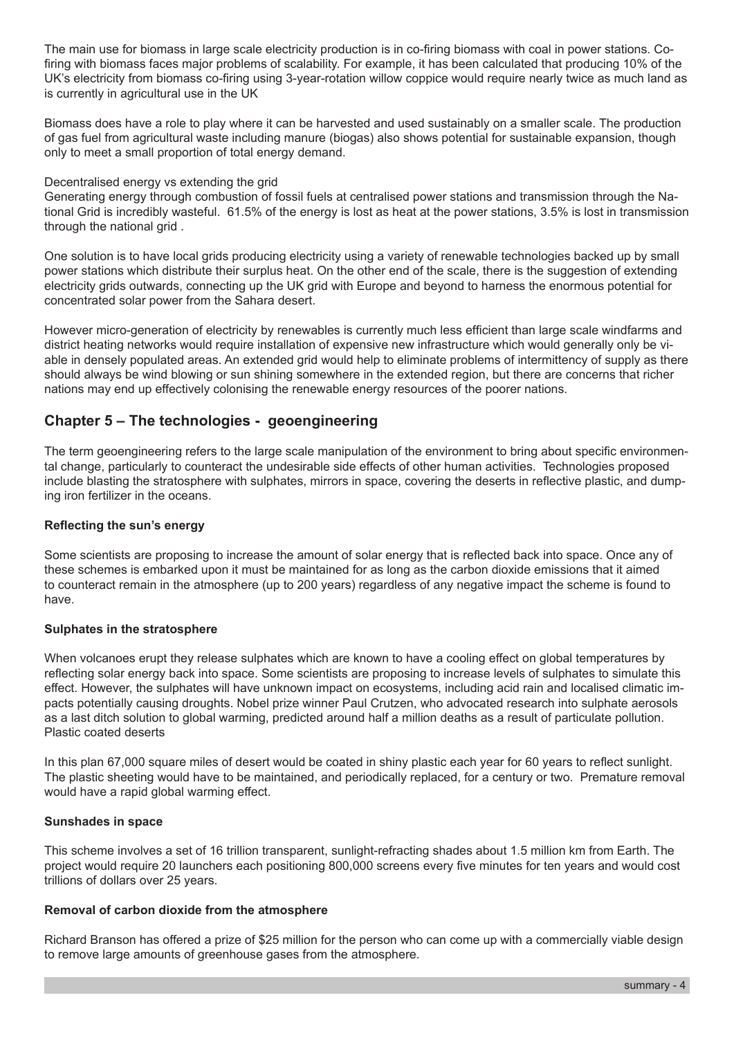The main use for biomass in large scale electricity production is in co-firing biomass with coal in power stations. Co-firing with biomass faces major problems of scalability. For example, it has been calculated that producing 10% of the UK's electricity from biomass co-firing using 3-year-rotation willow coppice would require nearly twice as much land as is currently in agricultural use in the UK

Biomass does have a role to play where it can be harvested and used sustainably on a smaller scale. The production of gas fuel from agricultural waste including manure (biogas) also shows potential for sustainable expansion, though only to meet a small proportion of total energy demand.

Decentralised energy vs extending the grid

Generating energy through combustion of fossil fuels at centralised power stations and transmission through the National Grid is incredibly wasteful. 61.5% of the energy is lost as heat at the power stations, 3.5% is lost in transmission through the national grid .

One solution is to have local grids producing electricity using a variety of renewable technologies backed up by small power stations which distribute their surplus heat. On the other end of the scale, there is the suggestion of extending electricity grids outwards, connecting up the UK grid with Europe and beyond to harness the enormous potential for concentrated solar power from the Sahara desert.

However micro-generation of electricity by renewables is currently much less efficient than large scale windfarms and district heating networks would require installation of expensive new infrastructure which would generally only be viable in densely populated areas. An extended grid would help to eliminate problems of intermittency of supply as there should always be wind blowing or sun shining somewhere in the extended region, but there are concerns that richer nations may end up effectively colonising the renewable energy resources of the poorer nations.

## Chapter 5 – The technologies - geoengineering

The term geoengineering refers to the large scale manipulation of the environment to bring about specific environmental change, particularly to counteract the undesirable side effects of other human activities. Technologies proposed include blasting the stratosphere with sulphates, mirrors in space, covering the deserts in reflective plastic, and dumping iron fertilizer in the oceans.

**Reflecting the sun's energy**

Some scientists are proposing to increase the amount of solar energy that is reflected back into space. Once any of these schemes is embarked upon it must be maintained for as long as the carbon dioxide emissions that it aimed to counteract remain in the atmosphere (up to 200 years) regardless of any negative impact the scheme is found to have.

**Sulphates in the stratosphere**

When volcanoes erupt they release sulphates which are known to have a cooling effect on global temperatures by reflecting solar energy back into space. Some scientists are proposing to increase levels of sulphates to simulate this effect. However, the sulphates will have unknown impact on ecosystems, including acid rain and localised climatic impacts potentially causing droughts. Nobel prize winner Paul Crutzen, who advocated research into sulphate aerosols as a last ditch solution to global warming, predicted around half a million deaths as a result of particulate pollution.

Plastic coated deserts

In this plan 67,000 square miles of desert would be coated in shiny plastic each year for 60 years to reflect sunlight. The plastic sheeting would have to be maintained, and periodically replaced, for a century or two. Premature removal would have a rapid global warming effect.

**Sunshades in space**

This scheme involves a set of 16 trillion transparent, sunlight-refracting shades about 1.5 million km from Earth. The project would require 20 launchers each positioning 800,000 screens every five minutes for ten years and would cost trillions of dollars over 25 years.

**Removal of carbon dioxide from the atmosphere**

Richard Branson has offered a prize of $25 million for the person who can come up with a commercially viable design to remove large amounts of greenhouse gases from the atmosphere.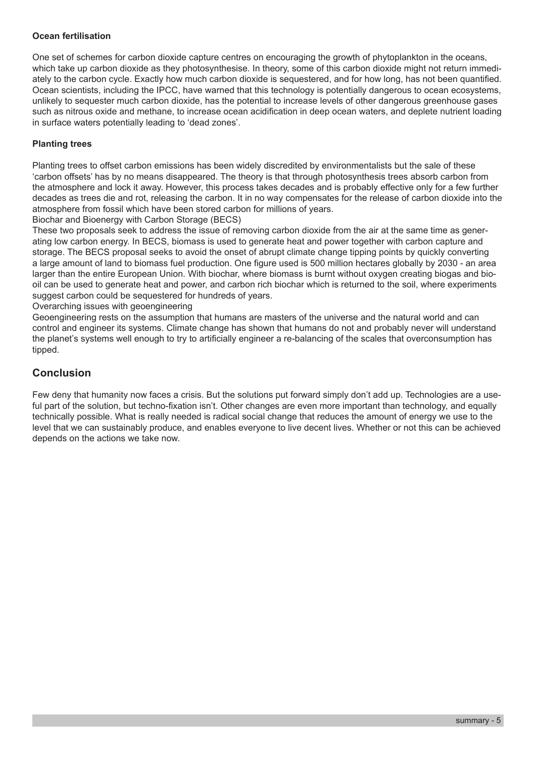**Ocean fertilisation**

One set of schemes for carbon dioxide capture centres on encouraging the growth of phytoplankton in the oceans, which take up carbon dioxide as they photosynthesise. In theory, some of this carbon dioxide might not return immediately to the carbon cycle. Exactly how much carbon dioxide is sequestered, and for how long, has not been quantified. Ocean scientists, including the IPCC, have warned that this technology is potentially dangerous to ocean ecosystems, unlikely to sequester much carbon dioxide, has the potential to increase levels of other dangerous greenhouse gases such as nitrous oxide and methane, to increase ocean acidification in deep ocean waters, and deplete nutrient loading in surface waters potentially leading to 'dead zones'.

**Planting trees**

Planting trees to offset carbon emissions has been widely discredited by environmentalists but the sale of these 'carbon offsets' has by no means disappeared. The theory is that through photosynthesis trees absorb carbon from the atmosphere and lock it away. However, this process takes decades and is probably effective only for a few further decades as trees die and rot, releasing the carbon. It in no way compensates for the release of carbon dioxide into the atmosphere from fossil which have been stored carbon for millions of years.

Biochar and Bioenergy with Carbon Storage (BECS)

These two proposals seek to address the issue of removing carbon dioxide from the air at the same time as generating low carbon energy. In BECS, biomass is used to generate heat and power together with carbon capture and storage. The BECS proposal seeks to avoid the onset of abrupt climate change tipping points by quickly converting a large amount of land to biomass fuel production. One figure used is 500 million hectares globally by 2030 - an area larger than the entire European Union. With biochar, where biomass is burnt without oxygen creating biogas and bio-oil can be used to generate heat and power, and carbon rich biochar which is returned to the soil, where experiments suggest carbon could be sequestered for hundreds of years.

Overarching issues with geoengineering

Geoengineering rests on the assumption that humans are masters of the universe and the natural world and can control and engineer its systems. Climate change has shown that humans do not and probably never will understand the planet's systems well enough to try to artificially engineer a re-balancing of the scales that overconsumption has tipped.

## Conclusion

Few deny that humanity now faces a crisis. But the solutions put forward simply don't add up. Technologies are a useful part of the solution, but techno-fixation isn't. Other changes are even more important than technology, and equally technically possible. What is really needed is radical social change that reduces the amount of energy we use to the level that we can sustainably produce, and enables everyone to live decent lives. Whether or not this can be achieved depends on the actions we take now.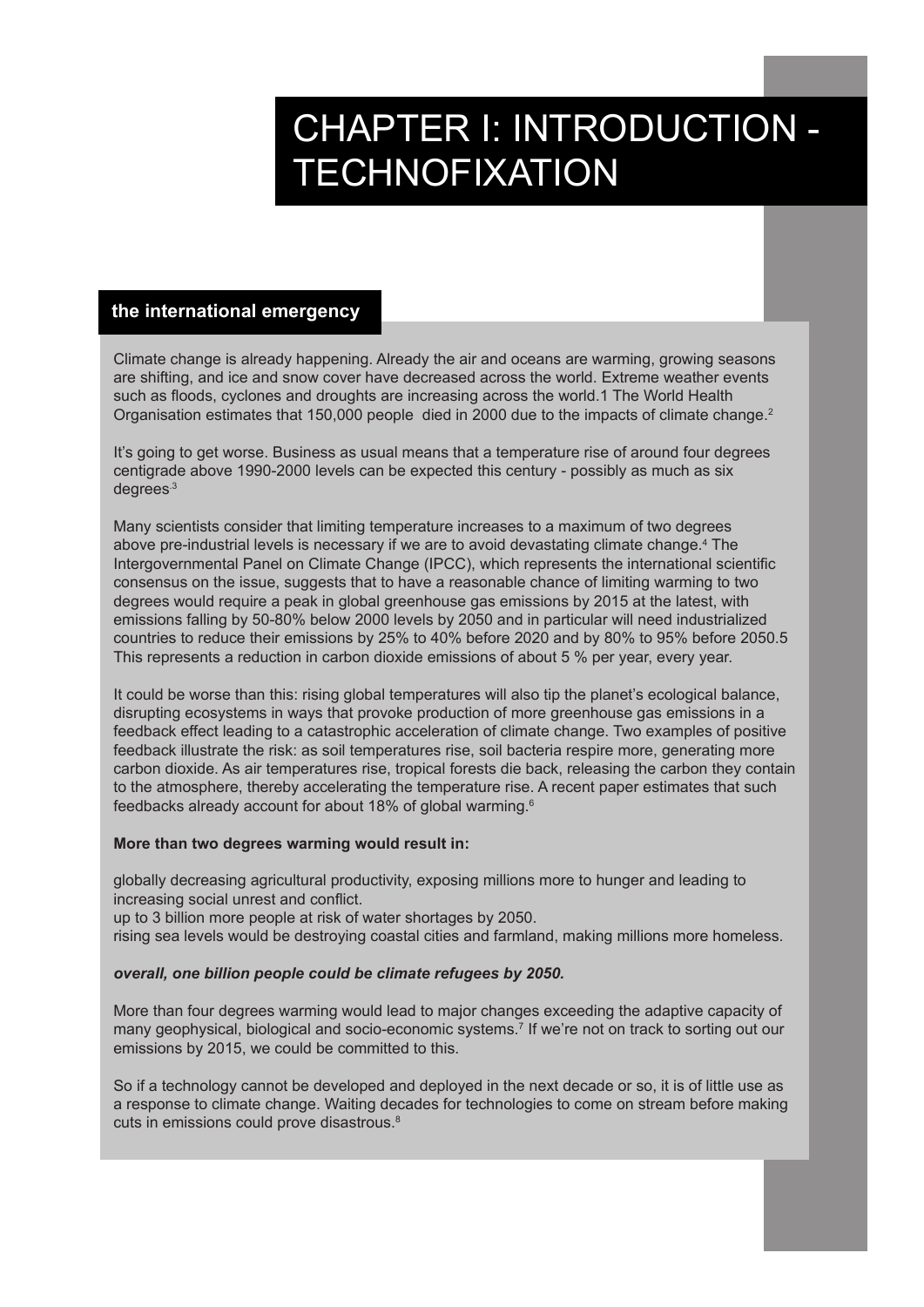# CHAPTER I: INTRODUCTION - TECHNOFIXATION

## the international emergency

Climate change is already happening. Already the air and oceans are warming, growing seasons are shifting, and ice and snow cover have decreased across the world. Extreme weather events such as floods, cyclones and droughts are increasing across the world.1 The World Health Organisation estimates that 150,000 people died in 2000 due to the impacts of climate change.[2]

It's going to get worse. Business as usual means that a temperature rise of around four degrees centigrade above 1990-2000 levels can be expected this century - possibly as much as six degrees.[3]

Many scientists consider that limiting temperature increases to a maximum of two degrees above pre-industrial levels is necessary if we are to avoid devastating climate change.[4] The Intergovernmental Panel on Climate Change (IPCC), which represents the international scientific consensus on the issue, suggests that to have a reasonable chance of limiting warming to two degrees would require a peak in global greenhouse gas emissions by 2015 at the latest, with emissions falling by 50-80% below 2000 levels by 2050 and in particular will need industrialized countries to reduce their emissions by 25% to 40% before 2020 and by 80% to 95% before 2050.5 This represents a reduction in carbon dioxide emissions of about 5 % per year, every year.

It could be worse than this: rising global temperatures will also tip the planet's ecological balance, disrupting ecosystems in ways that provoke production of more greenhouse gas emissions in a feedback effect leading to a catastrophic acceleration of climate change. Two examples of positive feedback illustrate the risk: as soil temperatures rise, soil bacteria respire more, generating more carbon dioxide. As air temperatures rise, tropical forests die back, releasing the carbon they contain to the atmosphere, thereby accelerating the temperature rise. A recent paper estimates that such feedbacks already account for about 18% of global warming.[6]

**More than two degrees warming would result in:**

globally decreasing agricultural productivity, exposing millions more to hunger and leading to increasing social unrest and conflict.
up to 3 billion more people at risk of water shortages by 2050.
rising sea levels would be destroying coastal cities and farmland, making millions more homeless.

***overall, one billion people could be climate refugees by 2050.***

More than four degrees warming would lead to major changes exceeding the adaptive capacity of many geophysical, biological and socio-economic systems.[7] If we're not on track to sorting out our emissions by 2015, we could be committed to this.

So if a technology cannot be developed and deployed in the next decade or so, it is of little use as a response to climate change. Waiting decades for technologies to come on stream before making cuts in emissions could prove disastrous.[8]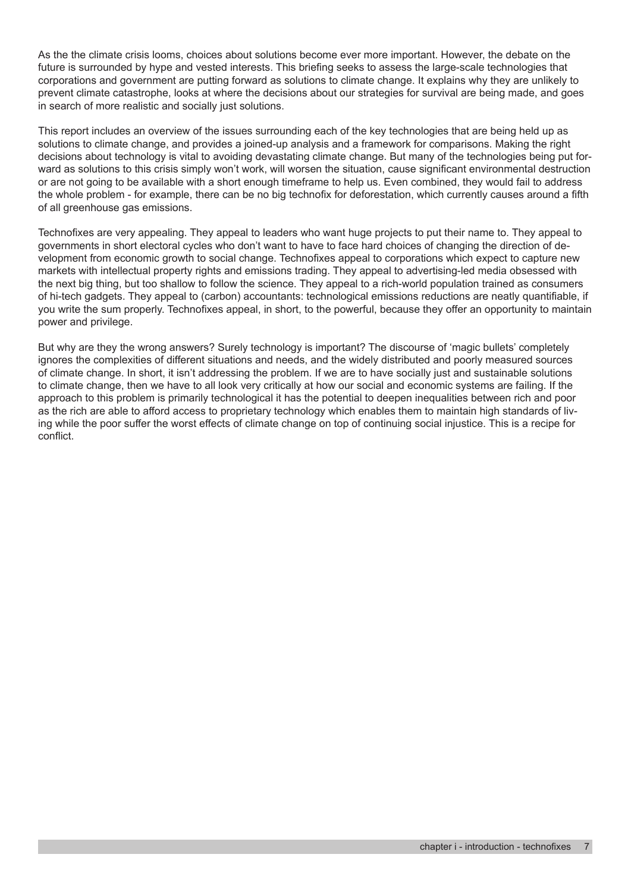As the the climate crisis looms, choices about solutions become ever more important. However, the debate on the future is surrounded by hype and vested interests. This briefing seeks to assess the large-scale technologies that corporations and government are putting forward as solutions to climate change. It explains why they are unlikely to prevent climate catastrophe, looks at where the decisions about our strategies for survival are being made, and goes in search of more realistic and socially just solutions.

This report includes an overview of the issues surrounding each of the key technologies that are being held up as solutions to climate change, and provides a joined-up analysis and a framework for comparisons. Making the right decisions about technology is vital to avoiding devastating climate change. But many of the technologies being put forward as solutions to this crisis simply won't work, will worsen the situation, cause significant environmental destruction or are not going to be available with a short enough timeframe to help us. Even combined, they would fail to address the whole problem - for example, there can be no big technofix for deforestation, which currently causes around a fifth of all greenhouse gas emissions.

Technofixes are very appealing. They appeal to leaders who want huge projects to put their name to. They appeal to governments in short electoral cycles who don't want to have to face hard choices of changing the direction of development from economic growth to social change. Technofixes appeal to corporations which expect to capture new markets with intellectual property rights and emissions trading. They appeal to advertising-led media obsessed with the next big thing, but too shallow to follow the science. They appeal to a rich-world population trained as consumers of hi-tech gadgets. They appeal to (carbon) accountants: technological emissions reductions are neatly quantifiable, if you write the sum properly. Technofixes appeal, in short, to the powerful, because they offer an opportunity to maintain power and privilege.

But why are they the wrong answers? Surely technology is important? The discourse of 'magic bullets' completely ignores the complexities of different situations and needs, and the widely distributed and poorly measured sources of climate change. In short, it isn't addressing the problem. If we are to have socially just and sustainable solutions to climate change, then we have to all look very critically at how our social and economic systems are failing. If the approach to this problem is primarily technological it has the potential to deepen inequalities between rich and poor as the rich are able to afford access to proprietary technology which enables them to maintain high standards of living while the poor suffer the worst effects of climate change on top of continuing social injustice. This is a recipe for conflict.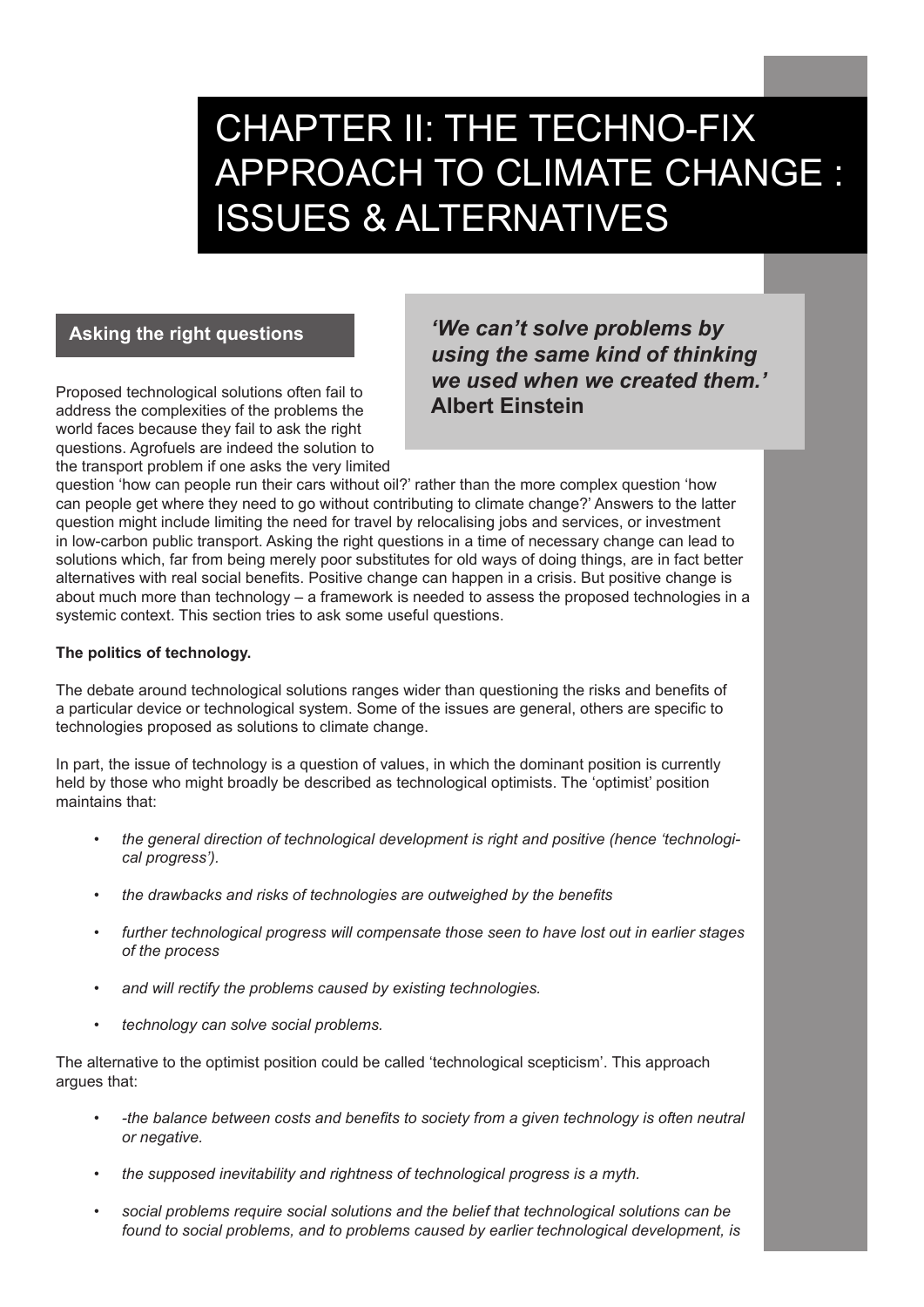# CHAPTER II: THE TECHNO-FIX APPROACH TO CLIMATE CHANGE : ISSUES & ALTERNATIVES

## Asking the right questions

> ***'We can't solve problems by using the same kind of thinking we used when we created them.'***
> **Albert Einstein**

Proposed technological solutions often fail to address the complexities of the problems the world faces because they fail to ask the right questions. Agrofuels are indeed the solution to the transport problem if one asks the very limited question 'how can people run their cars without oil?' rather than the more complex question 'how can people get where they need to go without contributing to climate change?' Answers to the latter question might include limiting the need for travel by relocalising jobs and services, or investment in low-carbon public transport. Asking the right questions in a time of necessary change can lead to solutions which, far from being merely poor substitutes for old ways of doing things, are in fact better alternatives with real social benefits. Positive change can happen in a crisis. But positive change is about much more than technology – a framework is needed to assess the proposed technologies in a systemic context. This section tries to ask some useful questions.

**The politics of technology.**

The debate around technological solutions ranges wider than questioning the risks and benefits of a particular device or technological system. Some of the issues are general, others are specific to technologies proposed as solutions to climate change.

In part, the issue of technology is a question of values, in which the dominant position is currently held by those who might broadly be described as technological optimists. The 'optimist' position maintains that:

- *the general direction of technological development is right and positive (hence 'technological progress').*
- *the drawbacks and risks of technologies are outweighed by the benefits*
- *further technological progress will compensate those seen to have lost out in earlier stages of the process*
- *and will rectify the problems caused by existing technologies.*
- *technology can solve social problems.*

The alternative to the optimist position could be called 'technological scepticism'. This approach argues that:

- *-the balance between costs and benefits to society from a given technology is often neutral or negative.*
- *the supposed inevitability and rightness of technological progress is a myth.*
- *social problems require social solutions and the belief that technological solutions can be found to social problems, and to problems caused by earlier technological development, is*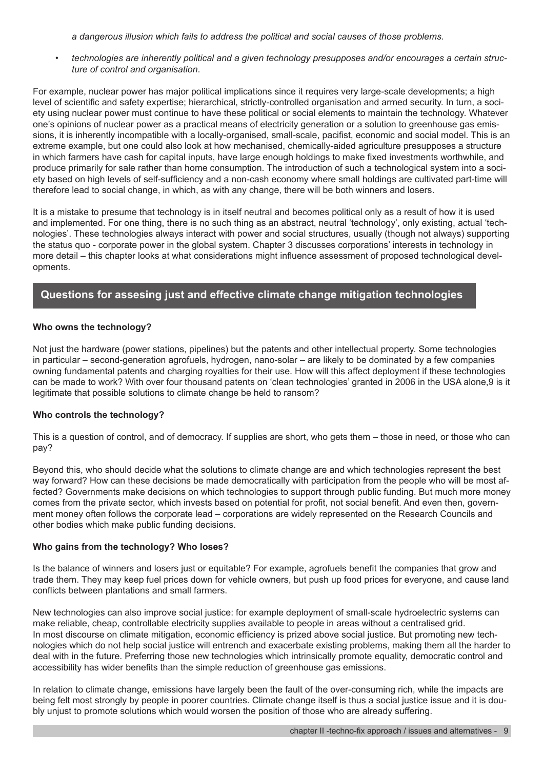*a dangerous illusion which fails to address the political and social causes of those problems.*

- *technologies are inherently political and a given technology presupposes and/or encourages a certain structure of control and organisation*.

For example, nuclear power has major political implications since it requires very large-scale developments; a high level of scientific and safety expertise; hierarchical, strictly-controlled organisation and armed security. In turn, a society using nuclear power must continue to have these political or social elements to maintain the technology. Whatever one's opinions of nuclear power as a practical means of electricity generation or a solution to greenhouse gas emissions, it is inherently incompatible with a locally-organised, small-scale, pacifist, economic and social model. This is an extreme example, but one could also look at how mechanised, chemically-aided agriculture presupposes a structure in which farmers have cash for capital inputs, have large enough holdings to make fixed investments worthwhile, and produce primarily for sale rather than home consumption. The introduction of such a technological system into a society based on high levels of self-sufficiency and a non-cash economy where small holdings are cultivated part-time will therefore lead to social change, in which, as with any change, there will be both winners and losers.

It is a mistake to presume that technology is in itself neutral and becomes political only as a result of how it is used and implemented. For one thing, there is no such thing as an abstract, neutral 'technology', only existing, actual 'technologies'. These technologies always interact with power and social structures, usually (though not always) supporting the status quo - corporate power in the global system. Chapter 3 discusses corporations' interests in technology in more detail – this chapter looks at what considerations might influence assessment of proposed technological developments.

## Questions for assesing just and effective climate change mitigation technologies

**Who owns the technology?**

Not just the hardware (power stations, pipelines) but the patents and other intellectual property. Some technologies in particular – second-generation agrofuels, hydrogen, nano-solar – are likely to be dominated by a few companies owning fundamental patents and charging royalties for their use. How will this affect deployment if these technologies can be made to work? With over four thousand patents on 'clean technologies' granted in 2006 in the USA alone,[9] is it legitimate that possible solutions to climate change be held to ransom?

**Who controls the technology?**

This is a question of control, and of democracy. If supplies are short, who gets them – those in need, or those who can pay?

Beyond this, who should decide what the solutions to climate change are and which technologies represent the best way forward? How can these decisions be made democratically with participation from the people who will be most affected? Governments make decisions on which technologies to support through public funding. But much more money comes from the private sector, which invests based on potential for profit, not social benefit. And even then, government money often follows the corporate lead – corporations are widely represented on the Research Councils and other bodies which make public funding decisions.

**Who gains from the technology? Who loses?**

Is the balance of winners and losers just or equitable? For example, agrofuels benefit the companies that grow and trade them. They may keep fuel prices down for vehicle owners, but push up food prices for everyone, and cause land conflicts between plantations and small farmers.

New technologies can also improve social justice: for example deployment of small-scale hydroelectric systems can make reliable, cheap, controllable electricity supplies available to people in areas without a centralised grid. In most discourse on climate mitigation, economic efficiency is prized above social justice. But promoting new technologies which do not help social justice will entrench and exacerbate existing problems, making them all the harder to deal with in the future. Preferring those new technologies which intrinsically promote equality, democratic control and accessibility has wider benefits than the simple reduction of greenhouse gas emissions.

In relation to climate change, emissions have largely been the fault of the over-consuming rich, while the impacts are being felt most strongly by people in poorer countries. Climate change itself is thus a social justice issue and it is doubly unjust to promote solutions which would worsen the position of those who are already suffering.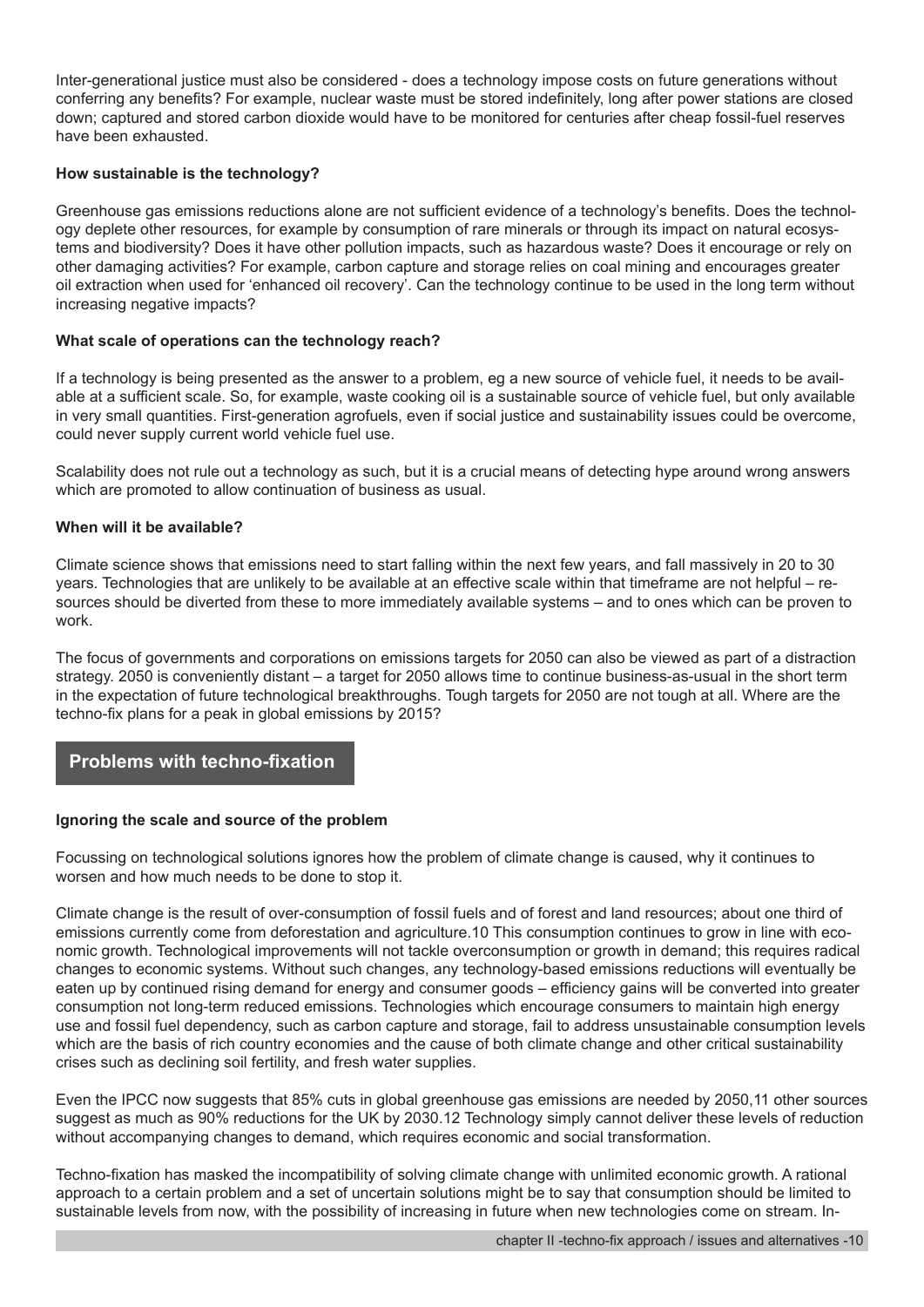Inter-generational justice must also be considered - does a technology impose costs on future generations without conferring any benefits? For example, nuclear waste must be stored indefinitely, long after power stations are closed down; captured and stored carbon dioxide would have to be monitored for centuries after cheap fossil-fuel reserves have been exhausted.

**How sustainable is the technology?**

Greenhouse gas emissions reductions alone are not sufficient evidence of a technology's benefits. Does the technology deplete other resources, for example by consumption of rare minerals or through its impact on natural ecosystems and biodiversity? Does it have other pollution impacts, such as hazardous waste? Does it encourage or rely on other damaging activities? For example, carbon capture and storage relies on coal mining and encourages greater oil extraction when used for 'enhanced oil recovery'. Can the technology continue to be used in the long term without increasing negative impacts?

**What scale of operations can the technology reach?**

If a technology is being presented as the answer to a problem, eg a new source of vehicle fuel, it needs to be available at a sufficient scale. So, for example, waste cooking oil is a sustainable source of vehicle fuel, but only available in very small quantities. First-generation agrofuels, even if social justice and sustainability issues could be overcome, could never supply current world vehicle fuel use.

Scalability does not rule out a technology as such, but it is a crucial means of detecting hype around wrong answers which are promoted to allow continuation of business as usual.

**When will it be available?**

Climate science shows that emissions need to start falling within the next few years, and fall massively in 20 to 30 years. Technologies that are unlikely to be available at an effective scale within that timeframe are not helpful – resources should be diverted from these to more immediately available systems – and to ones which can be proven to work.

The focus of governments and corporations on emissions targets for 2050 can also be viewed as part of a distraction strategy. 2050 is conveniently distant – a target for 2050 allows time to continue business-as-usual in the short term in the expectation of future technological breakthroughs. Tough targets for 2050 are not tough at all. Where are the techno-fix plans for a peak in global emissions by 2015?

## Problems with techno-fixation

**Ignoring the scale and source of the problem**

Focussing on technological solutions ignores how the problem of climate change is caused, why it continues to worsen and how much needs to be done to stop it.

Climate change is the result of over-consumption of fossil fuels and of forest and land resources; about one third of emissions currently come from deforestation and agriculture.[10] This consumption continues to grow in line with economic growth. Technological improvements will not tackle overconsumption or growth in demand; this requires radical changes to economic systems. Without such changes, any technology-based emissions reductions will eventually be eaten up by continued rising demand for energy and consumer goods – efficiency gains will be converted into greater consumption not long-term reduced emissions. Technologies which encourage consumers to maintain high energy use and fossil fuel dependency, such as carbon capture and storage, fail to address unsustainable consumption levels which are the basis of rich country economies and the cause of both climate change and other critical sustainability crises such as declining soil fertility, and fresh water supplies.

Even the IPCC now suggests that 85% cuts in global greenhouse gas emissions are needed by 2050,[11] other sources suggest as much as 90% reductions for the UK by 2030.[12] Technology simply cannot deliver these levels of reduction without accompanying changes to demand, which requires economic and social transformation.

Techno-fixation has masked the incompatibility of solving climate change with unlimited economic growth. A rational approach to a certain problem and a set of uncertain solutions might be to say that consumption should be limited to sustainable levels from now, with the possibility of increasing in future when new technologies come on stream. In-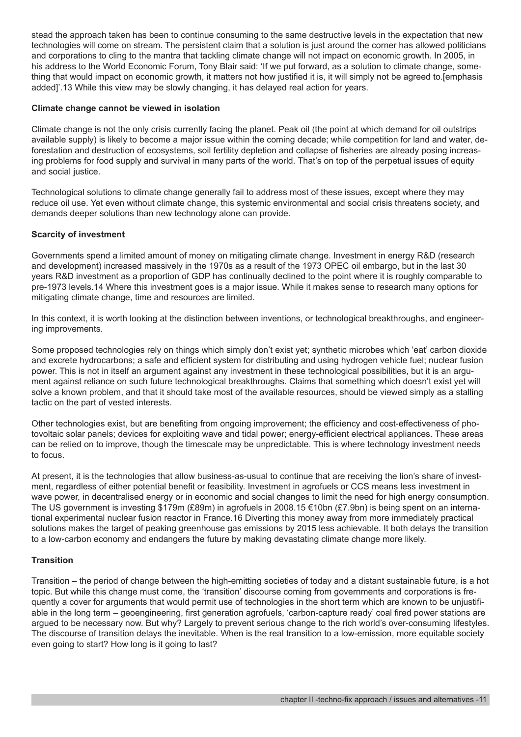stead the approach taken has been to continue consuming to the same destructive levels in the expectation that new technologies will come on stream. The persistent claim that a solution is just around the corner has allowed politicians and corporations to cling to the mantra that tackling climate change will not impact on economic growth. In 2005, in his address to the World Economic Forum, Tony Blair said: 'If we put forward, as a solution to climate change, something that would impact on economic growth, it matters not how justified it is, it will simply not be agreed to.[emphasis added]'.13 While this view may be slowly changing, it has delayed real action for years.

**Climate change cannot be viewed in isolation**

Climate change is not the only crisis currently facing the planet. Peak oil (the point at which demand for oil outstrips available supply) is likely to become a major issue within the coming decade; while competition for land and water, deforestation and destruction of ecosystems, soil fertility depletion and collapse of fisheries are already posing increasing problems for food supply and survival in many parts of the world. That's on top of the perpetual issues of equity and social justice.

Technological solutions to climate change generally fail to address most of these issues, except where they may reduce oil use. Yet even without climate change, this systemic environmental and social crisis threatens society, and demands deeper solutions than new technology alone can provide.

**Scarcity of investment**

Governments spend a limited amount of money on mitigating climate change. Investment in energy R&D (research and development) increased massively in the 1970s as a result of the 1973 OPEC oil embargo, but in the last 30 years R&D investment as a proportion of GDP has continually declined to the point where it is roughly comparable to pre-1973 levels.14 Where this investment goes is a major issue. While it makes sense to research many options for mitigating climate change, time and resources are limited.

In this context, it is worth looking at the distinction between inventions, or technological breakthroughs, and engineering improvements.

Some proposed technologies rely on things which simply don't exist yet; synthetic microbes which 'eat' carbon dioxide and excrete hydrocarbons; a safe and efficient system for distributing and using hydrogen vehicle fuel; nuclear fusion power. This is not in itself an argument against any investment in these technological possibilities, but it is an argument against reliance on such future technological breakthroughs. Claims that something which doesn't exist yet will solve a known problem, and that it should take most of the available resources, should be viewed simply as a stalling tactic on the part of vested interests.

Other technologies exist, but are benefiting from ongoing improvement; the efficiency and cost-effectiveness of photovoltaic solar panels; devices for exploiting wave and tidal power; energy-efficient electrical appliances. These areas can be relied on to improve, though the timescale may be unpredictable. This is where technology investment needs to focus.

At present, it is the technologies that allow business-as-usual to continue that are receiving the lion's share of investment, regardless of either potential benefit or feasibility. Investment in agrofuels or CCS means less investment in wave power, in decentralised energy or in economic and social changes to limit the need for high energy consumption. The US government is investing $179m (£89m) in agrofuels in 2008.15 €10bn (£7.9bn) is being spent on an international experimental nuclear fusion reactor in France.16 Diverting this money away from more immediately practical solutions makes the target of peaking greenhouse gas emissions by 2015 less achievable. It both delays the transition to a low-carbon economy and endangers the future by making devastating climate change more likely.

**Transition**

Transition – the period of change between the high-emitting societies of today and a distant sustainable future, is a hot topic. But while this change must come, the 'transition' discourse coming from governments and corporations is frequently a cover for arguments that would permit use of technologies in the short term which are known to be unjustifiable in the long term – geoengineering, first generation agrofuels, 'carbon-capture ready' coal fired power stations are argued to be necessary now. But why? Largely to prevent serious change to the rich world's over-consuming lifestyles. The discourse of transition delays the inevitable. When is the real transition to a low-emission, more equitable society even going to start? How long is it going to last?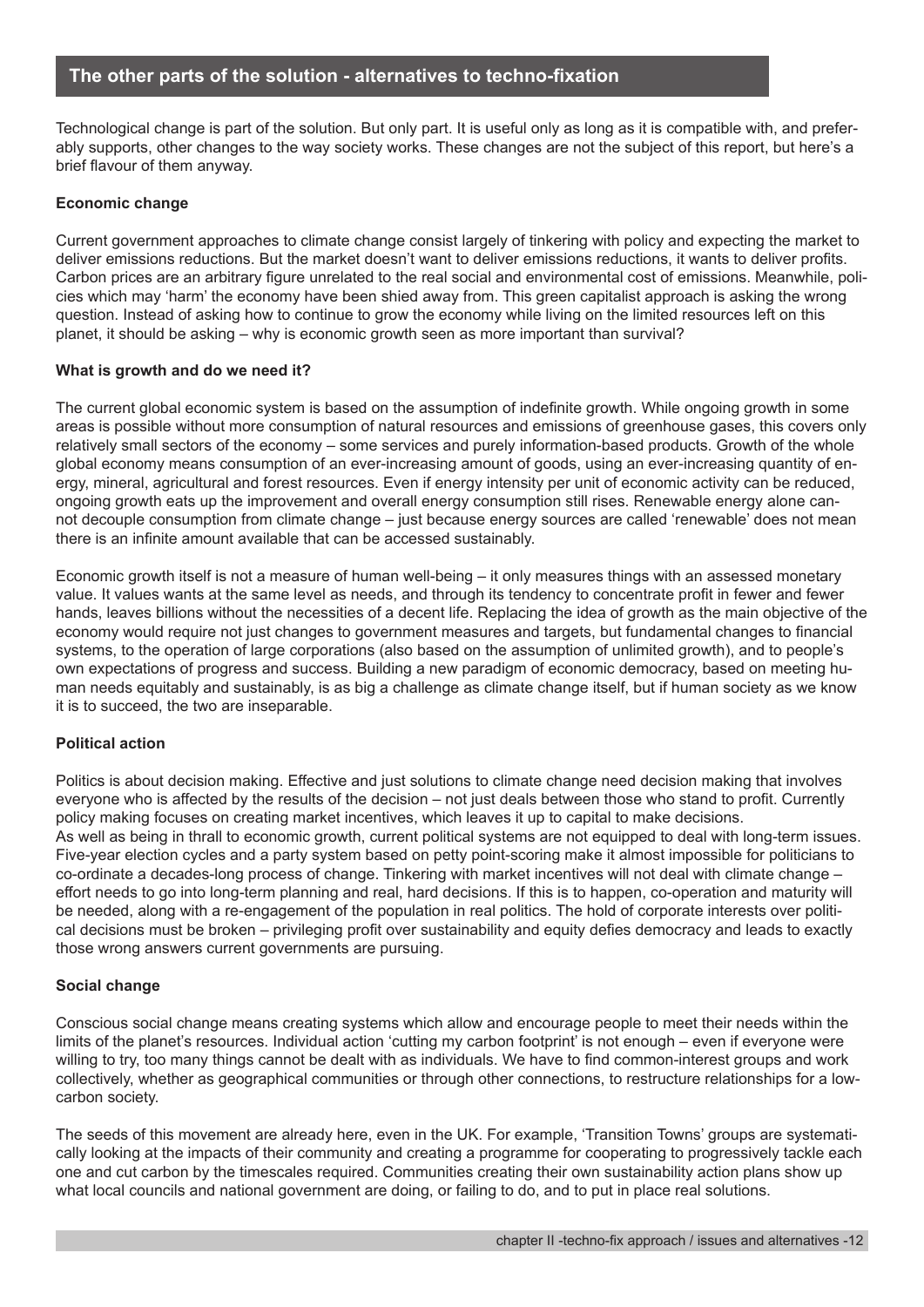## The other parts of the solution - alternatives to techno-fixation

Technological change is part of the solution. But only part. It is useful only as long as it is compatible with, and preferably supports, other changes to the way society works. These changes are not the subject of this report, but here's a brief flavour of them anyway.

**Economic change**

Current government approaches to climate change consist largely of tinkering with policy and expecting the market to deliver emissions reductions. But the market doesn't want to deliver emissions reductions, it wants to deliver profits. Carbon prices are an arbitrary figure unrelated to the real social and environmental cost of emissions. Meanwhile, policies which may 'harm' the economy have been shied away from. This green capitalist approach is asking the wrong question. Instead of asking how to continue to grow the economy while living on the limited resources left on this planet, it should be asking – why is economic growth seen as more important than survival?

**What is growth and do we need it?**

The current global economic system is based on the assumption of indefinite growth. While ongoing growth in some areas is possible without more consumption of natural resources and emissions of greenhouse gases, this covers only relatively small sectors of the economy – some services and purely information-based products. Growth of the whole global economy means consumption of an ever-increasing amount of goods, using an ever-increasing quantity of energy, mineral, agricultural and forest resources. Even if energy intensity per unit of economic activity can be reduced, ongoing growth eats up the improvement and overall energy consumption still rises. Renewable energy alone cannot decouple consumption from climate change – just because energy sources are called 'renewable' does not mean there is an infinite amount available that can be accessed sustainably.

Economic growth itself is not a measure of human well-being – it only measures things with an assessed monetary value. It values wants at the same level as needs, and through its tendency to concentrate profit in fewer and fewer hands, leaves billions without the necessities of a decent life. Replacing the idea of growth as the main objective of the economy would require not just changes to government measures and targets, but fundamental changes to financial systems, to the operation of large corporations (also based on the assumption of unlimited growth), and to people's own expectations of progress and success. Building a new paradigm of economic democracy, based on meeting human needs equitably and sustainably, is as big a challenge as climate change itself, but if human society as we know it is to succeed, the two are inseparable.

**Political action**

Politics is about decision making. Effective and just solutions to climate change need decision making that involves everyone who is affected by the results of the decision – not just deals between those who stand to profit. Currently policy making focuses on creating market incentives, which leaves it up to capital to make decisions.
As well as being in thrall to economic growth, current political systems are not equipped to deal with long-term issues. Five-year election cycles and a party system based on petty point-scoring make it almost impossible for politicians to co-ordinate a decades-long process of change. Tinkering with market incentives will not deal with climate change – effort needs to go into long-term planning and real, hard decisions. If this is to happen, co-operation and maturity will be needed, along with a re-engagement of the population in real politics. The hold of corporate interests over political decisions must be broken – privileging profit over sustainability and equity defies democracy and leads to exactly those wrong answers current governments are pursuing.

**Social change**

Conscious social change means creating systems which allow and encourage people to meet their needs within the limits of the planet's resources. Individual action 'cutting my carbon footprint' is not enough – even if everyone were willing to try, too many things cannot be dealt with as individuals. We have to find common-interest groups and work collectively, whether as geographical communities or through other connections, to restructure relationships for a low-carbon society.

The seeds of this movement are already here, even in the UK. For example, 'Transition Towns' groups are systematically looking at the impacts of their community and creating a programme for cooperating to progressively tackle each one and cut carbon by the timescales required. Communities creating their own sustainability action plans show up what local councils and national government are doing, or failing to do, and to put in place real solutions.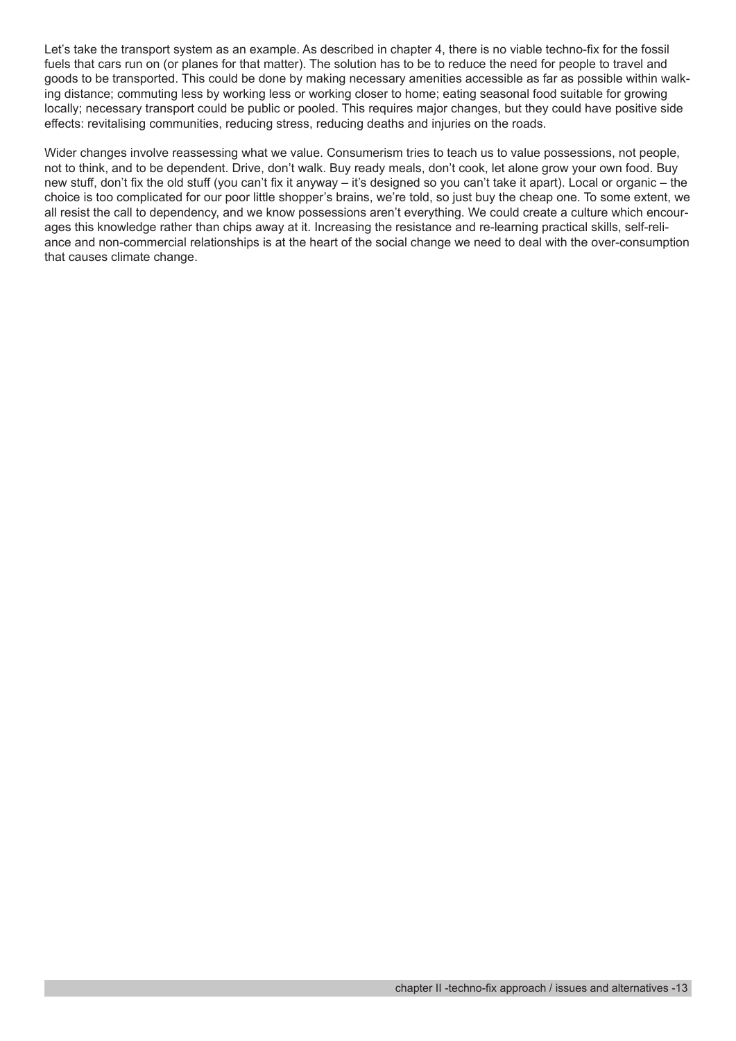Let's take the transport system as an example. As described in chapter 4, there is no viable techno-fix for the fossil fuels that cars run on (or planes for that matter). The solution has to be to reduce the need for people to travel and goods to be transported. This could be done by making necessary amenities accessible as far as possible within walking distance; commuting less by working less or working closer to home; eating seasonal food suitable for growing locally; necessary transport could be public or pooled. This requires major changes, but they could have positive side effects: revitalising communities, reducing stress, reducing deaths and injuries on the roads.

Wider changes involve reassessing what we value. Consumerism tries to teach us to value possessions, not people, not to think, and to be dependent. Drive, don't walk. Buy ready meals, don't cook, let alone grow your own food. Buy new stuff, don't fix the old stuff (you can't fix it anyway – it's designed so you can't take it apart). Local or organic – the choice is too complicated for our poor little shopper's brains, we're told, so just buy the cheap one. To some extent, we all resist the call to dependency, and we know possessions aren't everything. We could create a culture which encourages this knowledge rather than chips away at it. Increasing the resistance and re-learning practical skills, self-reliance and non-commercial relationships is at the heart of the social change we need to deal with the over-consumption that causes climate change.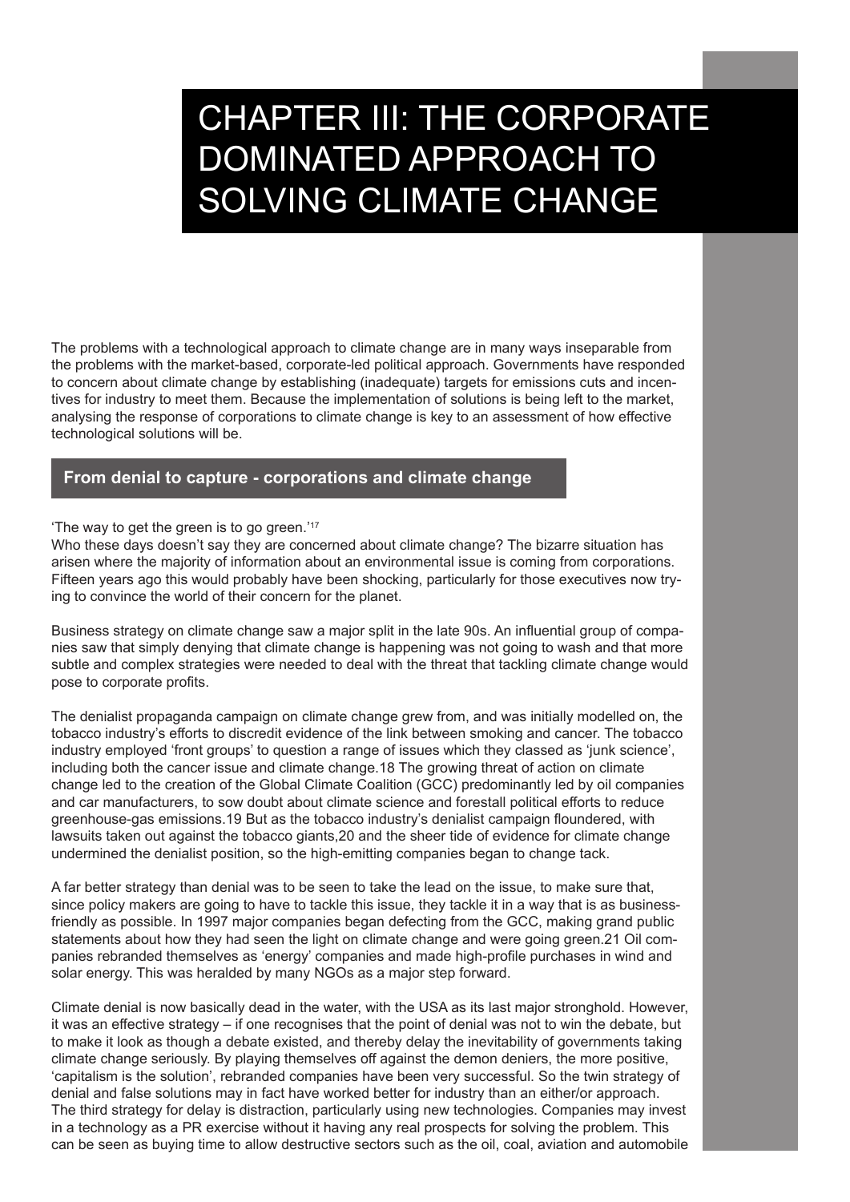# CHAPTER III: THE CORPORATE DOMINATED APPROACH TO SOLVING CLIMATE CHANGE

The problems with a technological approach to climate change are in many ways inseparable from the problems with the market-based, corporate-led political approach. Governments have responded to concern about climate change by establishing (inadequate) targets for emissions cuts and incentives for industry to meet them. Because the implementation of solutions is being left to the market, analysing the response of corporations to climate change is key to an assessment of how effective technological solutions will be.

## From denial to capture - corporations and climate change

'The way to get the green is to go green.'[17]

Who these days doesn't say they are concerned about climate change? The bizarre situation has arisen where the majority of information about an environmental issue is coming from corporations. Fifteen years ago this would probably have been shocking, particularly for those executives now trying to convince the world of their concern for the planet.

Business strategy on climate change saw a major split in the late 90s. An influential group of companies saw that simply denying that climate change is happening was not going to wash and that more subtle and complex strategies were needed to deal with the threat that tackling climate change would pose to corporate profits.

The denialist propaganda campaign on climate change grew from, and was initially modelled on, the tobacco industry's efforts to discredit evidence of the link between smoking and cancer. The tobacco industry employed 'front groups' to question a range of issues which they classed as 'junk science', including both the cancer issue and climate change.18 The growing threat of action on climate change led to the creation of the Global Climate Coalition (GCC) predominantly led by oil companies and car manufacturers, to sow doubt about climate science and forestall political efforts to reduce greenhouse-gas emissions.19 But as the tobacco industry's denialist campaign floundered, with lawsuits taken out against the tobacco giants,20 and the sheer tide of evidence for climate change undermined the denialist position, so the high-emitting companies began to change tack.

A far better strategy than denial was to be seen to take the lead on the issue, to make sure that, since policy makers are going to have to tackle this issue, they tackle it in a way that is as business-friendly as possible. In 1997 major companies began defecting from the GCC, making grand public statements about how they had seen the light on climate change and were going green.21 Oil companies rebranded themselves as 'energy' companies and made high-profile purchases in wind and solar energy. This was heralded by many NGOs as a major step forward.

Climate denial is now basically dead in the water, with the USA as its last major stronghold. However, it was an effective strategy – if one recognises that the point of denial was not to win the debate, but to make it look as though a debate existed, and thereby delay the inevitability of governments taking climate change seriously. By playing themselves off against the demon deniers, the more positive, 'capitalism is the solution', rebranded companies have been very successful. So the twin strategy of denial and false solutions may in fact have worked better for industry than an either/or approach. The third strategy for delay is distraction, particularly using new technologies. Companies may invest in a technology as a PR exercise without it having any real prospects for solving the problem. This can be seen as buying time to allow destructive sectors such as the oil, coal, aviation and automobile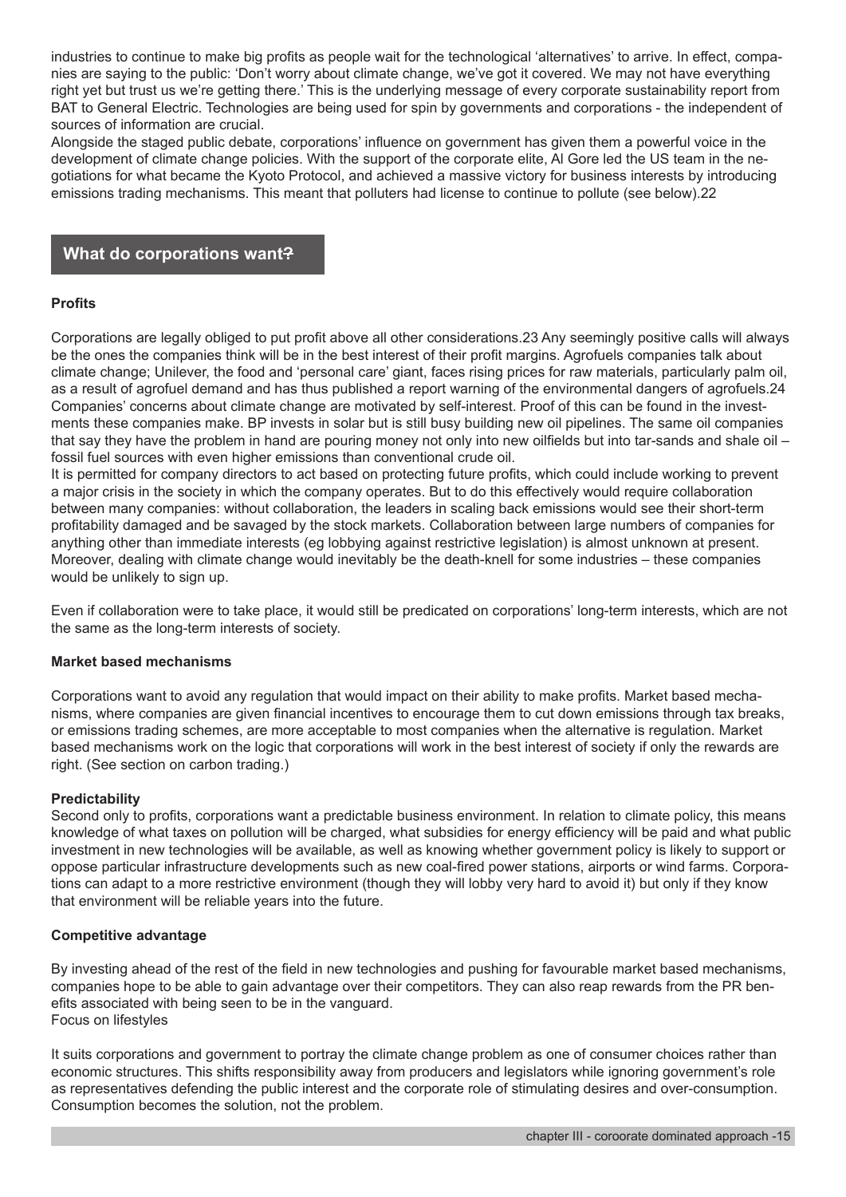industries to continue to make big profits as people wait for the technological 'alternatives' to arrive. In effect, companies are saying to the public: 'Don't worry about climate change, we've got it covered. We may not have everything right yet but trust us we're getting there.' This is the underlying message of every corporate sustainability report from BAT to General Electric. Technologies are being used for spin by governments and corporations - the independent of sources of information are crucial.

Alongside the staged public debate, corporations' influence on government has given them a powerful voice in the development of climate change policies. With the support of the corporate elite, Al Gore led the US team in the negotiations for what became the Kyoto Protocol, and achieved a massive victory for business interests by introducing emissions trading mechanisms. This meant that polluters had license to continue to pollute (see below).22

## What do corporations want?

### Profits

Corporations are legally obliged to put profit above all other considerations.23 Any seemingly positive calls will always be the ones the companies think will be in the best interest of their profit margins. Agrofuels companies talk about climate change; Unilever, the food and 'personal care' giant, faces rising prices for raw materials, particularly palm oil, as a result of agrofuel demand and has thus published a report warning of the environmental dangers of agrofuels.24 Companies' concerns about climate change are motivated by self-interest. Proof of this can be found in the investments these companies make. BP invests in solar but is still busy building new oil pipelines. The same oil companies that say they have the problem in hand are pouring money not only into new oilfields but into tar-sands and shale oil – fossil fuel sources with even higher emissions than conventional crude oil.

It is permitted for company directors to act based on protecting future profits, which could include working to prevent a major crisis in the society in which the company operates. But to do this effectively would require collaboration between many companies: without collaboration, the leaders in scaling back emissions would see their short-term profitability damaged and be savaged by the stock markets. Collaboration between large numbers of companies for anything other than immediate interests (eg lobbying against restrictive legislation) is almost unknown at present. Moreover, dealing with climate change would inevitably be the death-knell for some industries – these companies would be unlikely to sign up.

Even if collaboration were to take place, it would still be predicated on corporations' long-term interests, which are not the same as the long-term interests of society.

### Market based mechanisms

Corporations want to avoid any regulation that would impact on their ability to make profits. Market based mechanisms, where companies are given financial incentives to encourage them to cut down emissions through tax breaks, or emissions trading schemes, are more acceptable to most companies when the alternative is regulation. Market based mechanisms work on the logic that corporations will work in the best interest of society if only the rewards are right. (See section on carbon trading.)

### Predictability

Second only to profits, corporations want a predictable business environment. In relation to climate policy, this means knowledge of what taxes on pollution will be charged, what subsidies for energy efficiency will be paid and what public investment in new technologies will be available, as well as knowing whether government policy is likely to support or oppose particular infrastructure developments such as new coal-fired power stations, airports or wind farms. Corporations can adapt to a more restrictive environment (though they will lobby very hard to avoid it) but only if they know that environment will be reliable years into the future.

### Competitive advantage

By investing ahead of the rest of the field in new technologies and pushing for favourable market based mechanisms, companies hope to be able to gain advantage over their competitors. They can also reap rewards from the PR benefits associated with being seen to be in the vanguard.

Focus on lifestyles

It suits corporations and government to portray the climate change problem as one of consumer choices rather than economic structures. This shifts responsibility away from producers and legislators while ignoring government's role as representatives defending the public interest and the corporate role of stimulating desires and over-consumption. Consumption becomes the solution, not the problem.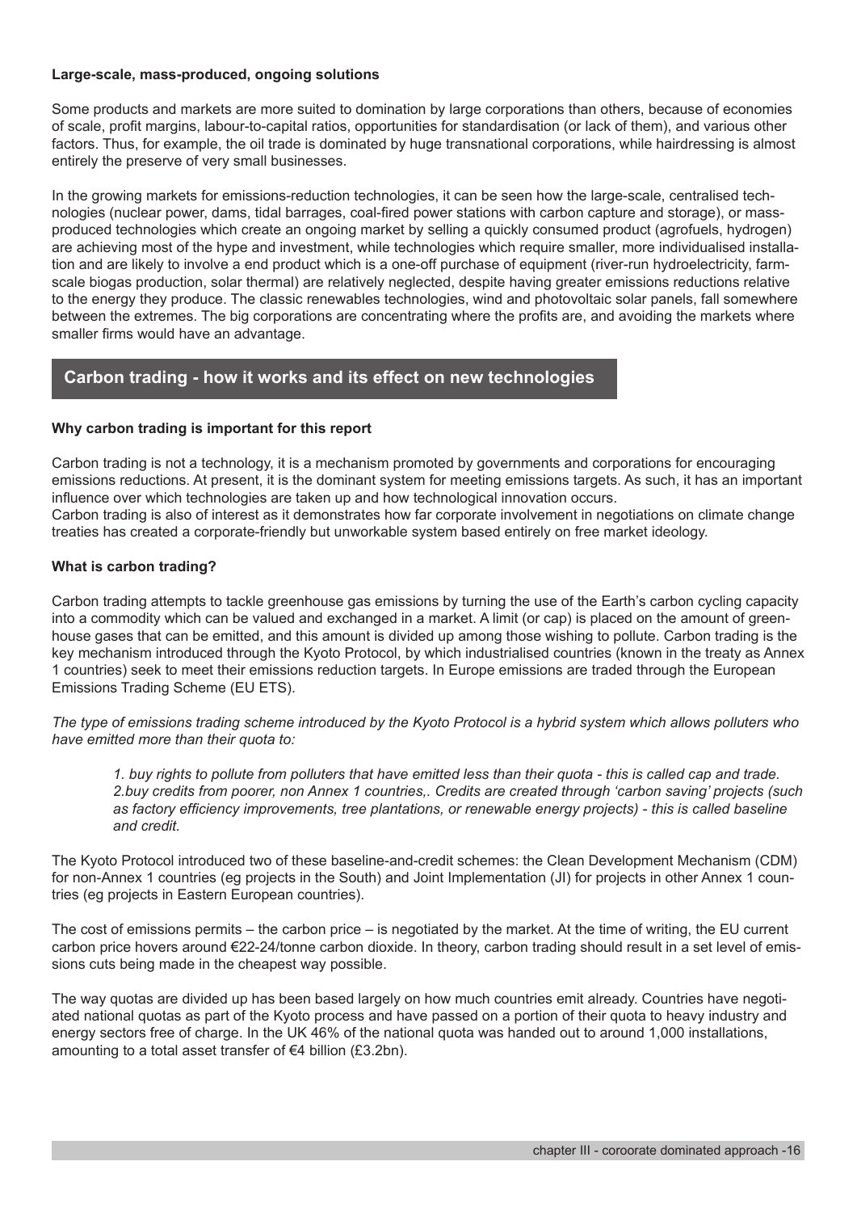**Large-scale, mass-produced, ongoing solutions**

Some products and markets are more suited to domination by large corporations than others, because of economies of scale, profit margins, labour-to-capital ratios, opportunities for standardisation (or lack of them), and various other factors. Thus, for example, the oil trade is dominated by huge transnational corporations, while hairdressing is almost entirely the preserve of very small businesses.

In the growing markets for emissions-reduction technologies, it can be seen how the large-scale, centralised technologies (nuclear power, dams, tidal barrages, coal-fired power stations with carbon capture and storage), or mass-produced technologies which create an ongoing market by selling a quickly consumed product (agrofuels, hydrogen) are achieving most of the hype and investment, while technologies which require smaller, more individualised installation and are likely to involve a end product which is a one-off purchase of equipment (river-run hydroelectricity, farm-scale biogas production, solar thermal) are relatively neglected, despite having greater emissions reductions relative to the energy they produce. The classic renewables technologies, wind and photovoltaic solar panels, fall somewhere between the extremes. The big corporations are concentrating where the profits are, and avoiding the markets where smaller firms would have an advantage.

## Carbon trading - how it works and its effect on new technologies

**Why carbon trading is important for this report**

Carbon trading is not a technology, it is a mechanism promoted by governments and corporations for encouraging emissions reductions. At present, it is the dominant system for meeting emissions targets. As such, it has an important influence over which technologies are taken up and how technological innovation occurs.
Carbon trading is also of interest as it demonstrates how far corporate involvement in negotiations on climate change treaties has created a corporate-friendly but unworkable system based entirely on free market ideology.

**What is carbon trading?**

Carbon trading attempts to tackle greenhouse gas emissions by turning the use of the Earth's carbon cycling capacity into a commodity which can be valued and exchanged in a market. A limit (or cap) is placed on the amount of greenhouse gases that can be emitted, and this amount is divided up among those wishing to pollute. Carbon trading is the key mechanism introduced through the Kyoto Protocol, by which industrialised countries (known in the treaty as Annex 1 countries) seek to meet their emissions reduction targets. In Europe emissions are traded through the European Emissions Trading Scheme (EU ETS).

*The type of emissions trading scheme introduced by the Kyoto Protocol is a hybrid system which allows polluters who have emitted more than their quota to:*

> *1. buy rights to pollute from polluters that have emitted less than their quota - this is called cap and trade.*
> *2.buy credits from poorer, non Annex 1 countries,. Credits are created through 'carbon saving' projects (such as factory efficiency improvements, tree plantations, or renewable energy projects) - this is called baseline and credit.*

The Kyoto Protocol introduced two of these baseline-and-credit schemes: the Clean Development Mechanism (CDM) for non-Annex 1 countries (eg projects in the South) and Joint Implementation (JI) for projects in other Annex 1 countries (eg projects in Eastern European countries).

The cost of emissions permits – the carbon price – is negotiated by the market. At the time of writing, the EU current carbon price hovers around €22-24/tonne carbon dioxide. In theory, carbon trading should result in a set level of emissions cuts being made in the cheapest way possible.

The way quotas are divided up has been based largely on how much countries emit already. Countries have negotiated national quotas as part of the Kyoto process and have passed on a portion of their quota to heavy industry and energy sectors free of charge. In the UK 46% of the national quota was handed out to around 1,000 installations, amounting to a total asset transfer of €4 billion (£3.2bn).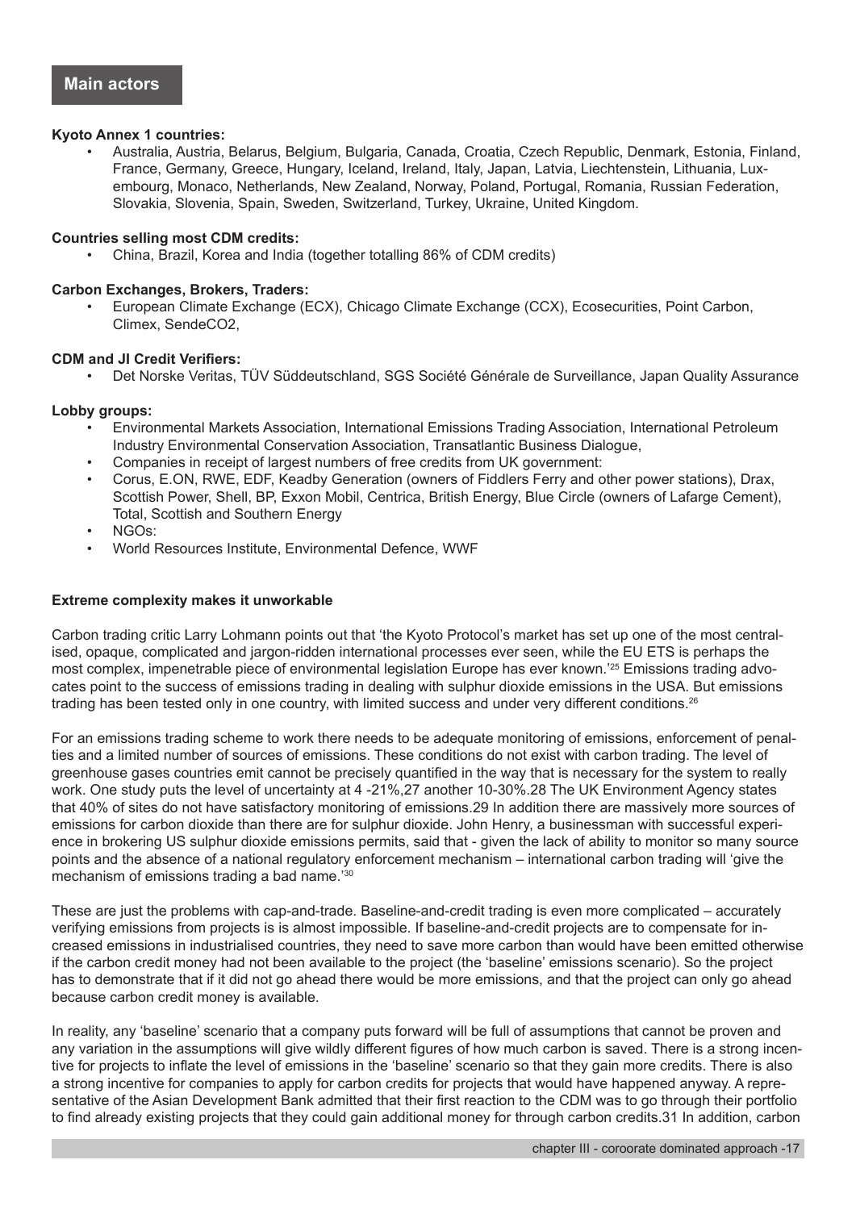## Main actors

**Kyoto Annex 1 countries:**

- Australia, Austria, Belarus, Belgium, Bulgaria, Canada, Croatia, Czech Republic, Denmark, Estonia, Finland, France, Germany, Greece, Hungary, Iceland, Ireland, Italy, Japan, Latvia, Liechtenstein, Lithuania, Luxembourg, Monaco, Netherlands, New Zealand, Norway, Poland, Portugal, Romania, Russian Federation, Slovakia, Slovenia, Spain, Sweden, Switzerland, Turkey, Ukraine, United Kingdom.

**Countries selling most CDM credits:**

- China, Brazil, Korea and India (together totalling 86% of CDM credits)

**Carbon Exchanges, Brokers, Traders:**

- European Climate Exchange (ECX), Chicago Climate Exchange (CCX), Ecosecurities, Point Carbon, Climex, SendeCO2,

**CDM and JI Credit Verifiers:**

- Det Norske Veritas, TÜV Süddeutschland, SGS Société Générale de Surveillance, Japan Quality Assurance

**Lobby groups:**

- Environmental Markets Association, International Emissions Trading Association, International Petroleum Industry Environmental Conservation Association, Transatlantic Business Dialogue,
- Companies in receipt of largest numbers of free credits from UK government:
- Corus, E.ON, RWE, EDF, Keadby Generation (owners of Fiddlers Ferry and other power stations), Drax, Scottish Power, Shell, BP, Exxon Mobil, Centrica, British Energy, Blue Circle (owners of Lafarge Cement), Total, Scottish and Southern Energy
- NGOs:
- World Resources Institute, Environmental Defence, WWF

**Extreme complexity makes it unworkable**

Carbon trading critic Larry Lohmann points out that 'the Kyoto Protocol's market has set up one of the most centralised, opaque, complicated and jargon-ridden international processes ever seen, while the EU ETS is perhaps the most complex, impenetrable piece of environmental legislation Europe has ever known.'[25] Emissions trading advocates point to the success of emissions trading in dealing with sulphur dioxide emissions in the USA. But emissions trading has been tested only in one country, with limited success and under very different conditions.[26]

For an emissions trading scheme to work there needs to be adequate monitoring of emissions, enforcement of penalties and a limited number of sources of emissions. These conditions do not exist with carbon trading. The level of greenhouse gases countries emit cannot be precisely quantified in the way that is necessary for the system to really work. One study puts the level of uncertainty at 4 -21%,27 another 10-30%.28 The UK Environment Agency states that 40% of sites do not have satisfactory monitoring of emissions.29 In addition there are massively more sources of emissions for carbon dioxide than there are for sulphur dioxide. John Henry, a businessman with successful experience in brokering US sulphur dioxide emissions permits, said that - given the lack of ability to monitor so many source points and the absence of a national regulatory enforcement mechanism – international carbon trading will 'give the mechanism of emissions trading a bad name.'[30]

These are just the problems with cap-and-trade. Baseline-and-credit trading is even more complicated – accurately verifying emissions from projects is is almost impossible. If baseline-and-credit projects are to compensate for increased emissions in industrialised countries, they need to save more carbon than would have been emitted otherwise if the carbon credit money had not been available to the project (the 'baseline' emissions scenario). So the project has to demonstrate that if it did not go ahead there would be more emissions, and that the project can only go ahead because carbon credit money is available.

In reality, any 'baseline' scenario that a company puts forward will be full of assumptions that cannot be proven and any variation in the assumptions will give wildly different figures of how much carbon is saved. There is a strong incentive for projects to inflate the level of emissions in the 'baseline' scenario so that they gain more credits. There is also a strong incentive for companies to apply for carbon credits for projects that would have happened anyway. A representative of the Asian Development Bank admitted that their first reaction to the CDM was to go through their portfolio to find already existing projects that they could gain additional money for through carbon credits.31 In addition, carbon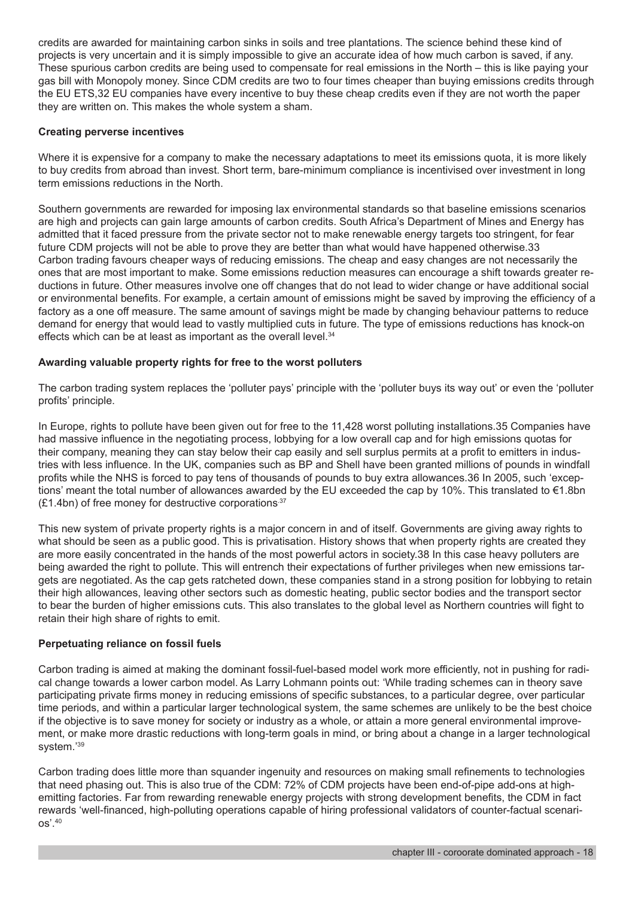credits are awarded for maintaining carbon sinks in soils and tree plantations. The science behind these kind of projects is very uncertain and it is simply impossible to give an accurate idea of how much carbon is saved, if any. These spurious carbon credits are being used to compensate for real emissions in the North – this is like paying your gas bill with Monopoly money. Since CDM credits are two to four times cheaper than buying emissions credits through the EU ETS,32 EU companies have every incentive to buy these cheap credits even if they are not worth the paper they are written on. This makes the whole system a sham.

**Creating perverse incentives**

Where it is expensive for a company to make the necessary adaptations to meet its emissions quota, it is more likely to buy credits from abroad than invest. Short term, bare-minimum compliance is incentivised over investment in long term emissions reductions in the North.

Southern governments are rewarded for imposing lax environmental standards so that baseline emissions scenarios are high and projects can gain large amounts of carbon credits. South Africa's Department of Mines and Energy has admitted that it faced pressure from the private sector not to make renewable energy targets too stringent, for fear future CDM projects will not be able to prove they are better than what would have happened otherwise.33
Carbon trading favours cheaper ways of reducing emissions. The cheap and easy changes are not necessarily the ones that are most important to make. Some emissions reduction measures can encourage a shift towards greater reductions in future. Other measures involve one off changes that do not lead to wider change or have additional social or environmental benefits. For example, a certain amount of emissions might be saved by improving the efficiency of a factory as a one off measure. The same amount of savings might be made by changing behaviour patterns to reduce demand for energy that would lead to vastly multiplied cuts in future. The type of emissions reductions has knock-on effects which can be at least as important as the overall level.[34]

**Awarding valuable property rights for free to the worst polluters**

The carbon trading system replaces the 'polluter pays' principle with the 'polluter buys its way out' or even the 'polluter profits' principle.

In Europe, rights to pollute have been given out for free to the 11,428 worst polluting installations.35 Companies have had massive influence in the negotiating process, lobbying for a low overall cap and for high emissions quotas for their company, meaning they can stay below their cap easily and sell surplus permits at a profit to emitters in industries with less influence. In the UK, companies such as BP and Shell have been granted millions of pounds in windfall profits while the NHS is forced to pay tens of thousands of pounds to buy extra allowances.36 In 2005, such 'exceptions' meant the total number of allowances awarded by the EU exceeded the cap by 10%. This translated to €1.8bn (£1.4bn) of free money for destructive corporations.[37]

This new system of private property rights is a major concern in and of itself. Governments are giving away rights to what should be seen as a public good. This is privatisation. History shows that when property rights are created they are more easily concentrated in the hands of the most powerful actors in society.38 In this case heavy polluters are being awarded the right to pollute. This will entrench their expectations of further privileges when new emissions targets are negotiated. As the cap gets ratcheted down, these companies stand in a strong position for lobbying to retain their high allowances, leaving other sectors such as domestic heating, public sector bodies and the transport sector to bear the burden of higher emissions cuts. This also translates to the global level as Northern countries will fight to retain their high share of rights to emit.

**Perpetuating reliance on fossil fuels**

Carbon trading is aimed at making the dominant fossil-fuel-based model work more efficiently, not in pushing for radical change towards a lower carbon model. As Larry Lohmann points out: 'While trading schemes can in theory save participating private firms money in reducing emissions of specific substances, to a particular degree, over particular time periods, and within a particular larger technological system, the same schemes are unlikely to be the best choice if the objective is to save money for society or industry as a whole, or attain a more general environmental improvement, or make more drastic reductions with long-term goals in mind, or bring about a change in a larger technological system.'[39]

Carbon trading does little more than squander ingenuity and resources on making small refinements to technologies that need phasing out. This is also true of the CDM: 72% of CDM projects have been end-of-pipe add-ons at high-emitting factories. Far from rewarding renewable energy projects with strong development benefits, the CDM in fact rewards 'well-financed, high-polluting operations capable of hiring professional validators of counter-factual scenarios'.[40]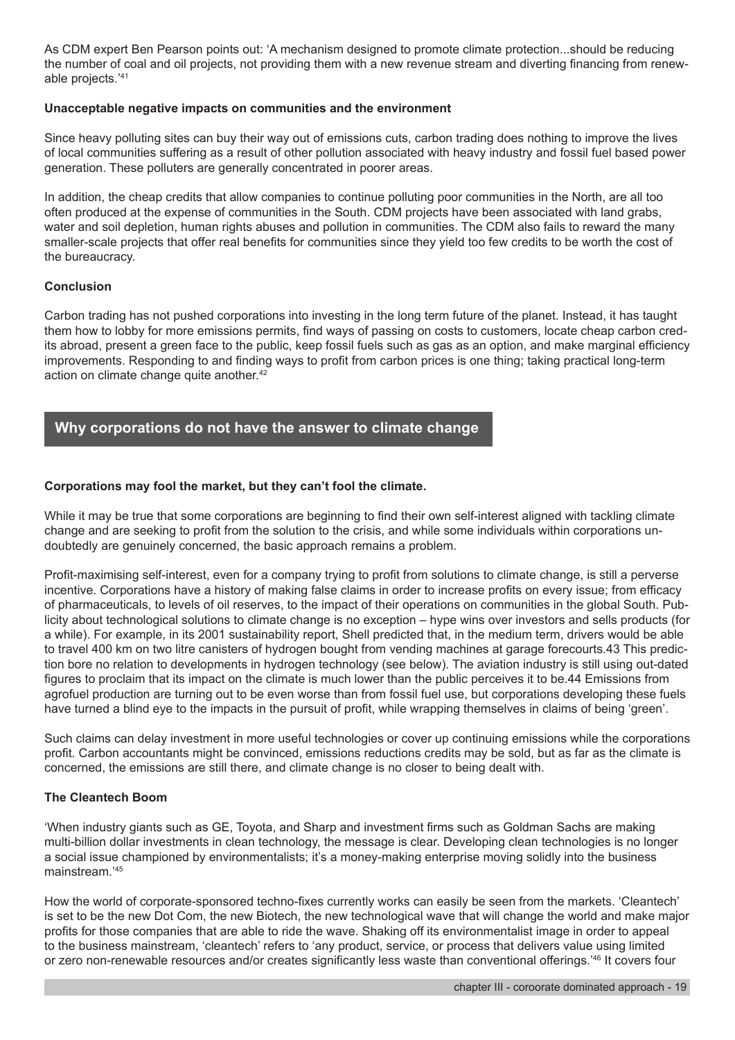As CDM expert Ben Pearson points out: 'A mechanism designed to promote climate protection...should be reducing the number of coal and oil projects, not providing them with a new revenue stream and diverting financing from renewable projects.'[41]

**Unacceptable negative impacts on communities and the environment**

Since heavy polluting sites can buy their way out of emissions cuts, carbon trading does nothing to improve the lives of local communities suffering as a result of other pollution associated with heavy industry and fossil fuel based power generation. These polluters are generally concentrated in poorer areas.

In addition, the cheap credits that allow companies to continue polluting poor communities in the North, are all too often produced at the expense of communities in the South. CDM projects have been associated with land grabs, water and soil depletion, human rights abuses and pollution in communities. The CDM also fails to reward the many smaller-scale projects that offer real benefits for communities since they yield too few credits to be worth the cost of the bureaucracy.

**Conclusion**

Carbon trading has not pushed corporations into investing in the long term future of the planet. Instead, it has taught them how to lobby for more emissions permits, find ways of passing on costs to customers, locate cheap carbon credits abroad, present a green face to the public, keep fossil fuels such as gas as an option, and make marginal efficiency improvements. Responding to and finding ways to profit from carbon prices is one thing; taking practical long-term action on climate change quite another.[42]

## Why corporations do not have the answer to climate change

**Corporations may fool the market, but they can't fool the climate.**

While it may be true that some corporations are beginning to find their own self-interest aligned with tackling climate change and are seeking to profit from the solution to the crisis, and while some individuals within corporations undoubtedly are genuinely concerned, the basic approach remains a problem.

Profit-maximising self-interest, even for a company trying to profit from solutions to climate change, is still a perverse incentive. Corporations have a history of making false claims in order to increase profits on every issue; from efficacy of pharmaceuticals, to levels of oil reserves, to the impact of their operations on communities in the global South. Publicity about technological solutions to climate change is no exception – hype wins over investors and sells products (for a while). For example, in its 2001 sustainability report, Shell predicted that, in the medium term, drivers would be able to travel 400 km on two litre canisters of hydrogen bought from vending machines at garage forecourts.43 This prediction bore no relation to developments in hydrogen technology (see below). The aviation industry is still using out-dated figures to proclaim that its impact on the climate is much lower than the public perceives it to be.44 Emissions from agrofuel production are turning out to be even worse than from fossil fuel use, but corporations developing these fuels have turned a blind eye to the impacts in the pursuit of profit, while wrapping themselves in claims of being 'green'.

Such claims can delay investment in more useful technologies or cover up continuing emissions while the corporations profit. Carbon accountants might be convinced, emissions reductions credits may be sold, but as far as the climate is concerned, the emissions are still there, and climate change is no closer to being dealt with.

**The Cleantech Boom**

'When industry giants such as GE, Toyota, and Sharp and investment firms such as Goldman Sachs are making multi-billion dollar investments in clean technology, the message is clear. Developing clean technologies is no longer a social issue championed by environmentalists; it's a money-making enterprise moving solidly into the business mainstream.'[45]

How the world of corporate-sponsored techno-fixes currently works can easily be seen from the markets. 'Cleantech' is set to be the new Dot Com, the new Biotech, the new technological wave that will change the world and make major profits for those companies that are able to ride the wave. Shaking off its environmentalist image in order to appeal to the business mainstream, 'cleantech' refers to 'any product, service, or process that delivers value using limited or zero non-renewable resources and/or creates significantly less waste than conventional offerings.'[46] It covers four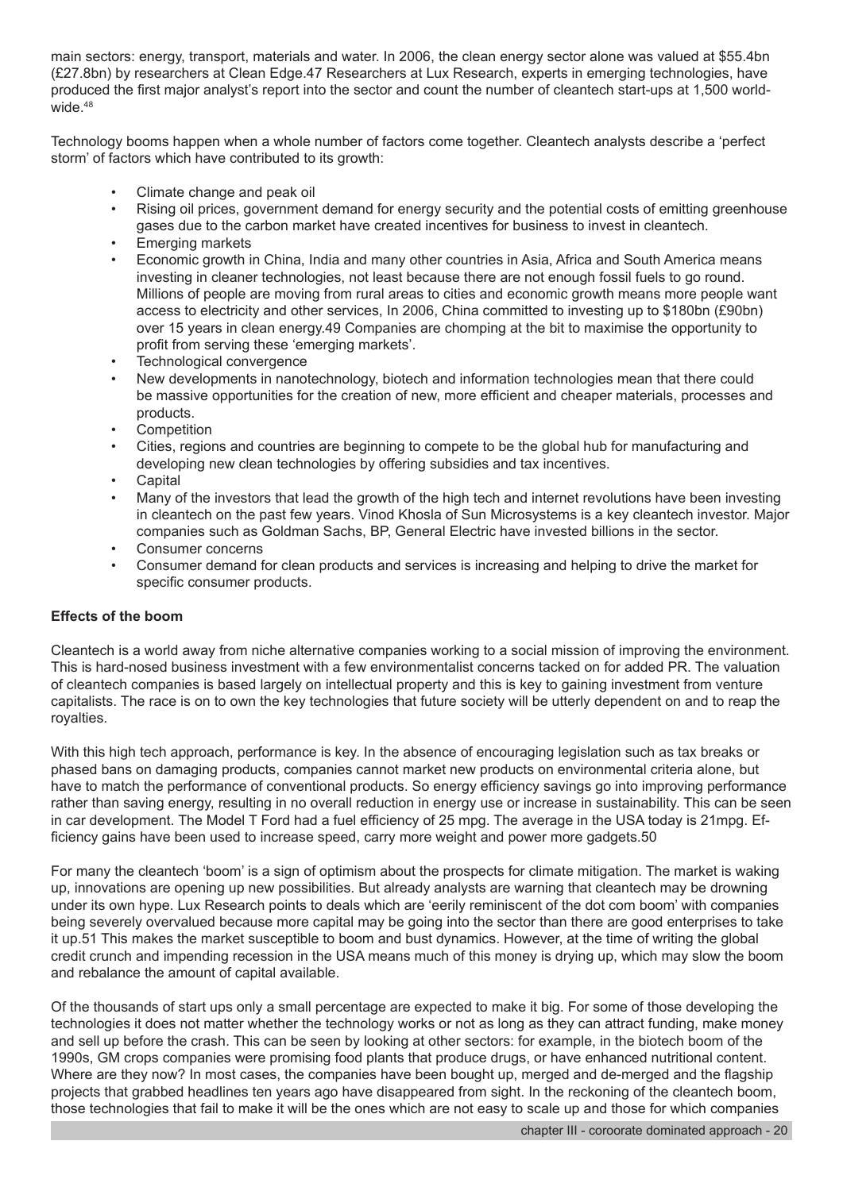main sectors: energy, transport, materials and water. In 2006, the clean energy sector alone was valued at $55.4bn (£27.8bn) by researchers at Clean Edge.47 Researchers at Lux Research, experts in emerging technologies, have produced the first major analyst's report into the sector and count the number of cleantech start-ups at 1,500 worldwide.[48]

Technology booms happen when a whole number of factors come together. Cleantech analysts describe a 'perfect storm' of factors which have contributed to its growth:

- Climate change and peak oil
- Rising oil prices, government demand for energy security and the potential costs of emitting greenhouse gases due to the carbon market have created incentives for business to invest in cleantech.
- Emerging markets
- Economic growth in China, India and many other countries in Asia, Africa and South America means investing in cleaner technologies, not least because there are not enough fossil fuels to go round. Millions of people are moving from rural areas to cities and economic growth means more people want access to electricity and other services, In 2006, China committed to investing up to $180bn (£90bn) over 15 years in clean energy.49 Companies are chomping at the bit to maximise the opportunity to profit from serving these 'emerging markets'.
- Technological convergence
- New developments in nanotechnology, biotech and information technologies mean that there could be massive opportunities for the creation of new, more efficient and cheaper materials, processes and products.
- Competition
- Cities, regions and countries are beginning to compete to be the global hub for manufacturing and developing new clean technologies by offering subsidies and tax incentives.
- Capital
- Many of the investors that lead the growth of the high tech and internet revolutions have been investing in cleantech on the past few years. Vinod Khosla of Sun Microsystems is a key cleantech investor. Major companies such as Goldman Sachs, BP, General Electric have invested billions in the sector.
- Consumer concerns
- Consumer demand for clean products and services is increasing and helping to drive the market for specific consumer products.

**Effects of the boom**

Cleantech is a world away from niche alternative companies working to a social mission of improving the environment. This is hard-nosed business investment with a few environmentalist concerns tacked on for added PR. The valuation of cleantech companies is based largely on intellectual property and this is key to gaining investment from venture capitalists. The race is on to own the key technologies that future society will be utterly dependent on and to reap the royalties.

With this high tech approach, performance is key. In the absence of encouraging legislation such as tax breaks or phased bans on damaging products, companies cannot market new products on environmental criteria alone, but have to match the performance of conventional products. So energy efficiency savings go into improving performance rather than saving energy, resulting in no overall reduction in energy use or increase in sustainability. This can be seen in car development. The Model T Ford had a fuel efficiency of 25 mpg. The average in the USA today is 21mpg. Efficiency gains have been used to increase speed, carry more weight and power more gadgets.50

For many the cleantech 'boom' is a sign of optimism about the prospects for climate mitigation. The market is waking up, innovations are opening up new possibilities. But already analysts are warning that cleantech may be drowning under its own hype. Lux Research points to deals which are 'eerily reminiscent of the dot com boom' with companies being severely overvalued because more capital may be going into the sector than there are good enterprises to take it up.51 This makes the market susceptible to boom and bust dynamics. However, at the time of writing the global credit crunch and impending recession in the USA means much of this money is drying up, which may slow the boom and rebalance the amount of capital available.

Of the thousands of start ups only a small percentage are expected to make it big. For some of those developing the technologies it does not matter whether the technology works or not as long as they can attract funding, make money and sell up before the crash. This can be seen by looking at other sectors: for example, in the biotech boom of the 1990s, GM crops companies were promising food plants that produce drugs, or have enhanced nutritional content. Where are they now? In most cases, the companies have been bought up, merged and de-merged and the flagship projects that grabbed headlines ten years ago have disappeared from sight. In the reckoning of the cleantech boom, those technologies that fail to make it will be the ones which are not easy to scale up and those for which companies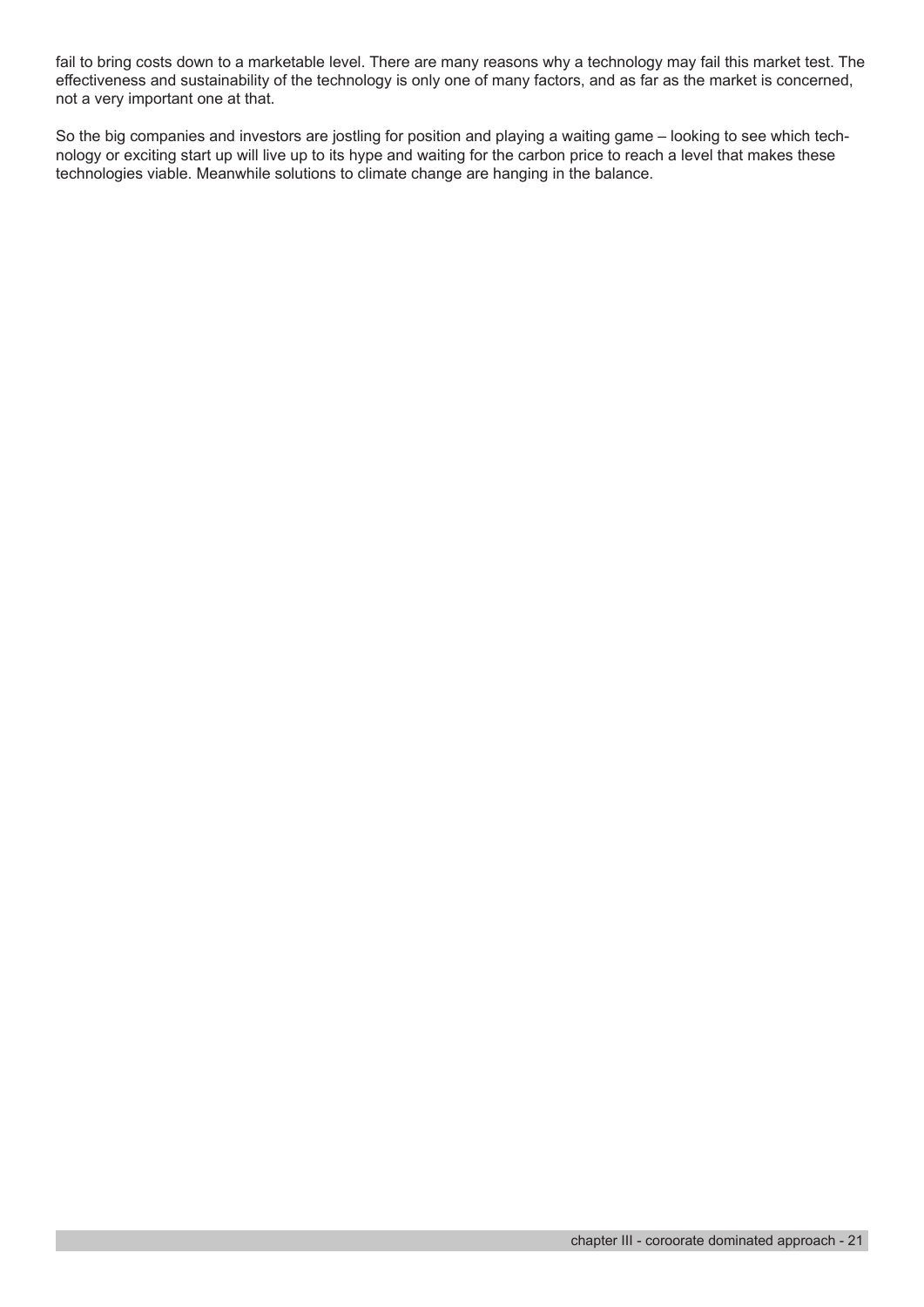fail to bring costs down to a marketable level. There are many reasons why a technology may fail this market test. The effectiveness and sustainability of the technology is only one of many factors, and as far as the market is concerned, not a very important one at that.

So the big companies and investors are jostling for position and playing a waiting game – looking to see which technology or exciting start up will live up to its hype and waiting for the carbon price to reach a level that makes these technologies viable. Meanwhile solutions to climate change are hanging in the balance.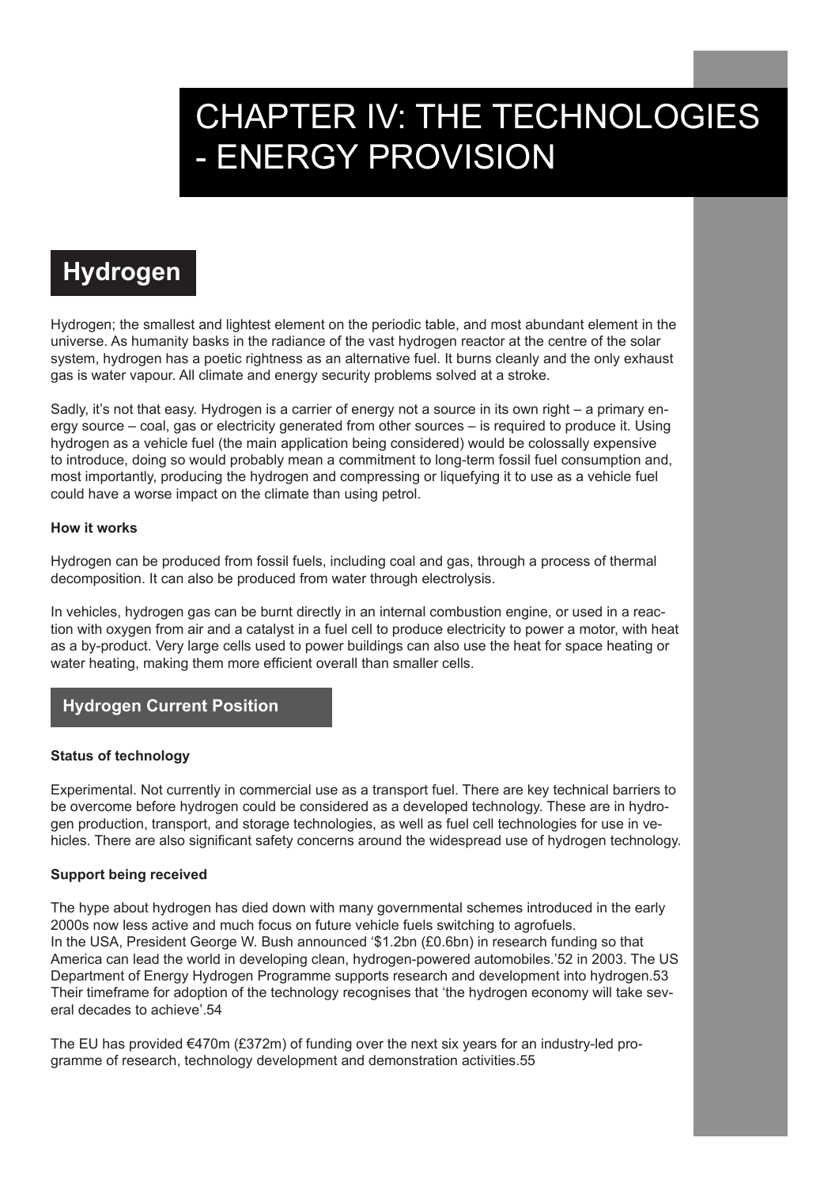# CHAPTER IV: THE TECHNOLOGIES - ENERGY PROVISION

## Hydrogen

Hydrogen; the smallest and lightest element on the periodic table, and most abundant element in the universe. As humanity basks in the radiance of the vast hydrogen reactor at the centre of the solar system, hydrogen has a poetic rightness as an alternative fuel. It burns cleanly and the only exhaust gas is water vapour. All climate and energy security problems solved at a stroke.

Sadly, it's not that easy. Hydrogen is a carrier of energy not a source in its own right – a primary energy source – coal, gas or electricity generated from other sources – is required to produce it. Using hydrogen as a vehicle fuel (the main application being considered) would be colossally expensive to introduce, doing so would probably mean a commitment to long-term fossil fuel consumption and, most importantly, producing the hydrogen and compressing or liquefying it to use as a vehicle fuel could have a worse impact on the climate than using petrol.

**How it works**

Hydrogen can be produced from fossil fuels, including coal and gas, through a process of thermal decomposition. It can also be produced from water through electrolysis.

In vehicles, hydrogen gas can be burnt directly in an internal combustion engine, or used in a reaction with oxygen from air and a catalyst in a fuel cell to produce electricity to power a motor, with heat as a by-product. Very large cells used to power buildings can also use the heat for space heating or water heating, making them more efficient overall than smaller cells.

### Hydrogen Current Position

**Status of technology**

Experimental. Not currently in commercial use as a transport fuel. There are key technical barriers to be overcome before hydrogen could be considered as a developed technology. These are in hydrogen production, transport, and storage technologies, as well as fuel cell technologies for use in vehicles. There are also significant safety concerns around the widespread use of hydrogen technology.

**Support being received**

The hype about hydrogen has died down with many governmental schemes introduced in the early 2000s now less active and much focus on future vehicle fuels switching to agrofuels.
In the USA, President George W. Bush announced '\$1.2bn (£0.6bn) in research funding so that America can lead the world in developing clean, hydrogen-powered automobiles.'[52] in 2003. The US Department of Energy Hydrogen Programme supports research and development into hydrogen.[53] Their timeframe for adoption of the technology recognises that 'the hydrogen economy will take several decades to achieve'.[54]

The EU has provided €470m (£372m) of funding over the next six years for an industry-led programme of research, technology development and demonstration activities.[55]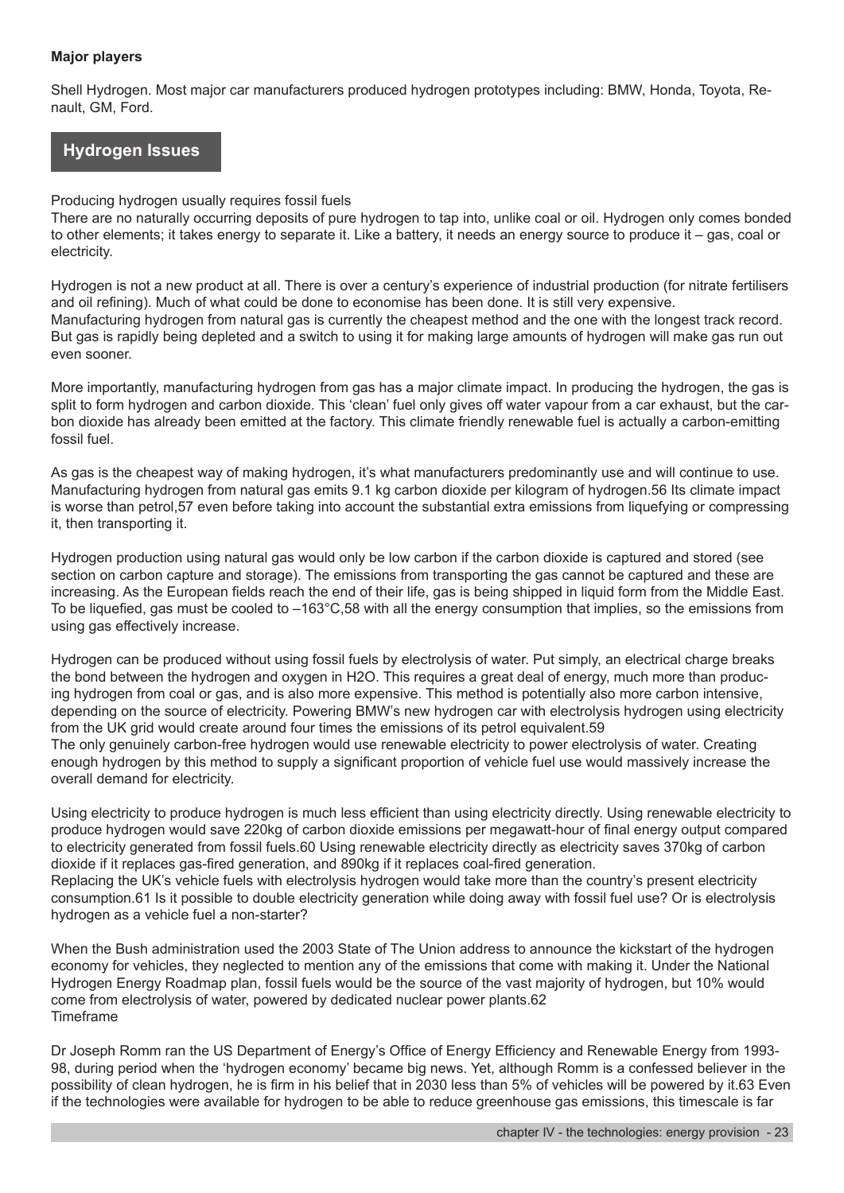**Major players**

Shell Hydrogen. Most major car manufacturers produced hydrogen prototypes including: BMW, Honda, Toyota, Renault, GM, Ford.

## Hydrogen Issues

Producing hydrogen usually requires fossil fuels

There are no naturally occurring deposits of pure hydrogen to tap into, unlike coal or oil. Hydrogen only comes bonded to other elements; it takes energy to separate it. Like a battery, it needs an energy source to produce it – gas, coal or electricity.

Hydrogen is not a new product at all. There is over a century's experience of industrial production (for nitrate fertilisers and oil refining). Much of what could be done to economise has been done. It is still very expensive.

Manufacturing hydrogen from natural gas is currently the cheapest method and the one with the longest track record. But gas is rapidly being depleted and a switch to using it for making large amounts of hydrogen will make gas run out even sooner.

More importantly, manufacturing hydrogen from gas has a major climate impact. In producing the hydrogen, the gas is split to form hydrogen and carbon dioxide. This 'clean' fuel only gives off water vapour from a car exhaust, but the carbon dioxide has already been emitted at the factory. This climate friendly renewable fuel is actually a carbon-emitting fossil fuel.

As gas is the cheapest way of making hydrogen, it's what manufacturers predominantly use and will continue to use. Manufacturing hydrogen from natural gas emits 9.1 kg carbon dioxide per kilogram of hydrogen.[56] Its climate impact is worse than petrol,[57] even before taking into account the substantial extra emissions from liquefying or compressing it, then transporting it.

Hydrogen production using natural gas would only be low carbon if the carbon dioxide is captured and stored (see section on carbon capture and storage). The emissions from transporting the gas cannot be captured and these are increasing. As the European fields reach the end of their life, gas is being shipped in liquid form from the Middle East. To be liquefied, gas must be cooled to –163°C,[58] with all the energy consumption that implies, so the emissions from using gas effectively increase.

Hydrogen can be produced without using fossil fuels by electrolysis of water. Put simply, an electrical charge breaks the bond between the hydrogen and oxygen in $H_2O$. This requires a great deal of energy, much more than producing hydrogen from coal or gas, and is also more expensive. This method is potentially also more carbon intensive, depending on the source of electricity. Powering BMW's new hydrogen car with electrolysis hydrogen using electricity from the UK grid would create around four times the emissions of its petrol equivalent.[59]

The only genuinely carbon-free hydrogen would use renewable electricity to power electrolysis of water. Creating enough hydrogen by this method to supply a significant proportion of vehicle fuel use would massively increase the overall demand for electricity.

Using electricity to produce hydrogen is much less efficient than using electricity directly. Using renewable electricity to produce hydrogen would save 220kg of carbon dioxide emissions per megawatt-hour of final energy output compared to electricity generated from fossil fuels.[60] Using renewable electricity directly as electricity saves 370kg of carbon dioxide if it replaces gas-fired generation, and 890kg if it replaces coal-fired generation.

Replacing the UK's vehicle fuels with electrolysis hydrogen would take more than the country's present electricity consumption.[61] Is it possible to double electricity generation while doing away with fossil fuel use? Or is electrolysis hydrogen as a vehicle fuel a non-starter?

When the Bush administration used the 2003 State of The Union address to announce the kickstart of the hydrogen economy for vehicles, they neglected to mention any of the emissions that come with making it. Under the National Hydrogen Energy Roadmap plan, fossil fuels would be the source of the vast majority of hydrogen, but 10% would come from electrolysis of water, powered by dedicated nuclear power plants.[62]

Timeframe

Dr Joseph Romm ran the US Department of Energy's Office of Energy Efficiency and Renewable Energy from 1993-98, during period when the 'hydrogen economy' became big news. Yet, although Romm is a confessed believer in the possibility of clean hydrogen, he is firm in his belief that in 2030 less than 5% of vehicles will be powered by it.[63] Even if the technologies were available for hydrogen to be able to reduce greenhouse gas emissions, this timescale is far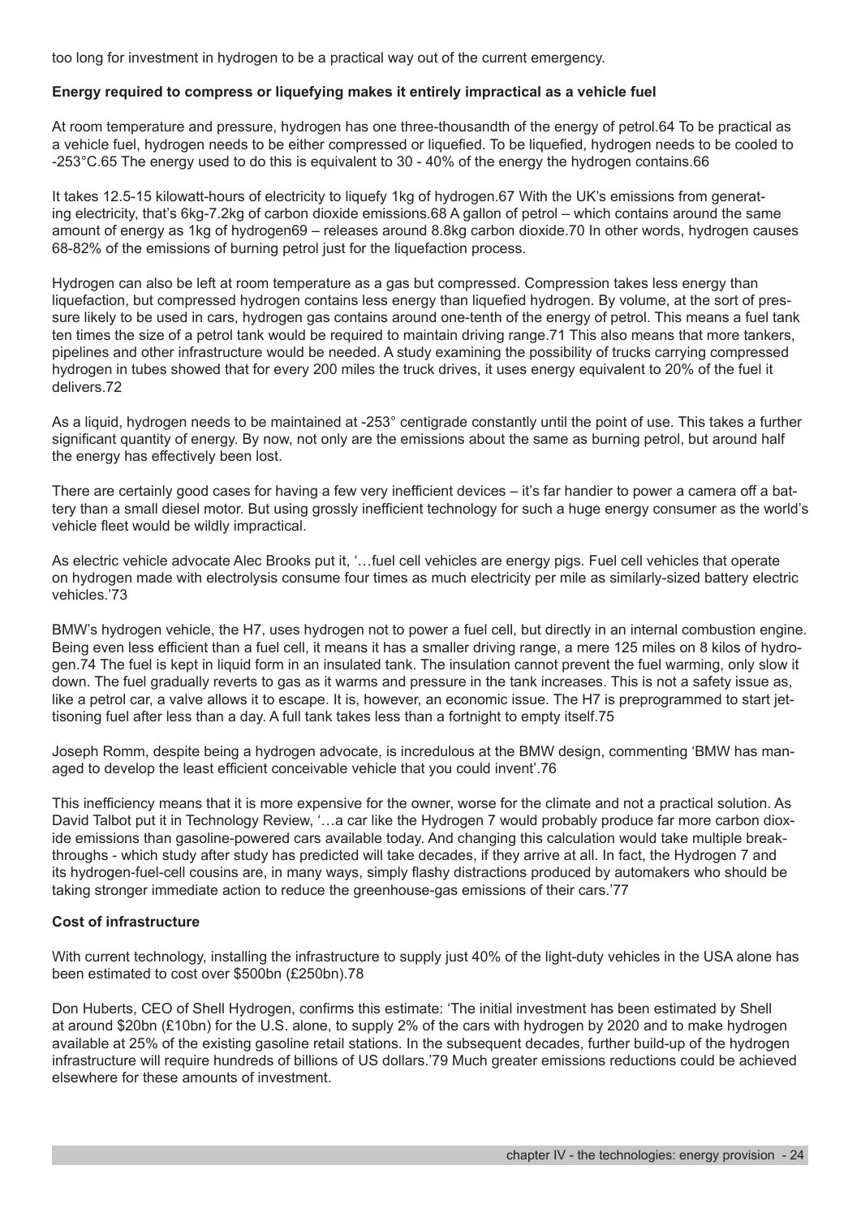too long for investment in hydrogen to be a practical way out of the current emergency.

**Energy required to compress or liquefying makes it entirely impractical as a vehicle fuel**

At room temperature and pressure, hydrogen has one three-thousandth of the energy of petrol.64 To be practical as a vehicle fuel, hydrogen needs to be either compressed or liquefied. To be liquefied, hydrogen needs to be cooled to -253°C.65 The energy used to do this is equivalent to 30 - 40% of the energy the hydrogen contains.66

It takes 12.5-15 kilowatt-hours of electricity to liquefy 1kg of hydrogen.67 With the UK's emissions from generating electricity, that's 6kg-7.2kg of carbon dioxide emissions.68 A gallon of petrol – which contains around the same amount of energy as 1kg of hydrogen69 – releases around 8.8kg carbon dioxide.70 In other words, hydrogen causes 68-82% of the emissions of burning petrol just for the liquefaction process.

Hydrogen can also be left at room temperature as a gas but compressed. Compression takes less energy than liquefaction, but compressed hydrogen contains less energy than liquefied hydrogen. By volume, at the sort of pressure likely to be used in cars, hydrogen gas contains around one-tenth of the energy of petrol. This means a fuel tank ten times the size of a petrol tank would be required to maintain driving range.71 This also means that more tankers, pipelines and other infrastructure would be needed. A study examining the possibility of trucks carrying compressed hydrogen in tubes showed that for every 200 miles the truck drives, it uses energy equivalent to 20% of the fuel it delivers.72

As a liquid, hydrogen needs to be maintained at -253° centigrade constantly until the point of use. This takes a further significant quantity of energy. By now, not only are the emissions about the same as burning petrol, but around half the energy has effectively been lost.

There are certainly good cases for having a few very inefficient devices – it's far handier to power a camera off a battery than a small diesel motor. But using grossly inefficient technology for such a huge energy consumer as the world's vehicle fleet would be wildly impractical.

As electric vehicle advocate Alec Brooks put it, '…fuel cell vehicles are energy pigs. Fuel cell vehicles that operate on hydrogen made with electrolysis consume four times as much electricity per mile as similarly-sized battery electric vehicles.'73

BMW's hydrogen vehicle, the H7, uses hydrogen not to power a fuel cell, but directly in an internal combustion engine. Being even less efficient than a fuel cell, it means it has a smaller driving range, a mere 125 miles on 8 kilos of hydrogen.74 The fuel is kept in liquid form in an insulated tank. The insulation cannot prevent the fuel warming, only slow it down. The fuel gradually reverts to gas as it warms and pressure in the tank increases. This is not a safety issue as, like a petrol car, a valve allows it to escape. It is, however, an economic issue. The H7 is preprogrammed to start jettisoning fuel after less than a day. A full tank takes less than a fortnight to empty itself.75

Joseph Romm, despite being a hydrogen advocate, is incredulous at the BMW design, commenting 'BMW has managed to develop the least efficient conceivable vehicle that you could invent'.76

This inefficiency means that it is more expensive for the owner, worse for the climate and not a practical solution. As David Talbot put it in Technology Review, '…a car like the Hydrogen 7 would probably produce far more carbon dioxide emissions than gasoline-powered cars available today. And changing this calculation would take multiple breakthroughs - which study after study has predicted will take decades, if they arrive at all. In fact, the Hydrogen 7 and its hydrogen-fuel-cell cousins are, in many ways, simply flashy distractions produced by automakers who should be taking stronger immediate action to reduce the greenhouse-gas emissions of their cars.'77

**Cost of infrastructure**

With current technology, installing the infrastructure to supply just 40% of the light-duty vehicles in the USA alone has been estimated to cost over \$500bn (£250bn).78

Don Huberts, CEO of Shell Hydrogen, confirms this estimate: 'The initial investment has been estimated by Shell at around \$20bn (£10bn) for the U.S. alone, to supply 2% of the cars with hydrogen by 2020 and to make hydrogen available at 25% of the existing gasoline retail stations. In the subsequent decades, further build-up of the hydrogen infrastructure will require hundreds of billions of US dollars.'79 Much greater emissions reductions could be achieved elsewhere for these amounts of investment.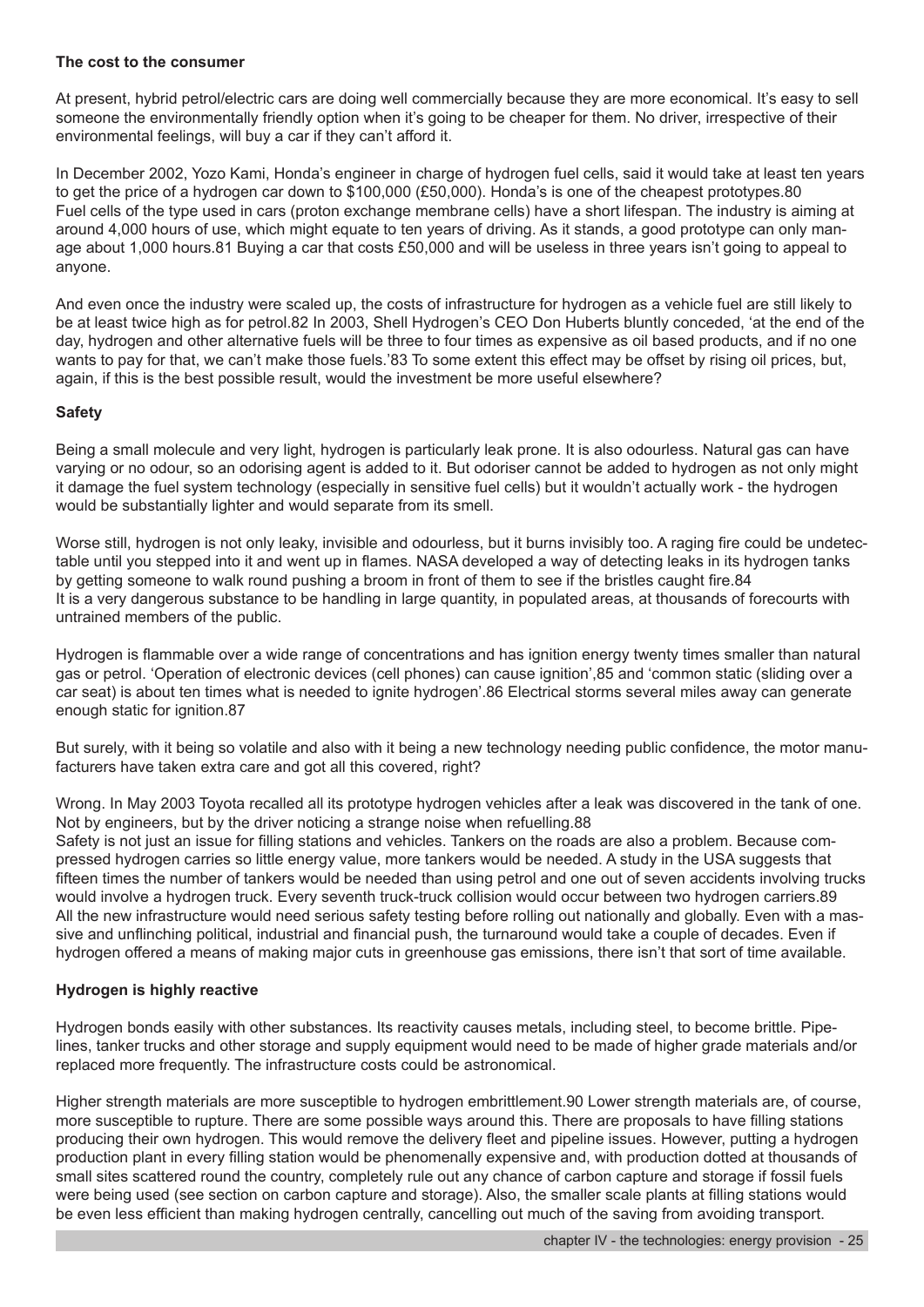### The cost to the consumer

At present, hybrid petrol/electric cars are doing well commercially because they are more economical. It's easy to sell someone the environmentally friendly option when it's going to be cheaper for them. No driver, irrespective of their environmental feelings, will buy a car if they can't afford it.

In December 2002, Yozo Kami, Honda's engineer in charge of hydrogen fuel cells, said it would take at least ten years to get the price of a hydrogen car down to $100,000 (£50,000). Honda's is one of the cheapest prototypes.[80] Fuel cells of the type used in cars (proton exchange membrane cells) have a short lifespan. The industry is aiming at around 4,000 hours of use, which might equate to ten years of driving. As it stands, a good prototype can only manage about 1,000 hours.[81] Buying a car that costs £50,000 and will be useless in three years isn't going to appeal to anyone.

And even once the industry were scaled up, the costs of infrastructure for hydrogen as a vehicle fuel are still likely to be at least twice high as for petrol.[82] In 2003, Shell Hydrogen's CEO Don Huberts bluntly conceded, 'at the end of the day, hydrogen and other alternative fuels will be three to four times as expensive as oil based products, and if no one wants to pay for that, we can't make those fuels.'[83] To some extent this effect may be offset by rising oil prices, but, again, if this is the best possible result, would the investment be more useful elsewhere?

### Safety

Being a small molecule and very light, hydrogen is particularly leak prone. It is also odourless. Natural gas can have varying or no odour, so an odorising agent is added to it. But odoriser cannot be added to hydrogen as not only might it damage the fuel system technology (especially in sensitive fuel cells) but it wouldn't actually work - the hydrogen would be substantially lighter and would separate from its smell.

Worse still, hydrogen is not only leaky, invisible and odourless, but it burns invisibly too. A raging fire could be undetectable until you stepped into it and went up in flames. NASA developed a way of detecting leaks in its hydrogen tanks by getting someone to walk round pushing a broom in front of them to see if the bristles caught fire.[84] It is a very dangerous substance to be handling in large quantity, in populated areas, at thousands of forecourts with untrained members of the public.

Hydrogen is flammable over a wide range of concentrations and has ignition energy twenty times smaller than natural gas or petrol. 'Operation of electronic devices (cell phones) can cause ignition',[85] and 'common static (sliding over a car seat) is about ten times what is needed to ignite hydrogen'.[86] Electrical storms several miles away can generate enough static for ignition.[87]

But surely, with it being so volatile and also with it being a new technology needing public confidence, the motor manufacturers have taken extra care and got all this covered, right?

Wrong. In May 2003 Toyota recalled all its prototype hydrogen vehicles after a leak was discovered in the tank of one. Not by engineers, but by the driver noticing a strange noise when refuelling.[88] Safety is not just an issue for filling stations and vehicles. Tankers on the roads are also a problem. Because compressed hydrogen carries so little energy value, more tankers would be needed. A study in the USA suggests that fifteen times the number of tankers would be needed than using petrol and one out of seven accidents involving trucks would involve a hydrogen truck. Every seventh truck-truck collision would occur between two hydrogen carriers.[89] All the new infrastructure would need serious safety testing before rolling out nationally and globally. Even with a massive and unflinching political, industrial and financial push, the turnaround would take a couple of decades. Even if hydrogen offered a means of making major cuts in greenhouse gas emissions, there isn't that sort of time available.

### Hydrogen is highly reactive

Hydrogen bonds easily with other substances. Its reactivity causes metals, including steel, to become brittle. Pipelines, tanker trucks and other storage and supply equipment would need to be made of higher grade materials and/or replaced more frequently. The infrastructure costs could be astronomical.

Higher strength materials are more susceptible to hydrogen embrittlement.[90] Lower strength materials are, of course, more susceptible to rupture. There are some possible ways around this. There are proposals to have filling stations producing their own hydrogen. This would remove the delivery fleet and pipeline issues. However, putting a hydrogen production plant in every filling station would be phenomenally expensive and, with production dotted at thousands of small sites scattered round the country, completely rule out any chance of carbon capture and storage if fossil fuels were being used (see section on carbon capture and storage). Also, the smaller scale plants at filling stations would be even less efficient than making hydrogen centrally, cancelling out much of the saving from avoiding transport.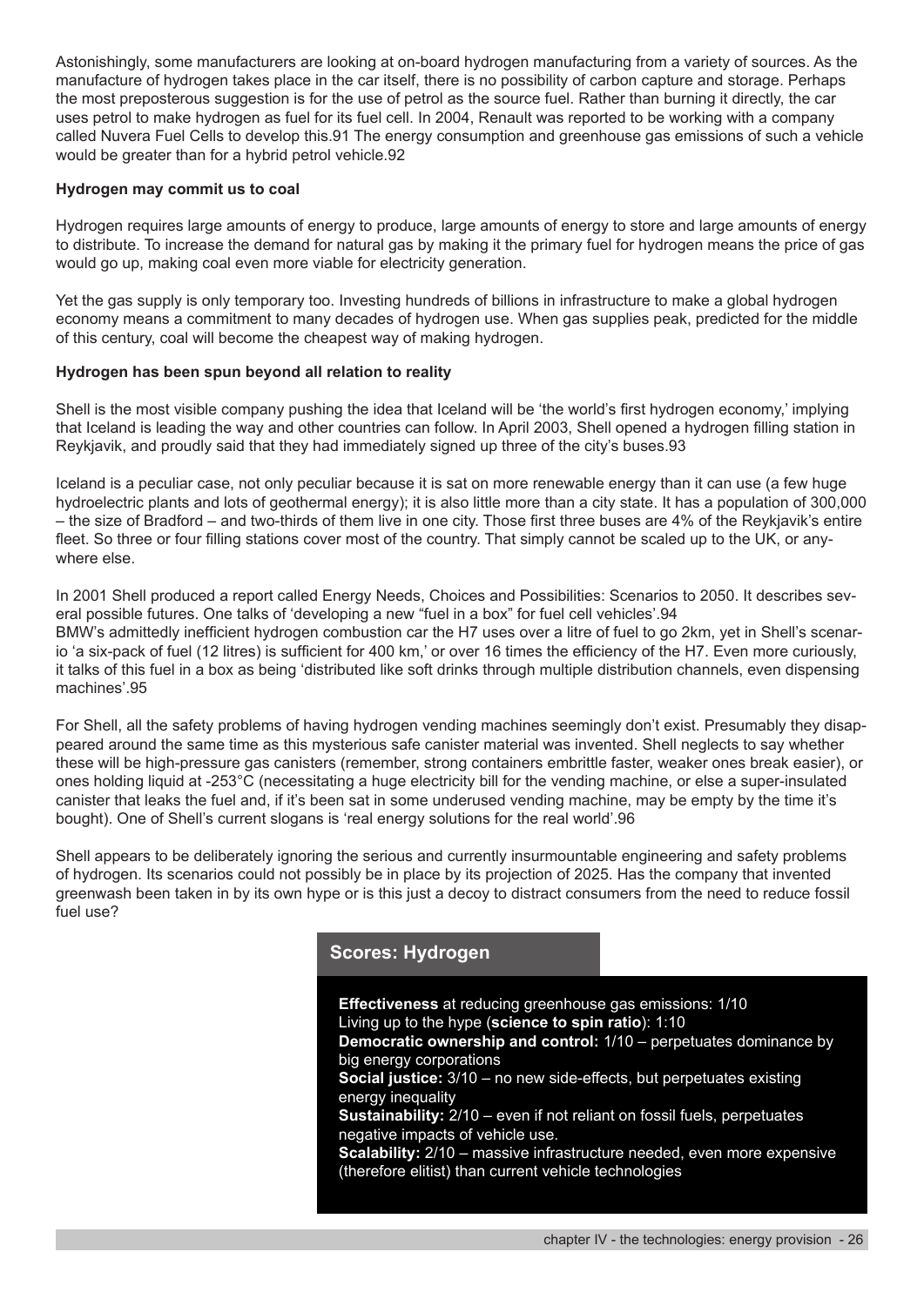Astonishingly, some manufacturers are looking at on-board hydrogen manufacturing from a variety of sources. As the manufacture of hydrogen takes place in the car itself, there is no possibility of carbon capture and storage. Perhaps the most preposterous suggestion is for the use of petrol as the source fuel. Rather than burning it directly, the car uses petrol to make hydrogen as fuel for its fuel cell. In 2004, Renault was reported to be working with a company called Nuvera Fuel Cells to develop this.91 The energy consumption and greenhouse gas emissions of such a vehicle would be greater than for a hybrid petrol vehicle.92

**Hydrogen may commit us to coal**

Hydrogen requires large amounts of energy to produce, large amounts of energy to store and large amounts of energy to distribute. To increase the demand for natural gas by making it the primary fuel for hydrogen means the price of gas would go up, making coal even more viable for electricity generation.

Yet the gas supply is only temporary too. Investing hundreds of billions in infrastructure to make a global hydrogen economy means a commitment to many decades of hydrogen use. When gas supplies peak, predicted for the middle of this century, coal will become the cheapest way of making hydrogen.

**Hydrogen has been spun beyond all relation to reality**

Shell is the most visible company pushing the idea that Iceland will be 'the world's first hydrogen economy,' implying that Iceland is leading the way and other countries can follow. In April 2003, Shell opened a hydrogen filling station in Reykjavik, and proudly said that they had immediately signed up three of the city's buses.93

Iceland is a peculiar case, not only peculiar because it is sat on more renewable energy than it can use (a few huge hydroelectric plants and lots of geothermal energy); it is also little more than a city state. It has a population of 300,000 – the size of Bradford – and two-thirds of them live in one city. Those first three buses are 4% of the Reykjavik's entire fleet. So three or four filling stations cover most of the country. That simply cannot be scaled up to the UK, or anywhere else.

In 2001 Shell produced a report called Energy Needs, Choices and Possibilities: Scenarios to 2050. It describes several possible futures. One talks of 'developing a new "fuel in a box" for fuel cell vehicles'.94
BMW's admittedly inefficient hydrogen combustion car the H7 uses over a litre of fuel to go 2km, yet in Shell's scenario 'a six-pack of fuel (12 litres) is sufficient for 400 km,' or over 16 times the efficiency of the H7. Even more curiously, it talks of this fuel in a box as being 'distributed like soft drinks through multiple distribution channels, even dispensing machines'.95

For Shell, all the safety problems of having hydrogen vending machines seemingly don't exist. Presumably they disappeared around the same time as this mysterious safe canister material was invented. Shell neglects to say whether these will be high-pressure gas canisters (remember, strong containers embrittle faster, weaker ones break easier), or ones holding liquid at -253°C (necessitating a huge electricity bill for the vending machine, or else a super-insulated canister that leaks the fuel and, if it's been sat in some underused vending machine, may be empty by the time it's bought). One of Shell's current slogans is 'real energy solutions for the real world'.96

Shell appears to be deliberately ignoring the serious and currently insurmountable engineering and safety problems of hydrogen. Its scenarios could not possibly be in place by its projection of 2025. Has the company that invented greenwash been taken in by its own hype or is this just a decoy to distract consumers from the need to reduce fossil fuel use?

### Scores: Hydrogen

**Effectiveness** at reducing greenhouse gas emissions: 1/10
Living up to the hype (**science to spin ratio**): 1:10
**Democratic ownership and control:** 1/10 – perpetuates dominance by big energy corporations
**Social justice:** 3/10 – no new side-effects, but perpetuates existing energy inequality
**Sustainability:** 2/10 – even if not reliant on fossil fuels, perpetuates negative impacts of vehicle use.
**Scalability:** 2/10 – massive infrastructure needed, even more expensive (therefore elitist) than current vehicle technologies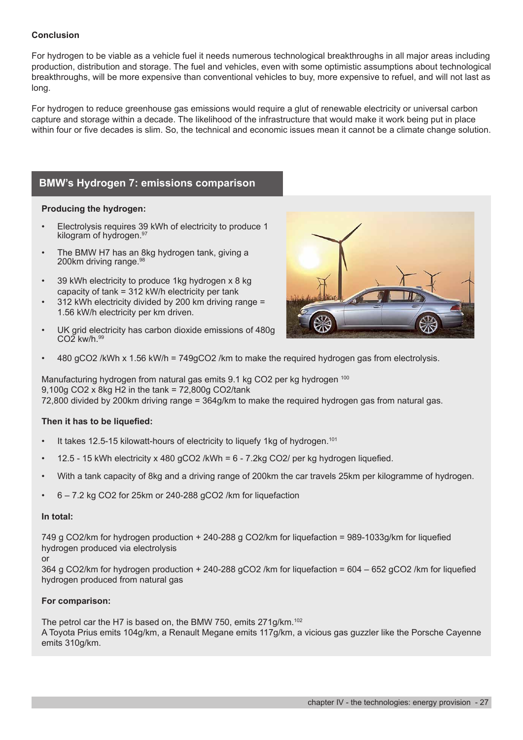## Conclusion

For hydrogen to be viable as a vehicle fuel it needs numerous technological breakthroughs in all major areas including production, distribution and storage. The fuel and vehicles, even with some optimistic assumptions about technological breakthroughs, will be more expensive than conventional vehicles to buy, more expensive to refuel, and will not last as long.

For hydrogen to reduce greenhouse gas emissions would require a glut of renewable electricity or universal carbon capture and storage within a decade. The likelihood of the infrastructure that would make it work being put in place within four or five decades is slim. So, the technical and economic issues mean it cannot be a climate change solution.

## BMW's Hydrogen 7: emissions comparison

**Producing the hydrogen:**

- Electrolysis requires 39 kWh of electricity to produce 1 kilogram of hydrogen.[97]
- The BMW H7 has an 8kg hydrogen tank, giving a 200km driving range.[98]
- 39 kWh electricity to produce 1kg hydrogen x 8 kg capacity of tank = 312 kW/h electricity per tank
- 312 kWh electricity divided by 200 km driving range = 1.56 kW/h electricity per km driven.
- UK grid electricity has carbon dioxide emissions of 480g $CO_2$ kw/h.[99]
- 480 g$CO_2$ /kWh x 1.56 kW/h = 749g$CO_2$ /km to make the required hydrogen gas from electrolysis.

Manufacturing hydrogen from natural gas emits 9.1 kg $CO_2$ per kg hydrogen [100]
9,100g $CO_2$ x 8kg $H_2$ in the tank = 72,800g $CO_2$/tank
72,800 divided by 200km driving range = 364g/km to make the required hydrogen gas from natural gas.

**Then it has to be liquefied:**

- It takes 12.5-15 kilowatt-hours of electricity to liquefy 1kg of hydrogen.[101]
- 12.5 - 15 kWh electricity x 480 g$CO_2$ /kWh = 6 - 7.2kg $CO_2$/ per kg hydrogen liquefied.
- With a tank capacity of 8kg and a driving range of 200km the car travels 25km per kilogramme of hydrogen.
- 6 – 7.2 kg $CO_2$ for 25km or 240-288 g$CO_2$ /km for liquefaction

**In total:**

749 g $CO_2$/km for hydrogen production + 240-288 g $CO_2$/km for liquefaction = 989-1033g/km for liquefied hydrogen produced via electrolysis
or
364 g $CO_2$/km for hydrogen production + 240-288 g$CO_2$ /km for liquefaction = 604 – 652 g$CO_2$ /km for liquefied hydrogen produced from natural gas

**For comparison:**

The petrol car the H7 is based on, the BMW 750, emits 271g/km.[102]
A Toyota Prius emits 104g/km, a Renault Megane emits 117g/km, a vicious gas guzzler like the Porsche Cayenne emits 310g/km.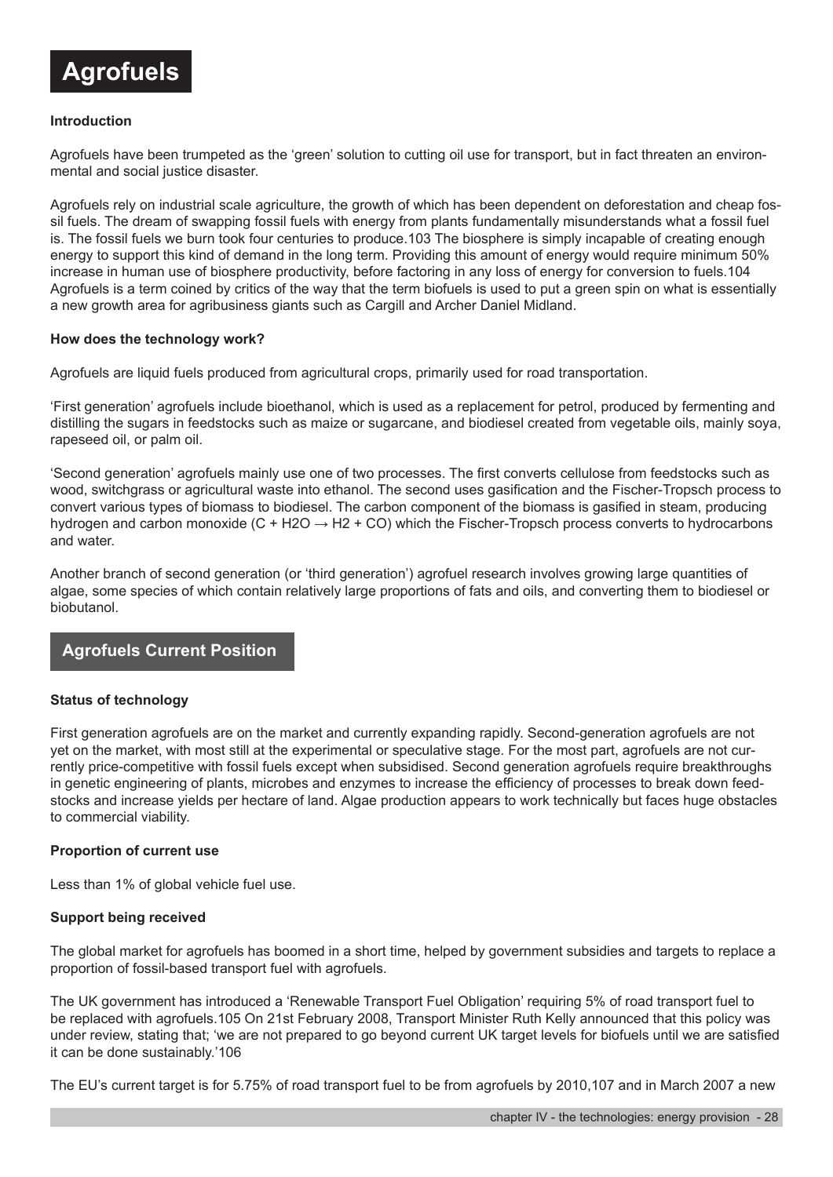# Agrofuels

### Introduction

Agrofuels have been trumpeted as the 'green' solution to cutting oil use for transport, but in fact threaten an environmental and social justice disaster.

Agrofuels rely on industrial scale agriculture, the growth of which has been dependent on deforestation and cheap fossil fuels. The dream of swapping fossil fuels with energy from plants fundamentally misunderstands what a fossil fuel is. The fossil fuels we burn took four centuries to produce.[103] The biosphere is simply incapable of creating enough energy to support this kind of demand in the long term. Providing this amount of energy would require minimum 50% increase in human use of biosphere productivity, before factoring in any loss of energy for conversion to fuels.[104] Agrofuels is a term coined by critics of the way that the term biofuels is used to put a green spin on what is essentially a new growth area for agribusiness giants such as Cargill and Archer Daniel Midland.

### How does the technology work?

Agrofuels are liquid fuels produced from agricultural crops, primarily used for road transportation.

'First generation' agrofuels include bioethanol, which is used as a replacement for petrol, produced by fermenting and distilling the sugars in feedstocks such as maize or sugarcane, and biodiesel created from vegetable oils, mainly soya, rapeseed oil, or palm oil.

'Second generation' agrofuels mainly use one of two processes. The first converts cellulose from feedstocks such as wood, switchgrass or agricultural waste into ethanol. The second uses gasification and the Fischer-Tropsch process to convert various types of biomass to biodiesel. The carbon component of the biomass is gasified in steam, producing hydrogen and carbon monoxide ($C + H_2O \rightarrow H_2 + CO$) which the Fischer-Tropsch process converts to hydrocarbons and water.

Another branch of second generation (or 'third generation') agrofuel research involves growing large quantities of algae, some species of which contain relatively large proportions of fats and oils, and converting them to biodiesel or biobutanol.

## Agrofuels Current Position

### Status of technology

First generation agrofuels are on the market and currently expanding rapidly. Second-generation agrofuels are not yet on the market, with most still at the experimental or speculative stage. For the most part, agrofuels are not currently price-competitive with fossil fuels except when subsidised. Second generation agrofuels require breakthroughs in genetic engineering of plants, microbes and enzymes to increase the efficiency of processes to break down feedstocks and increase yields per hectare of land. Algae production appears to work technically but faces huge obstacles to commercial viability.

### Proportion of current use

Less than 1% of global vehicle fuel use.

### Support being received

The global market for agrofuels has boomed in a short time, helped by government subsidies and targets to replace a proportion of fossil-based transport fuel with agrofuels.

The UK government has introduced a 'Renewable Transport Fuel Obligation' requiring 5% of road transport fuel to be replaced with agrofuels.[105] On 21st February 2008, Transport Minister Ruth Kelly announced that this policy was under review, stating that; 'we are not prepared to go beyond current UK target levels for biofuels until we are satisfied it can be done sustainably.'[106]

The EU's current target is for 5.75% of road transport fuel to be from agrofuels by 2010,[107] and in March 2007 a new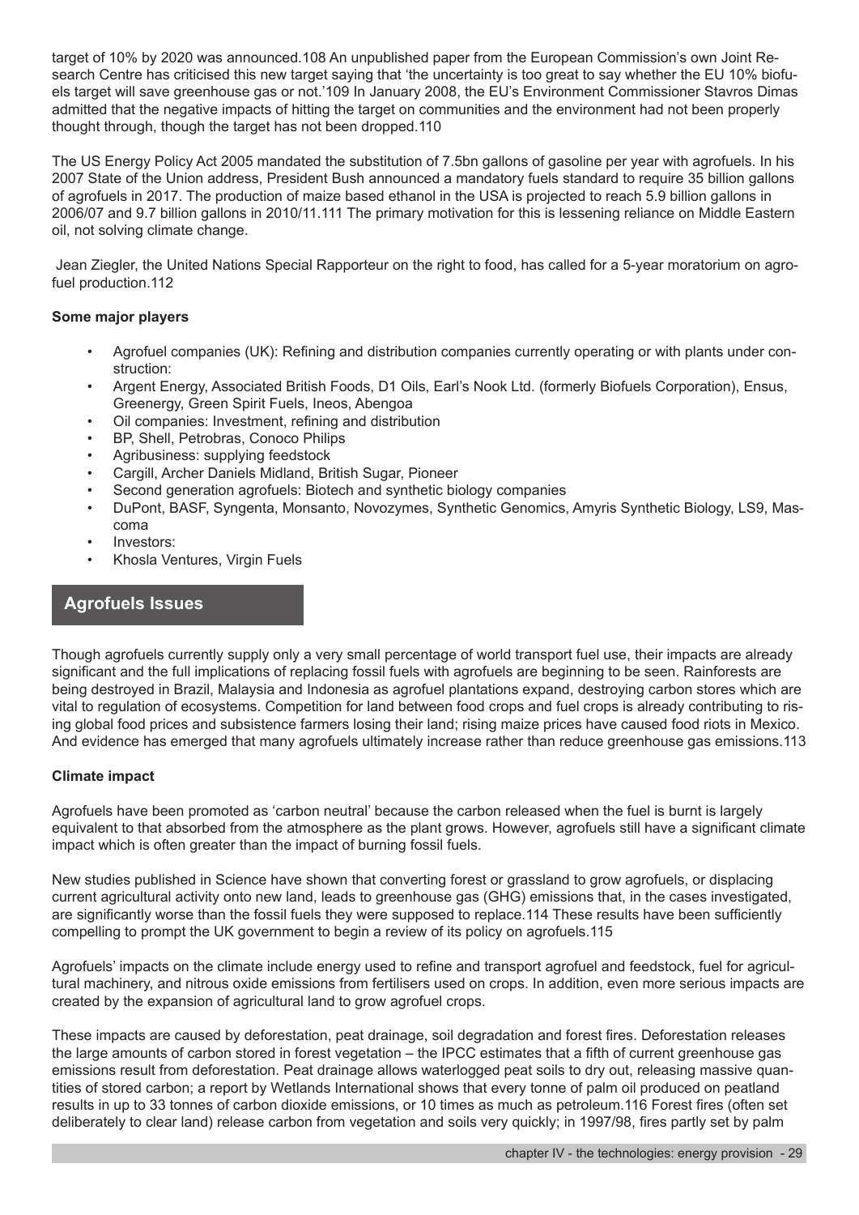target of 10% by 2020 was announced.108 An unpublished paper from the European Commission's own Joint Research Centre has criticised this new target saying that 'the uncertainty is too great to say whether the EU 10% biofuels target will save greenhouse gas or not.'109 In January 2008, the EU's Environment Commissioner Stavros Dimas admitted that the negative impacts of hitting the target on communities and the environment had not been properly thought through, though the target has not been dropped.110

The US Energy Policy Act 2005 mandated the substitution of 7.5bn gallons of gasoline per year with agrofuels. In his 2007 State of the Union address, President Bush announced a mandatory fuels standard to require 35 billion gallons of agrofuels in 2017. The production of maize based ethanol in the USA is projected to reach 5.9 billion gallons in 2006/07 and 9.7 billion gallons in 2010/11.111 The primary motivation for this is lessening reliance on Middle Eastern oil, not solving climate change.

Jean Ziegler, the United Nations Special Rapporteur on the right to food, has called for a 5-year moratorium on agrofuel production.112

**Some major players**

- Agrofuel companies (UK): Refining and distribution companies currently operating or with plants under construction:
- Argent Energy, Associated British Foods, D1 Oils, Earl's Nook Ltd. (formerly Biofuels Corporation), Ensus, Greenergy, Green Spirit Fuels, Ineos, Abengoa
- Oil companies: Investment, refining and distribution
- BP, Shell, Petrobras, Conoco Philips
- Agribusiness: supplying feedstock
- Cargill, Archer Daniels Midland, British Sugar, Pioneer
- Second generation agrofuels: Biotech and synthetic biology companies
- DuPont, BASF, Syngenta, Monsanto, Novozymes, Synthetic Genomics, Amyris Synthetic Biology, LS9, Mascoma
- Investors:
- Khosla Ventures, Virgin Fuels

## Agrofuels Issues

Though agrofuels currently supply only a very small percentage of world transport fuel use, their impacts are already significant and the full implications of replacing fossil fuels with agrofuels are beginning to be seen. Rainforests are being destroyed in Brazil, Malaysia and Indonesia as agrofuel plantations expand, destroying carbon stores which are vital to regulation of ecosystems. Competition for land between food crops and fuel crops is already contributing to rising global food prices and subsistence farmers losing their land; rising maize prices have caused food riots in Mexico. And evidence has emerged that many agrofuels ultimately increase rather than reduce greenhouse gas emissions.113

**Climate impact**

Agrofuels have been promoted as 'carbon neutral' because the carbon released when the fuel is burnt is largely equivalent to that absorbed from the atmosphere as the plant grows. However, agrofuels still have a significant climate impact which is often greater than the impact of burning fossil fuels.

New studies published in Science have shown that converting forest or grassland to grow agrofuels, or displacing current agricultural activity onto new land, leads to greenhouse gas (GHG) emissions that, in the cases investigated, are significantly worse than the fossil fuels they were supposed to replace.114 These results have been sufficiently compelling to prompt the UK government to begin a review of its policy on agrofuels.115

Agrofuels' impacts on the climate include energy used to refine and transport agrofuel and feedstock, fuel for agricultural machinery, and nitrous oxide emissions from fertilisers used on crops. In addition, even more serious impacts are created by the expansion of agricultural land to grow agrofuel crops.

These impacts are caused by deforestation, peat drainage, soil degradation and forest fires. Deforestation releases the large amounts of carbon stored in forest vegetation – the IPCC estimates that a fifth of current greenhouse gas emissions result from deforestation. Peat drainage allows waterlogged peat soils to dry out, releasing massive quantities of stored carbon; a report by Wetlands International shows that every tonne of palm oil produced on peatland results in up to 33 tonnes of carbon dioxide emissions, or 10 times as much as petroleum.116 Forest fires (often set deliberately to clear land) release carbon from vegetation and soils very quickly; in 1997/98, fires partly set by palm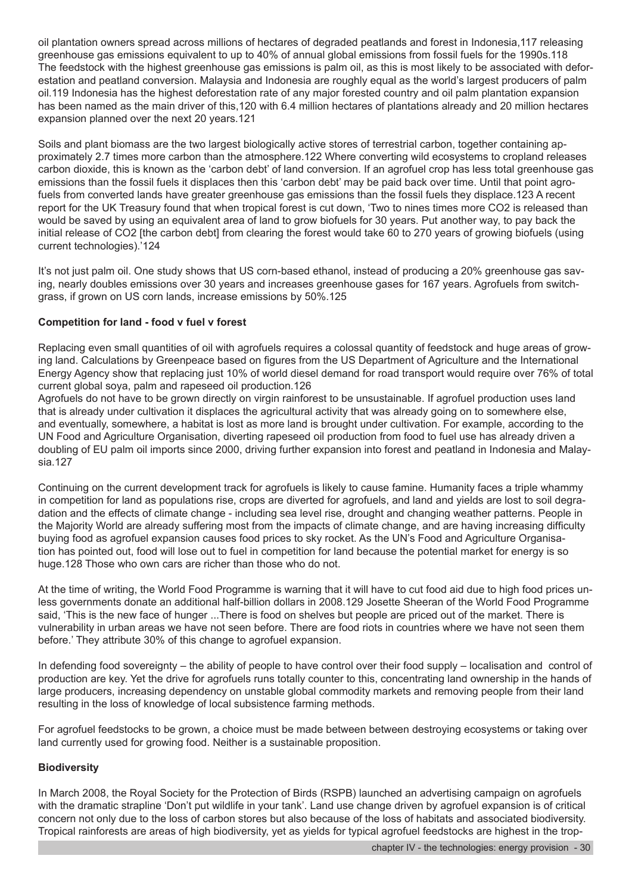oil plantation owners spread across millions of hectares of degraded peatlands and forest in Indonesia,117 releasing greenhouse gas emissions equivalent to up to 40% of annual global emissions from fossil fuels for the 1990s.118 The feedstock with the highest greenhouse gas emissions is palm oil, as this is most likely to be associated with deforestation and peatland conversion. Malaysia and Indonesia are roughly equal as the world's largest producers of palm oil.119 Indonesia has the highest deforestation rate of any major forested country and oil palm plantation expansion has been named as the main driver of this,120 with 6.4 million hectares of plantations already and 20 million hectares expansion planned over the next 20 years.121

Soils and plant biomass are the two largest biologically active stores of terrestrial carbon, together containing approximately 2.7 times more carbon than the atmosphere.122 Where converting wild ecosystems to cropland releases carbon dioxide, this is known as the 'carbon debt' of land conversion. If an agrofuel crop has less total greenhouse gas emissions than the fossil fuels it displaces then this 'carbon debt' may be paid back over time. Until that point agrofuels from converted lands have greater greenhouse gas emissions than the fossil fuels they displace.123 A recent report for the UK Treasury found that when tropical forest is cut down, 'Two to nines times more CO2 is released than would be saved by using an equivalent area of land to grow biofuels for 30 years. Put another way, to pay back the initial release of CO2 [the carbon debt] from clearing the forest would take 60 to 270 years of growing biofuels (using current technologies).'124

It's not just palm oil. One study shows that US corn-based ethanol, instead of producing a 20% greenhouse gas saving, nearly doubles emissions over 30 years and increases greenhouse gases for 167 years. Agrofuels from switchgrass, if grown on US corn lands, increase emissions by 50%.125

**Competition for land - food v fuel v forest**

Replacing even small quantities of oil with agrofuels requires a colossal quantity of feedstock and huge areas of growing land. Calculations by Greenpeace based on figures from the US Department of Agriculture and the International Energy Agency show that replacing just 10% of world diesel demand for road transport would require over 76% of total current global soya, palm and rapeseed oil production.126

Agrofuels do not have to be grown directly on virgin rainforest to be unsustainable. If agrofuel production uses land that is already under cultivation it displaces the agricultural activity that was already going on to somewhere else, and eventually, somewhere, a habitat is lost as more land is brought under cultivation. For example, according to the UN Food and Agriculture Organisation, diverting rapeseed oil production from food to fuel use has already driven a doubling of EU palm oil imports since 2000, driving further expansion into forest and peatland in Indonesia and Malaysia.127

Continuing on the current development track for agrofuels is likely to cause famine. Humanity faces a triple whammy in competition for land as populations rise, crops are diverted for agrofuels, and land and yields are lost to soil degradation and the effects of climate change - including sea level rise, drought and changing weather patterns. People in the Majority World are already suffering most from the impacts of climate change, and are having increasing difficulty buying food as agrofuel expansion causes food prices to sky rocket. As the UN's Food and Agriculture Organisation has pointed out, food will lose out to fuel in competition for land because the potential market for energy is so huge.128 Those who own cars are richer than those who do not.

At the time of writing, the World Food Programme is warning that it will have to cut food aid due to high food prices unless governments donate an additional half-billion dollars in 2008.129 Josette Sheeran of the World Food Programme said, 'This is the new face of hunger ...There is food on shelves but people are priced out of the market. There is vulnerability in urban areas we have not seen before. There are food riots in countries where we have not seen them before.' They attribute 30% of this change to agrofuel expansion.

In defending food sovereignty – the ability of people to have control over their food supply – localisation and control of production are key. Yet the drive for agrofuels runs totally counter to this, concentrating land ownership in the hands of large producers, increasing dependency on unstable global commodity markets and removing people from their land resulting in the loss of knowledge of local subsistence farming methods.

For agrofuel feedstocks to be grown, a choice must be made between between destroying ecosystems or taking over land currently used for growing food. Neither is a sustainable proposition.

**Biodiversity**

In March 2008, the Royal Society for the Protection of Birds (RSPB) launched an advertising campaign on agrofuels with the dramatic strapline 'Don't put wildlife in your tank'. Land use change driven by agrofuel expansion is of critical concern not only due to the loss of carbon stores but also because of the loss of habitats and associated biodiversity. Tropical rainforests are areas of high biodiversity, yet as yields for typical agrofuel feedstocks are highest in the trop-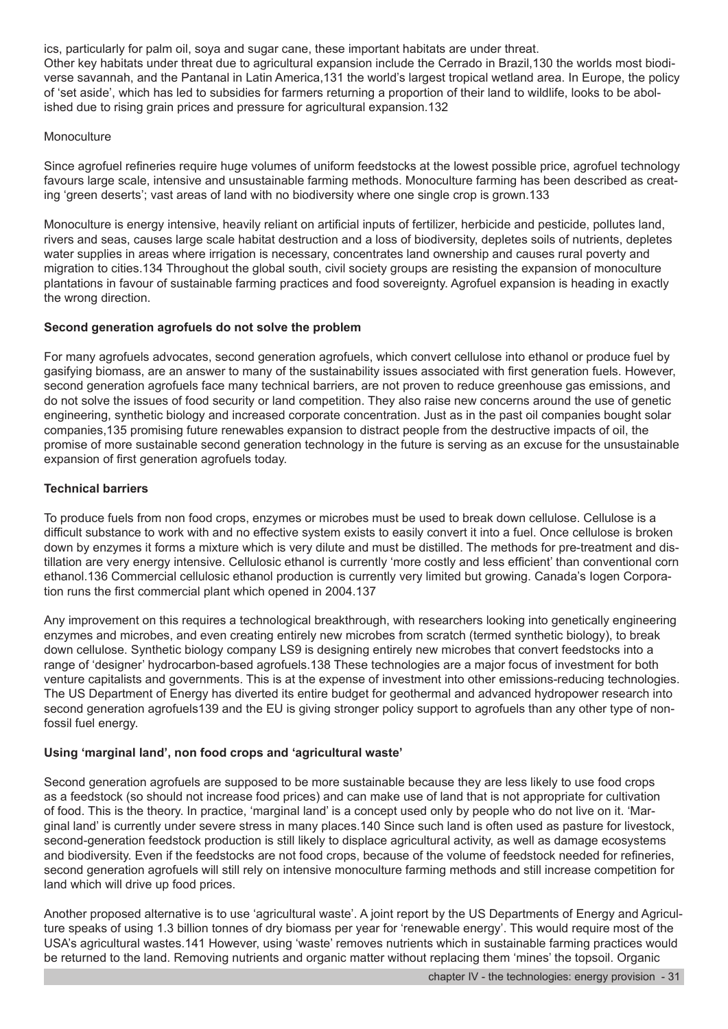ics, particularly for palm oil, soya and sugar cane, these important habitats are under threat.
Other key habitats under threat due to agricultural expansion include the Cerrado in Brazil,130 the worlds most biodiverse savannah, and the Pantanal in Latin America,131 the world's largest tropical wetland area. In Europe, the policy of 'set aside', which has led to subsidies for farmers returning a proportion of their land to wildlife, looks to be abolished due to rising grain prices and pressure for agricultural expansion.132

Monoculture

Since agrofuel refineries require huge volumes of uniform feedstocks at the lowest possible price, agrofuel technology favours large scale, intensive and unsustainable farming methods. Monoculture farming has been described as creating 'green deserts'; vast areas of land with no biodiversity where one single crop is grown.133

Monoculture is energy intensive, heavily reliant on artificial inputs of fertilizer, herbicide and pesticide, pollutes land, rivers and seas, causes large scale habitat destruction and a loss of biodiversity, depletes soils of nutrients, depletes water supplies in areas where irrigation is necessary, concentrates land ownership and causes rural poverty and migration to cities.134 Throughout the global south, civil society groups are resisting the expansion of monoculture plantations in favour of sustainable farming practices and food sovereignty. Agrofuel expansion is heading in exactly the wrong direction.

**Second generation agrofuels do not solve the problem**

For many agrofuels advocates, second generation agrofuels, which convert cellulose into ethanol or produce fuel by gasifying biomass, are an answer to many of the sustainability issues associated with first generation fuels. However, second generation agrofuels face many technical barriers, are not proven to reduce greenhouse gas emissions, and do not solve the issues of food security or land competition. They also raise new concerns around the use of genetic engineering, synthetic biology and increased corporate concentration. Just as in the past oil companies bought solar companies,135 promising future renewables expansion to distract people from the destructive impacts of oil, the promise of more sustainable second generation technology in the future is serving as an excuse for the unsustainable expansion of first generation agrofuels today.

**Technical barriers**

To produce fuels from non food crops, enzymes or microbes must be used to break down cellulose. Cellulose is a difficult substance to work with and no effective system exists to easily convert it into a fuel. Once cellulose is broken down by enzymes it forms a mixture which is very dilute and must be distilled. The methods for pre-treatment and distillation are very energy intensive. Cellulosic ethanol is currently 'more costly and less efficient' than conventional corn ethanol.136 Commercial cellulosic ethanol production is currently very limited but growing. Canada's Iogen Corporation runs the first commercial plant which opened in 2004.137

Any improvement on this requires a technological breakthrough, with researchers looking into genetically engineering enzymes and microbes, and even creating entirely new microbes from scratch (termed synthetic biology), to break down cellulose. Synthetic biology company LS9 is designing entirely new microbes that convert feedstocks into a range of 'designer' hydrocarbon-based agrofuels.138 These technologies are a major focus of investment for both venture capitalists and governments. This is at the expense of investment into other emissions-reducing technologies. The US Department of Energy has diverted its entire budget for geothermal and advanced hydropower research into second generation agrofuels139 and the EU is giving stronger policy support to agrofuels than any other type of non-fossil fuel energy.

**Using 'marginal land', non food crops and 'agricultural waste'**

Second generation agrofuels are supposed to be more sustainable because they are less likely to use food crops as a feedstock (so should not increase food prices) and can make use of land that is not appropriate for cultivation of food. This is the theory. In practice, 'marginal land' is a concept used only by people who do not live on it. 'Marginal land' is currently under severe stress in many places.140 Since such land is often used as pasture for livestock, second-generation feedstock production is still likely to displace agricultural activity, as well as damage ecosystems and biodiversity. Even if the feedstocks are not food crops, because of the volume of feedstock needed for refineries, second generation agrofuels will still rely on intensive monoculture farming methods and still increase competition for land which will drive up food prices.

Another proposed alternative is to use 'agricultural waste'. A joint report by the US Departments of Energy and Agriculture speaks of using 1.3 billion tonnes of dry biomass per year for 'renewable energy'. This would require most of the USA's agricultural wastes.141 However, using 'waste' removes nutrients which in sustainable farming practices would be returned to the land. Removing nutrients and organic matter without replacing them 'mines' the topsoil. Organic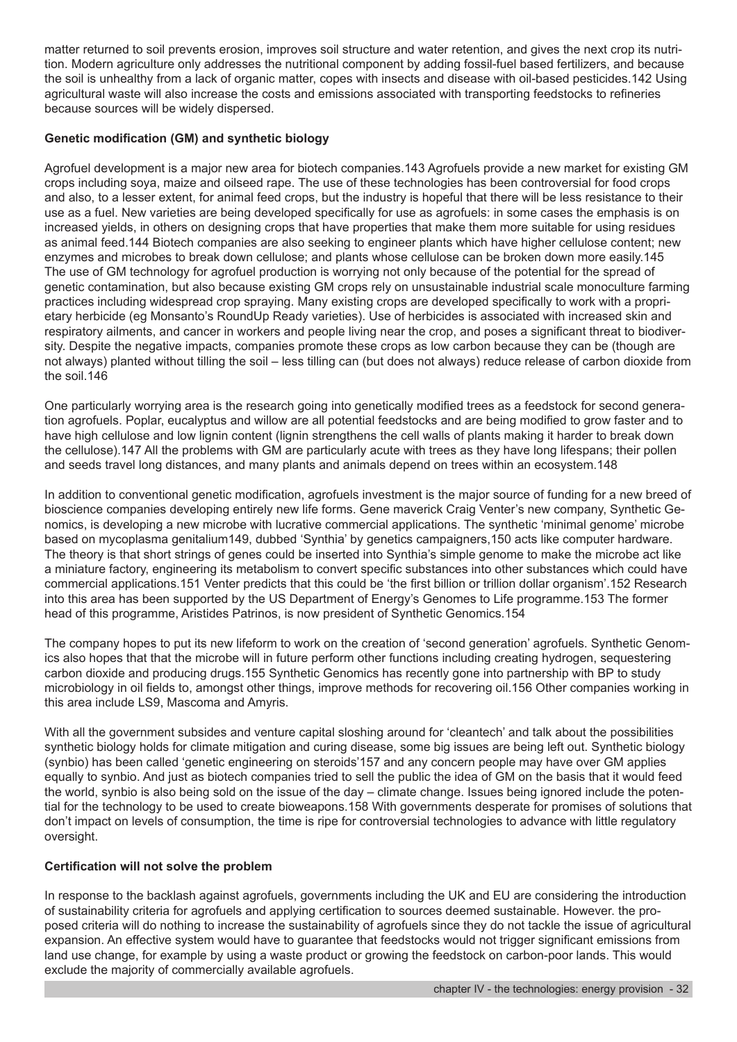matter returned to soil prevents erosion, improves soil structure and water retention, and gives the next crop its nutrition. Modern agriculture only addresses the nutritional component by adding fossil-fuel based fertilizers, and because the soil is unhealthy from a lack of organic matter, copes with insects and disease with oil-based pesticides.[142] Using agricultural waste will also increase the costs and emissions associated with transporting feedstocks to refineries because sources will be widely dispersed.

**Genetic modification (GM) and synthetic biology**

Agrofuel development is a major new area for biotech companies.[143] Agrofuels provide a new market for existing GM crops including soya, maize and oilseed rape. The use of these technologies has been controversial for food crops and also, to a lesser extent, for animal feed crops, but the industry is hopeful that there will be less resistance to their use as a fuel. New varieties are being developed specifically for use as agrofuels: in some cases the emphasis is on increased yields, in others on designing crops that have properties that make them more suitable for using residues as animal feed.[144] Biotech companies are also seeking to engineer plants which have higher cellulose content; new enzymes and microbes to break down cellulose; and plants whose cellulose can be broken down more easily.[145] The use of GM technology for agrofuel production is worrying not only because of the potential for the spread of genetic contamination, but also because existing GM crops rely on unsustainable industrial scale monoculture farming practices including widespread crop spraying. Many existing crops are developed specifically to work with a proprietary herbicide (eg Monsanto's RoundUp Ready varieties). Use of herbicides is associated with increased skin and respiratory ailments, and cancer in workers and people living near the crop, and poses a significant threat to biodiversity. Despite the negative impacts, companies promote these crops as low carbon because they can be (though are not always) planted without tilling the soil – less tilling can (but does not always) reduce release of carbon dioxide from the soil.[146]

One particularly worrying area is the research going into genetically modified trees as a feedstock for second generation agrofuels. Poplar, eucalyptus and willow are all potential feedstocks and are being modified to grow faster and to have high cellulose and low lignin content (lignin strengthens the cell walls of plants making it harder to break down the cellulose).[147] All the problems with GM are particularly acute with trees as they have long lifespans; their pollen and seeds travel long distances, and many plants and animals depend on trees within an ecosystem.[148]

In addition to conventional genetic modification, agrofuels investment is the major source of funding for a new breed of bioscience companies developing entirely new life forms. Gene maverick Craig Venter's new company, Synthetic Genomics, is developing a new microbe with lucrative commercial applications. The synthetic 'minimal genome' microbe based on mycoplasma genitalium[149], dubbed 'Synthia' by genetics campaigners,[150] acts like computer hardware. The theory is that short strings of genes could be inserted into Synthia's simple genome to make the microbe act like a miniature factory, engineering its metabolism to convert specific substances into other substances which could have commercial applications.[151] Venter predicts that this could be 'the first billion or trillion dollar organism'.[152] Research into this area has been supported by the US Department of Energy's Genomes to Life programme.[153] The former head of this programme, Aristides Patrinos, is now president of Synthetic Genomics.[154]

The company hopes to put its new lifeform to work on the creation of 'second generation' agrofuels. Synthetic Genomics also hopes that that the microbe will in future perform other functions including creating hydrogen, sequestering carbon dioxide and producing drugs.[155] Synthetic Genomics has recently gone into partnership with BP to study microbiology in oil fields to, amongst other things, improve methods for recovering oil.[156] Other companies working in this area include LS9, Mascoma and Amyris.

With all the government subsides and venture capital sloshing around for 'cleantech' and talk about the possibilities synthetic biology holds for climate mitigation and curing disease, some big issues are being left out. Synthetic biology (synbio) has been called 'genetic engineering on steroids'[157] and any concern people may have over GM applies equally to synbio. And just as biotech companies tried to sell the public the idea of GM on the basis that it would feed the world, synbio is also being sold on the issue of the day – climate change. Issues being ignored include the potential for the technology to be used to create bioweapons.[158] With governments desperate for promises of solutions that don't impact on levels of consumption, the time is ripe for controversial technologies to advance with little regulatory oversight.

**Certification will not solve the problem**

In response to the backlash against agrofuels, governments including the UK and EU are considering the introduction of sustainability criteria for agrofuels and applying certification to sources deemed sustainable. However. the proposed criteria will do nothing to increase the sustainability of agrofuels since they do not tackle the issue of agricultural expansion. An effective system would have to guarantee that feedstocks would not trigger significant emissions from land use change, for example by using a waste product or growing the feedstock on carbon-poor lands. This would exclude the majority of commercially available agrofuels.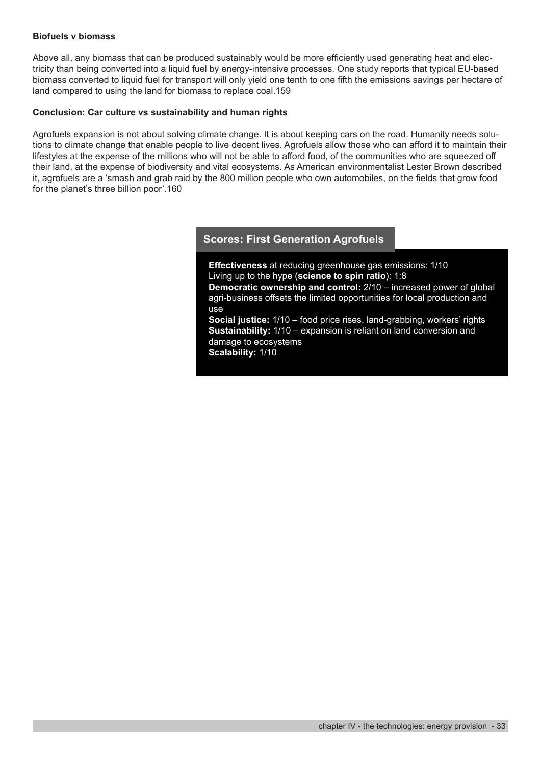### Biofuels v biomass

Above all, any biomass that can be produced sustainably would be more efficiently used generating heat and electricity than being converted into a liquid fuel by energy-intensive processes. One study reports that typical EU-based biomass converted to liquid fuel for transport will only yield one tenth to one fifth the emissions savings per hectare of land compared to using the land for biomass to replace coal.[159]

### Conclusion: Car culture vs sustainability and human rights

Agrofuels expansion is not about solving climate change. It is about keeping cars on the road. Humanity needs solutions to climate change that enable people to live decent lives. Agrofuels allow those who can afford it to maintain their lifestyles at the expense of the millions who will not be able to afford food, of the communities who are squeezed off their land, at the expense of biodiversity and vital ecosystems. As American environmentalist Lester Brown described it, agrofuels are a 'smash and grab raid by the 800 million people who own automobiles, on the fields that grow food for the planet's three billion poor'.[160]

#### Scores: First Generation Agrofuels

**Effectiveness** at reducing greenhouse gas emissions: 1/10
Living up to the hype (**science to spin ratio**): 1:8
**Democratic ownership and control:** 2/10 – increased power of global agri-business offsets the limited opportunities for local production and use
**Social justice:** 1/10 – food price rises, land-grabbing, workers' rights
**Sustainability:** 1/10 – expansion is reliant on land conversion and damage to ecosystems
**Scalability:** 1/10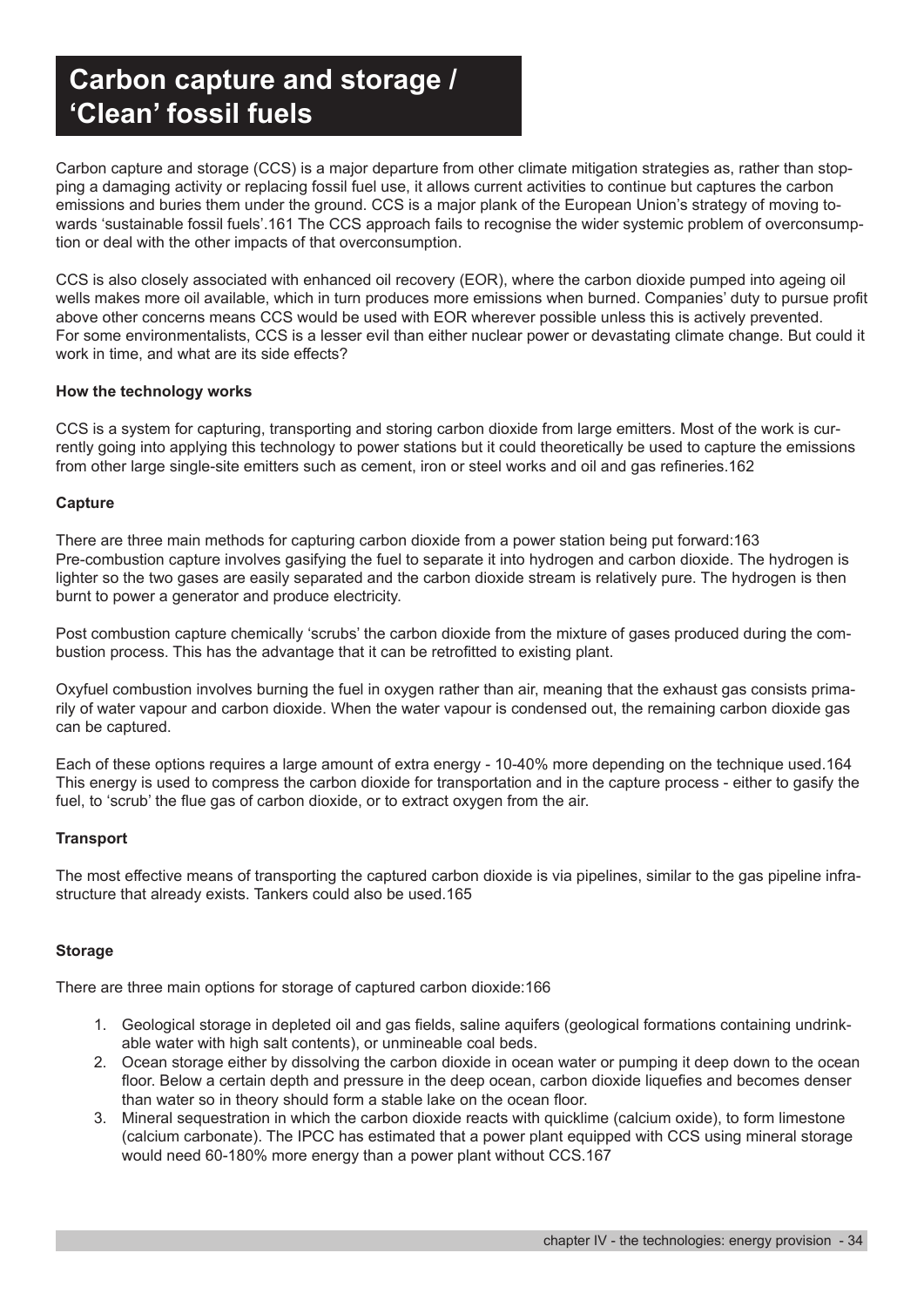# Carbon capture and storage / 'Clean' fossil fuels

Carbon capture and storage (CCS) is a major departure from other climate mitigation strategies as, rather than stopping a damaging activity or replacing fossil fuel use, it allows current activities to continue but captures the carbon emissions and buries them under the ground. CCS is a major plank of the European Union's strategy of moving towards 'sustainable fossil fuels'.161 The CCS approach fails to recognise the wider systemic problem of overconsumption or deal with the other impacts of that overconsumption.

CCS is also closely associated with enhanced oil recovery (EOR), where the carbon dioxide pumped into ageing oil wells makes more oil available, which in turn produces more emissions when burned. Companies' duty to pursue profit above other concerns means CCS would be used with EOR wherever possible unless this is actively prevented. For some environmentalists, CCS is a lesser evil than either nuclear power or devastating climate change. But could it work in time, and what are its side effects?

**How the technology works**

CCS is a system for capturing, transporting and storing carbon dioxide from large emitters. Most of the work is currently going into applying this technology to power stations but it could theoretically be used to capture the emissions from other large single-site emitters such as cement, iron or steel works and oil and gas refineries.162

**Capture**

There are three main methods for capturing carbon dioxide from a power station being put forward:163
Pre-combustion capture involves gasifying the fuel to separate it into hydrogen and carbon dioxide. The hydrogen is lighter so the two gases are easily separated and the carbon dioxide stream is relatively pure. The hydrogen is then burnt to power a generator and produce electricity.

Post combustion capture chemically 'scrubs' the carbon dioxide from the mixture of gases produced during the combustion process. This has the advantage that it can be retrofitted to existing plant.

Oxyfuel combustion involves burning the fuel in oxygen rather than air, meaning that the exhaust gas consists primarily of water vapour and carbon dioxide. When the water vapour is condensed out, the remaining carbon dioxide gas can be captured.

Each of these options requires a large amount of extra energy - 10-40% more depending on the technique used.164 This energy is used to compress the carbon dioxide for transportation and in the capture process - either to gasify the fuel, to 'scrub' the flue gas of carbon dioxide, or to extract oxygen from the air.

**Transport**

The most effective means of transporting the captured carbon dioxide is via pipelines, similar to the gas pipeline infrastructure that already exists. Tankers could also be used.165

**Storage**

There are three main options for storage of captured carbon dioxide:166

1. Geological storage in depleted oil and gas fields, saline aquifers (geological formations containing undrinkable water with high salt contents), or unmineable coal beds.
2. Ocean storage either by dissolving the carbon dioxide in ocean water or pumping it deep down to the ocean floor. Below a certain depth and pressure in the deep ocean, carbon dioxide liquefies and becomes denser than water so in theory should form a stable lake on the ocean floor.
3. Mineral sequestration in which the carbon dioxide reacts with quicklime (calcium oxide), to form limestone (calcium carbonate). The IPCC has estimated that a power plant equipped with CCS using mineral storage would need 60-180% more energy than a power plant without CCS.167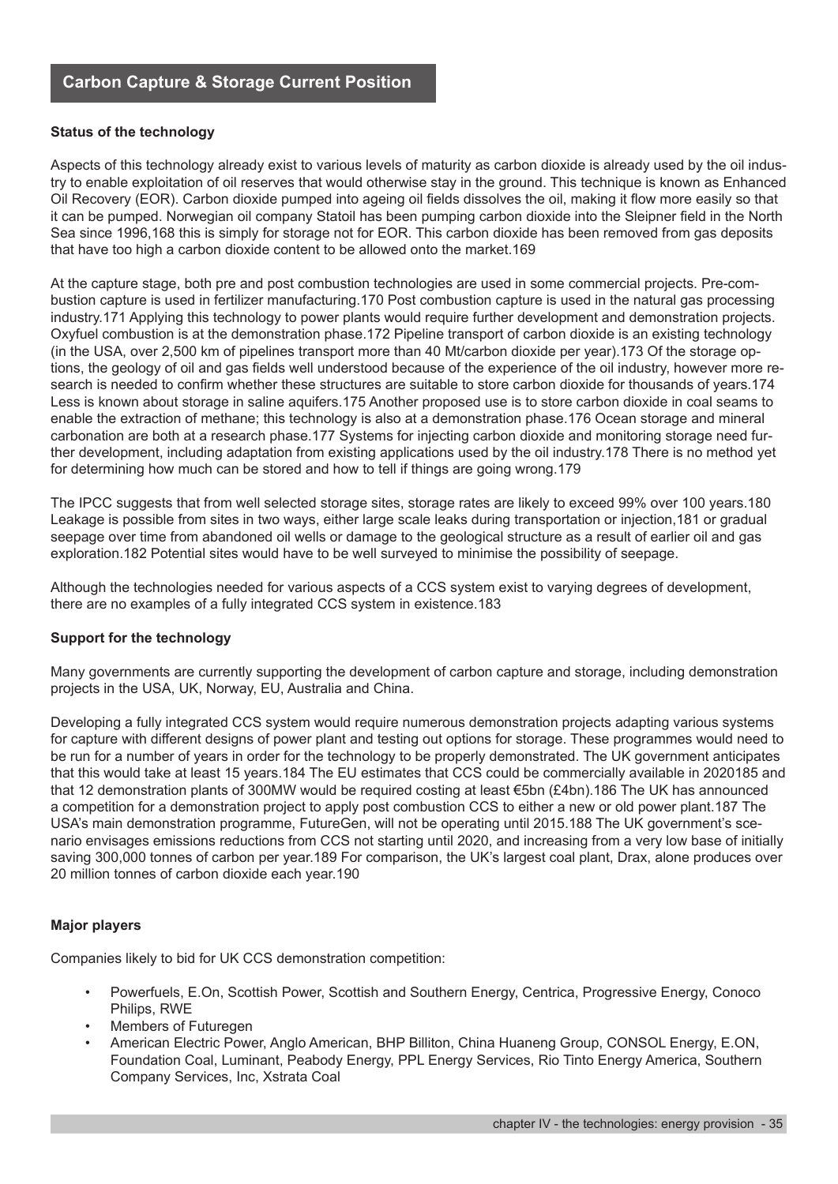## Carbon Capture & Storage Current Position

### Status of the technology

Aspects of this technology already exist to various levels of maturity as carbon dioxide is already used by the oil industry to enable exploitation of oil reserves that would otherwise stay in the ground. This technique is known as Enhanced Oil Recovery (EOR). Carbon dioxide pumped into ageing oil fields dissolves the oil, making it flow more easily so that it can be pumped. Norwegian oil company Statoil has been pumping carbon dioxide into the Sleipner field in the North Sea since 1996,[168] this is simply for storage not for EOR. This carbon dioxide has been removed from gas deposits that have too high a carbon dioxide content to be allowed onto the market.[169]

At the capture stage, both pre and post combustion technologies are used in some commercial projects. Pre-combustion capture is used in fertilizer manufacturing.[170] Post combustion capture is used in the natural gas processing industry.[171] Applying this technology to power plants would require further development and demonstration projects. Oxyfuel combustion is at the demonstration phase.[172] Pipeline transport of carbon dioxide is an existing technology (in the USA, over 2,500 km of pipelines transport more than 40 Mt/carbon dioxide per year).[173] Of the storage options, the geology of oil and gas fields well understood because of the experience of the oil industry, however more research is needed to confirm whether these structures are suitable to store carbon dioxide for thousands of years.[174] Less is known about storage in saline aquifers.[175] Another proposed use is to store carbon dioxide in coal seams to enable the extraction of methane; this technology is also at a demonstration phase.[176] Ocean storage and mineral carbonation are both at a research phase.[177] Systems for injecting carbon dioxide and monitoring storage need further development, including adaptation from existing applications used by the oil industry.[178] There is no method yet for determining how much can be stored and how to tell if things are going wrong.[179]

The IPCC suggests that from well selected storage sites, storage rates are likely to exceed 99% over 100 years.[180] Leakage is possible from sites in two ways, either large scale leaks during transportation or injection,[181] or gradual seepage over time from abandoned oil wells or damage to the geological structure as a result of earlier oil and gas exploration.[182] Potential sites would have to be well surveyed to minimise the possibility of seepage.

Although the technologies needed for various aspects of a CCS system exist to varying degrees of development, there are no examples of a fully integrated CCS system in existence.[183]

### Support for the technology

Many governments are currently supporting the development of carbon capture and storage, including demonstration projects in the USA, UK, Norway, EU, Australia and China.

Developing a fully integrated CCS system would require numerous demonstration projects adapting various systems for capture with different designs of power plant and testing out options for storage. These programmes would need to be run for a number of years in order for the technology to be properly demonstrated. The UK government anticipates that this would take at least 15 years.[184] The EU estimates that CCS could be commercially available in 2020[185] and that 12 demonstration plants of 300MW would be required costing at least €5bn (£4bn).[186] The UK has announced a competition for a demonstration project to apply post combustion CCS to either a new or old power plant.[187] The USA's main demonstration programme, FutureGen, will not be operating until 2015.[188] The UK government's scenario envisages emissions reductions from CCS not starting until 2020, and increasing from a very low base of initially saving 300,000 tonnes of carbon per year.[189] For comparison, the UK's largest coal plant, Drax, alone produces over 20 million tonnes of carbon dioxide each year.[190]

### Major players

Companies likely to bid for UK CCS demonstration competition:

- Powerfuels, E.On, Scottish Power, Scottish and Southern Energy, Centrica, Progressive Energy, Conoco Philips, RWE
- Members of Futuregen
- American Electric Power, Anglo American, BHP Billiton, China Huaneng Group, CONSOL Energy, E.ON, Foundation Coal, Luminant, Peabody Energy, PPL Energy Services, Rio Tinto Energy America, Southern Company Services, Inc, Xstrata Coal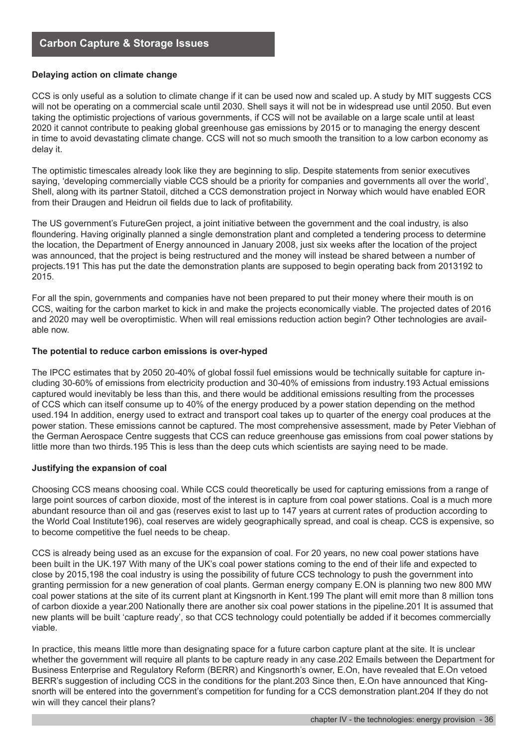## Carbon Capture & Storage Issues

### Delaying action on climate change

CCS is only useful as a solution to climate change if it can be used now and scaled up. A study by MIT suggests CCS will not be operating on a commercial scale until 2030. Shell says it will not be in widespread use until 2050. But even taking the optimistic projections of various governments, if CCS will not be available on a large scale until at least 2020 it cannot contribute to peaking global greenhouse gas emissions by 2015 or to managing the energy descent in time to avoid devastating climate change. CCS will not so much smooth the transition to a low carbon economy as delay it.

The optimistic timescales already look like they are beginning to slip. Despite statements from senior executives saying, 'developing commercially viable CCS should be a priority for companies and governments all over the world', Shell, along with its partner Statoil, ditched a CCS demonstration project in Norway which would have enabled EOR from their Draugen and Heidrun oil fields due to lack of profitability.

The US government's FutureGen project, a joint initiative between the government and the coal industry, is also floundering. Having originally planned a single demonstration plant and completed a tendering process to determine the location, the Department of Energy announced in January 2008, just six weeks after the location of the project was announced, that the project is being restructured and the money will instead be shared between a number of projects.[191] This has put the date the demonstration plants are supposed to begin operating back from 2013[192] to 2015.

For all the spin, governments and companies have not been prepared to put their money where their mouth is on CCS, waiting for the carbon market to kick in and make the projects economically viable. The projected dates of 2016 and 2020 may well be overoptimistic. When will real emissions reduction action begin? Other technologies are available now.

### The potential to reduce carbon emissions is over-hyped

The IPCC estimates that by 2050 20-40% of global fossil fuel emissions would be technically suitable for capture including 30-60% of emissions from electricity production and 30-40% of emissions from industry.[193] Actual emissions captured would inevitably be less than this, and there would be additional emissions resulting from the processes of CCS which can itself consume up to 40% of the energy produced by a power station depending on the method used.[194] In addition, energy used to extract and transport coal takes up to quarter of the energy coal produces at the power station. These emissions cannot be captured. The most comprehensive assessment, made by Peter Viebhan of the German Aerospace Center suggests that CCS can reduce greenhouse gas emissions from coal power stations by little more than two thirds.[195] This is less than the deep cuts which scientists are saying need to be made.

### Justifying the expansion of coal

Choosing CCS means choosing coal. While CCS could theoretically be used for capturing emissions from a range of large point sources of carbon dioxide, most of the interest is in capture from coal power stations. Coal is a much more abundant resource than oil and gas (reserves exist to last up to 147 years at current rates of production according to the World Coal Institute[196]), coal reserves are widely geographically spread, and coal is cheap. CCS is expensive, so to become competitive the fuel needs to be cheap.

CCS is already being used as an excuse for the expansion of coal. For 20 years, no new coal power stations have been built in the UK.[197] With many of the UK's coal power stations coming to the end of their life and expected to close by 2015,[198] the coal industry is using the possibility of future CCS technology to push the government into granting permission for a new generation of coal plants. German energy company E.ON is planning two new 800 MW coal power stations at the site of its current plant at Kingsnorth in Kent.[199] The plant will emit more than 8 million tons of carbon dioxide a year.[200] Nationally there are another six coal power stations in the pipeline.[201] It is assumed that new plants will be built 'capture ready', so that CCS technology could potentially be added if it becomes commercially viable.

In practice, this means little more than designating space for a future carbon capture plant at the site. It is unclear whether the government will require all plants to be capture ready in any case.[202] Emails between the Department for Business Enterprise and Regulatory Reform (BERR) and Kingsnorth's owner, E.On, have revealed that E.On vetoed BERR's suggestion of including CCS in the conditions for the plant.[203] Since then, E.On have announced that Kingsnorth will be entered into the government's competition for funding for a CCS demonstration plant.[204] If they do not win will they cancel their plans?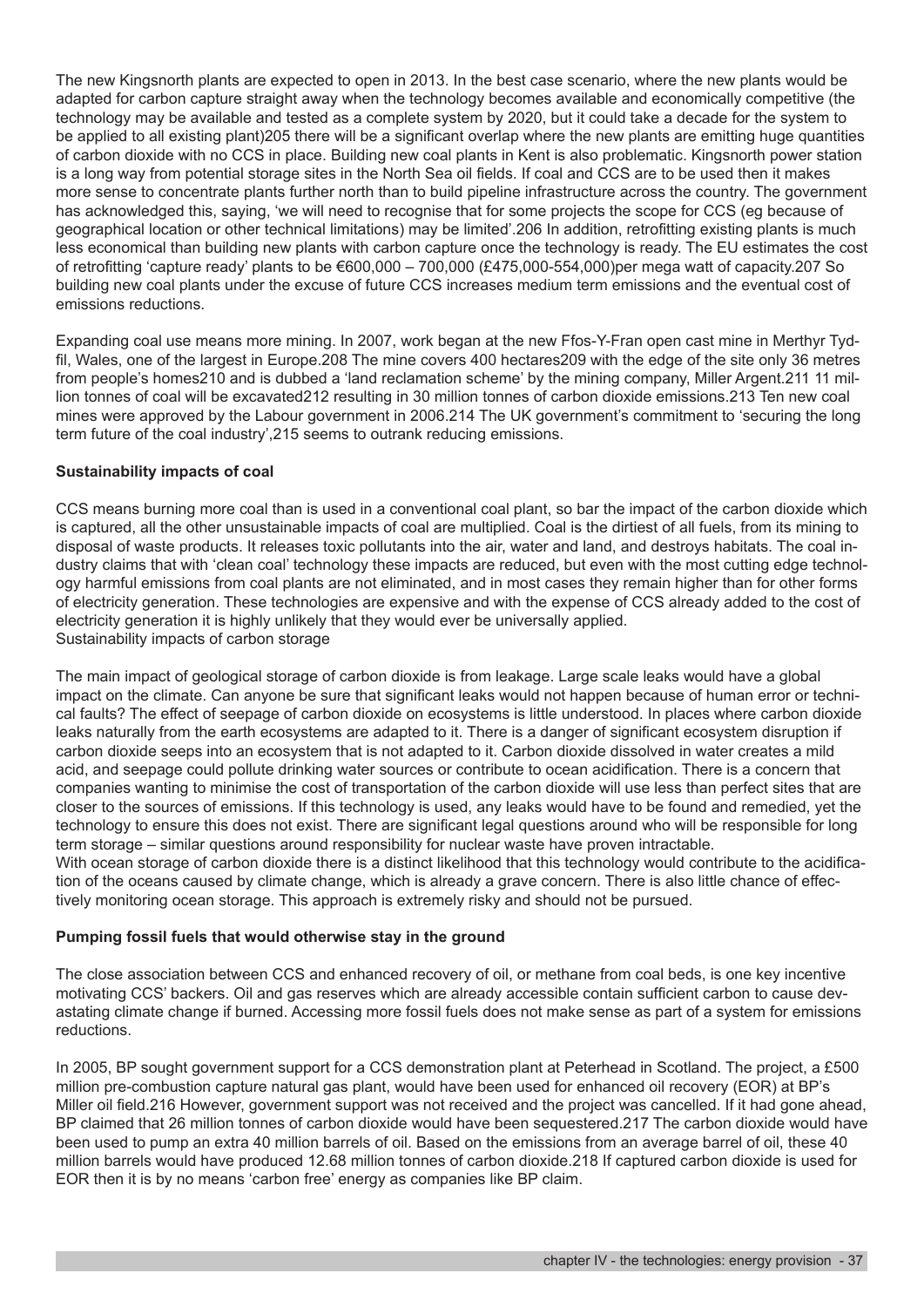The new Kingsnorth plants are expected to open in 2013. In the best case scenario, where the new plants would be adapted for carbon capture straight away when the technology becomes available and economically competitive (the technology may be available and tested as a complete system by 2020, but it could take a decade for the system to be applied to all existing plant)[205] there will be a significant overlap where the new plants are emitting huge quantities of carbon dioxide with no CCS in place. Building new coal plants in Kent is also problematic. Kingsnorth power station is a long way from potential storage sites in the North Sea oil fields. If coal and CCS are to be used then it makes more sense to concentrate plants further north than to build pipeline infrastructure across the country. The government has acknowledged this, saying, 'we will need to recognise that for some projects the scope for CCS (eg because of geographical location or other technical limitations) may be limited'.[206] In addition, retrofitting existing plants is much less economical than building new plants with carbon capture once the technology is ready. The EU estimates the cost of retrofitting 'capture ready' plants to be €600,000 – 700,000 (£475,000-554,000)per mega watt of capacity.[207] So building new coal plants under the excuse of future CCS increases medium term emissions and the eventual cost of emissions reductions.

Expanding coal use means more mining. In 2007, work began at the new Ffos-Y-Fran open cast mine in Merthyr Tydfil, Wales, one of the largest in Europe.[208] The mine covers 400 hectares[209] with the edge of the site only 36 metres from people's homes[210] and is dubbed a 'land reclamation scheme' by the mining company, Miller Argent.[211] 11 million tonnes of coal will be excavated[212] resulting in 30 million tonnes of carbon dioxide emissions.[213] Ten new coal mines were approved by the Labour government in 2006.[214] The UK government's commitment to 'securing the long term future of the coal industry',[215] seems to outrank reducing emissions.

**Sustainability impacts of coal**

CCS means burning more coal than is used in a conventional coal plant, so bar the impact of the carbon dioxide which is captured, all the other unsustainable impacts of coal are multiplied. Coal is the dirtiest of all fuels, from its mining to disposal of waste products. It releases toxic pollutants into the air, water and land, and destroys habitats. The coal industry claims that with 'clean coal' technology these impacts are reduced, but even with the most cutting edge technology harmful emissions from coal plants are not eliminated, and in most cases they remain higher than for other forms of electricity generation. These technologies are expensive and with the expense of CCS already added to the cost of electricity generation it is highly unlikely that they would ever be universally applied.

Sustainability impacts of carbon storage

The main impact of geological storage of carbon dioxide is from leakage. Large scale leaks would have a global impact on the climate. Can anyone be sure that significant leaks would not happen because of human error or technical faults? The effect of seepage of carbon dioxide on ecosystems is little understood. In places where carbon dioxide leaks naturally from the earth ecosystems are adapted to it. There is a danger of significant ecosystem disruption if carbon dioxide seeps into an ecosystem that is not adapted to it. Carbon dioxide dissolved in water creates a mild acid, and seepage could pollute drinking water sources or contribute to ocean acidification. There is a concern that companies wanting to minimise the cost of transportation of the carbon dioxide will use less than perfect sites that are closer to the sources of emissions. If this technology is used, any leaks would have to be found and remedied, yet the technology to ensure this does not exist. There are significant legal questions around who will be responsible for long term storage – similar questions around responsibility for nuclear waste have proven intractable.

With ocean storage of carbon dioxide there is a distinct likelihood that this technology would contribute to the acidification of the oceans caused by climate change, which is already a grave concern. There is also little chance of effectively monitoring ocean storage. This approach is extremely risky and should not be pursued.

**Pumping fossil fuels that would otherwise stay in the ground**

The close association between CCS and enhanced recovery of oil, or methane from coal beds, is one key incentive motivating CCS' backers. Oil and gas reserves which are already accessible contain sufficient carbon to cause devastating climate change if burned. Accessing more fossil fuels does not make sense as part of a system for emissions reductions.

In 2005, BP sought government support for a CCS demonstration plant at Peterhead in Scotland. The project, a £500 million pre-combustion capture natural gas plant, would have been used for enhanced oil recovery (EOR) at BP's Miller oil field.[216] However, government support was not received and the project was cancelled. If it had gone ahead, BP claimed that 26 million tonnes of carbon dioxide would have been sequestered.[217] The carbon dioxide would have been used to pump an extra 40 million barrels of oil. Based on the emissions from an average barrel of oil, these 40 million barrels would have produced 12.68 million tonnes of carbon dioxide.[218] If captured carbon dioxide is used for EOR then it is by no means 'carbon free' energy as companies like BP claim.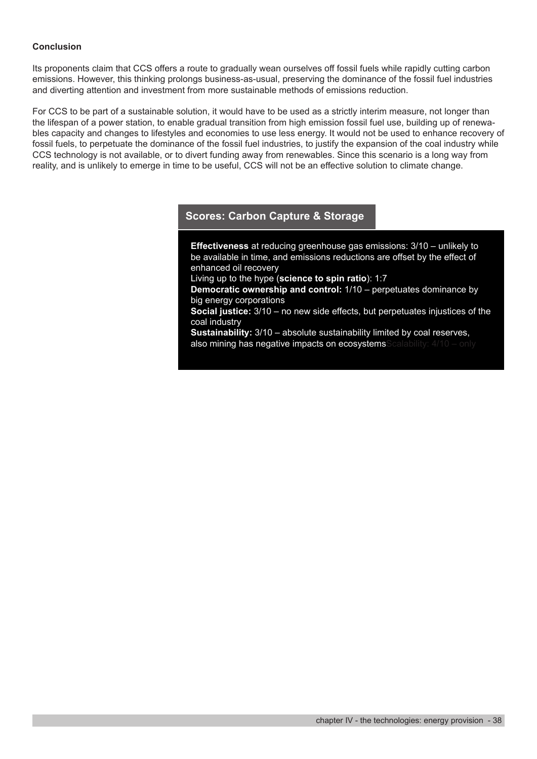**Conclusion**

Its proponents claim that CCS offers a route to gradually wean ourselves off fossil fuels while rapidly cutting carbon emissions. However, this thinking prolongs business-as-usual, preserving the dominance of the fossil fuel industries and diverting attention and investment from more sustainable methods of emissions reduction.

For CCS to be part of a sustainable solution, it would have to be used as a strictly interim measure, not longer than the lifespan of a power station, to enable gradual transition from high emission fossil fuel use, building up of renewables capacity and changes to lifestyles and economies to use less energy. It would not be used to enhance recovery of fossil fuels, to perpetuate the dominance of the fossil fuel industries, to justify the expansion of the coal industry while CCS technology is not available, or to divert funding away from renewables. Since this scenario is a long way from reality, and is unlikely to emerge in time to be useful, CCS will not be an effective solution to climate change.

### Scores: Carbon Capture & Storage

**Effectiveness** at reducing greenhouse gas emissions: 3/10 – unlikely to be available in time, and emissions reductions are offset by the effect of enhanced oil recovery
Living up to the hype (**science to spin ratio**): 1:7
**Democratic ownership and control:** 1/10 – perpetuates dominance by big energy corporations
**Social justice:** 3/10 – no new side effects, but perpetuates injustices of the coal industry
**Sustainability:** 3/10 – absolute sustainability limited by coal reserves, also mining has negative impacts on ecosystemsScalability: 4/10 – only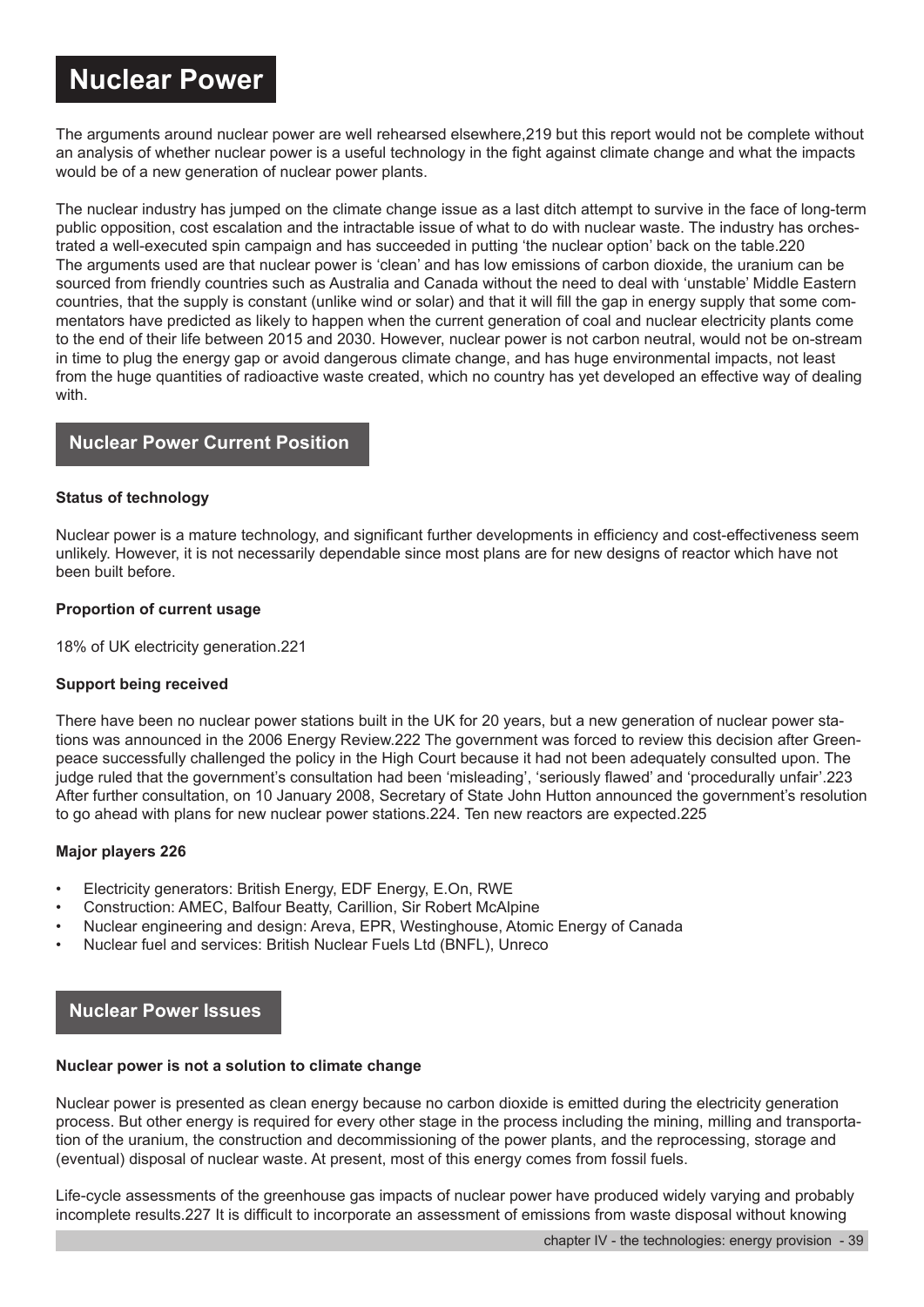# Nuclear Power

The arguments around nuclear power are well rehearsed elsewhere,219 but this report would not be complete without an analysis of whether nuclear power is a useful technology in the fight against climate change and what the impacts would be of a new generation of nuclear power plants.

The nuclear industry has jumped on the climate change issue as a last ditch attempt to survive in the face of long-term public opposition, cost escalation and the intractable issue of what to do with nuclear waste. The industry has orchestrated a well-executed spin campaign and has succeeded in putting 'the nuclear option' back on the table.220 The arguments used are that nuclear power is 'clean' and has low emissions of carbon dioxide, the uranium can be sourced from friendly countries such as Australia and Canada without the need to deal with 'unstable' Middle Eastern countries, that the supply is constant (unlike wind or solar) and that it will fill the gap in energy supply that some commentators have predicted as likely to happen when the current generation of coal and nuclear electricity plants come to the end of their life between 2015 and 2030. However, nuclear power is not carbon neutral, would not be on-stream in time to plug the energy gap or avoid dangerous climate change, and has huge environmental impacts, not least from the huge quantities of radioactive waste created, which no country has yet developed an effective way of dealing with.

## Nuclear Power Current Position

**Status of technology**

Nuclear power is a mature technology, and significant further developments in efficiency and cost-effectiveness seem unlikely. However, it is not necessarily dependable since most plans are for new designs of reactor which have not been built before.

**Proportion of current usage**

18% of UK electricity generation.221

**Support being received**

There have been no nuclear power stations built in the UK for 20 years, but a new generation of nuclear power stations was announced in the 2006 Energy Review.222 The government was forced to review this decision after Greenpeace successfully challenged the policy in the High Court because it had not been adequately consulted upon. The judge ruled that the government's consultation had been 'misleading', 'seriously flawed' and 'procedurally unfair'.223 After further consultation, on 10 January 2008, Secretary of State John Hutton announced the government's resolution to go ahead with plans for new nuclear power stations.224. Ten new reactors are expected.225

**Major players 226**

- Electricity generators: British Energy, EDF Energy, E.On, RWE
- Construction: AMEC, Balfour Beatty, Carillion, Sir Robert McAlpine
- Nuclear engineering and design: Areva, EPR, Westinghouse, Atomic Energy of Canada
- Nuclear fuel and services: British Nuclear Fuels Ltd (BNFL), Unreco

## Nuclear Power Issues

**Nuclear power is not a solution to climate change**

Nuclear power is presented as clean energy because no carbon dioxide is emitted during the electricity generation process. But other energy is required for every other stage in the process including the mining, milling and transportation of the uranium, the construction and decommissioning of the power plants, and the reprocessing, storage and (eventual) disposal of nuclear waste. At present, most of this energy comes from fossil fuels.

Life-cycle assessments of the greenhouse gas impacts of nuclear power have produced widely varying and probably incomplete results.227 It is difficult to incorporate an assessment of emissions from waste disposal without knowing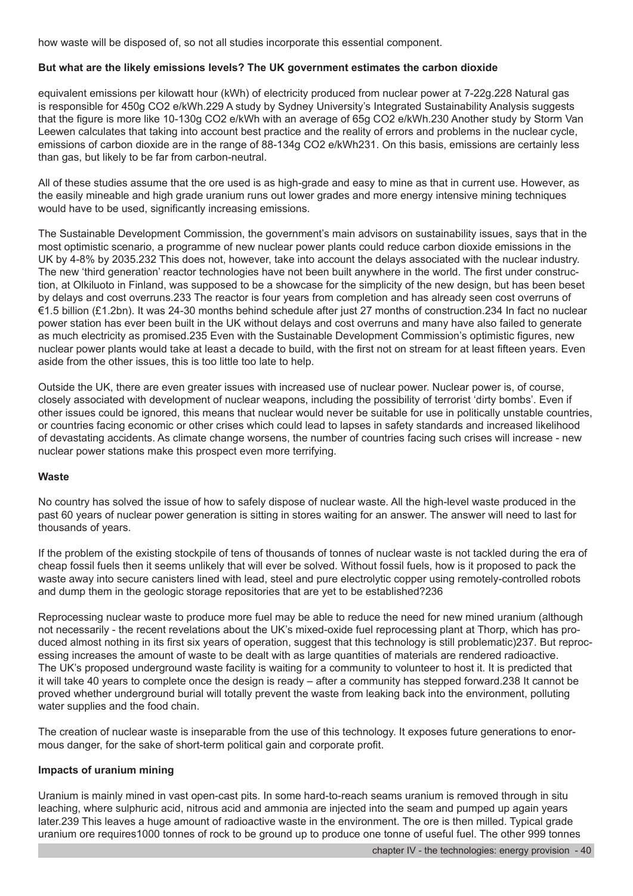how waste will be disposed of, so not all studies incorporate this essential component.

**But what are the likely emissions levels? The UK government estimates the carbon dioxide**

equivalent emissions per kilowatt hour (kWh) of electricity produced from nuclear power at 7-22g.[228] Natural gas is responsible for 450g $CO_2$ e/kWh.[229] A study by Sydney University's Integrated Sustainability Analysis suggests that the figure is more like 10-130g $CO_2$ e/kWh with an average of 65g $CO_2$ e/kWh.[230] Another study by Storm Van Leewen calculates that taking into account best practice and the reality of errors and problems in the nuclear cycle, emissions of carbon dioxide are in the range of 88-134g $CO_2$ e/kWh[231]. On this basis, emissions are certainly less than gas, but likely to be far from carbon-neutral.

All of these studies assume that the ore used is as high-grade and easy to mine as that in current use. However, as the easily mineable and high grade uranium runs out lower grades and more energy intensive mining techniques would have to be used, significantly increasing emissions.

The Sustainable Development Commission, the government's main advisors on sustainability issues, says that in the most optimistic scenario, a programme of new nuclear power plants could reduce carbon dioxide emissions in the UK by 4-8% by 2035.[232] This does not, however, take into account the delays associated with the nuclear industry. The new 'third generation' reactor technologies have not been built anywhere in the world. The first under construction, at Olkiluoto in Finland, was supposed to be a showcase for the simplicity of the new design, but has been beset by delays and cost overruns.[233] The reactor is four years from completion and has already seen cost overruns of €1.5 billion (£1.2bn). It was 24-30 months behind schedule after just 27 months of construction.[234] In fact no nuclear power station has ever been built in the UK without delays and cost overruns and many have also failed to generate as much electricity as promised.[235] Even with the Sustainable Development Commission's optimistic figures, new nuclear power plants would take at least a decade to build, with the first not on stream for at least fifteen years. Even aside from the other issues, this is too little too late to help.

Outside the UK, there are even greater issues with increased use of nuclear power. Nuclear power is, of course, closely associated with development of nuclear weapons, including the possibility of terrorist 'dirty bombs'. Even if other issues could be ignored, this means that nuclear would never be suitable for use in politically unstable countries, or countries facing economic or other crises which could lead to lapses in safety standards and increased likelihood of devastating accidents. As climate change worsens, the number of countries facing such crises will increase - new nuclear power stations make this prospect even more terrifying.

**Waste**

No country has solved the issue of how to safely dispose of nuclear waste. All the high-level waste produced in the past 60 years of nuclear power generation is sitting in stores waiting for an answer. The answer will need to last for thousands of years.

If the problem of the existing stockpile of tens of thousands of tonnes of nuclear waste is not tackled during the era of cheap fossil fuels then it seems unlikely that will ever be solved. Without fossil fuels, how is it proposed to pack the waste away into secure canisters lined with lead, steel and pure electrolytic copper using remotely-controlled robots and dump them in the geologic storage repositories that are yet to be established?[236]

Reprocessing nuclear waste to produce more fuel may be able to reduce the need for new mined uranium (although not necessarily - the recent revelations about the UK's mixed-oxide fuel reprocessing plant at Thorp, which has produced almost nothing in its first six years of operation, suggest that this technology is still problematic)[237]. But reprocessing increases the amount of waste to be dealt with as large quantities of materials are rendered radioactive. The UK's proposed underground waste facility is waiting for a community to volunteer to host it. It is predicted that it will take 40 years to complete once the design is ready – after a community has stepped forward.[238] It cannot be proved whether underground burial will totally prevent the waste from leaking back into the environment, polluting water supplies and the food chain.

The creation of nuclear waste is inseparable from the use of this technology. It exposes future generations to enormous danger, for the sake of short-term political gain and corporate profit.

**Impacts of uranium mining**

Uranium is mainly mined in vast open-cast pits. In some hard-to-reach seams uranium is removed through in situ leaching, where sulphuric acid, nitrous acid and ammonia are injected into the seam and pumped up again years later.[239] This leaves a huge amount of radioactive waste in the environment. The ore is then milled. Typical grade uranium ore requires1000 tonnes of rock to be ground up to produce one tonne of useful fuel. The other 999 tonnes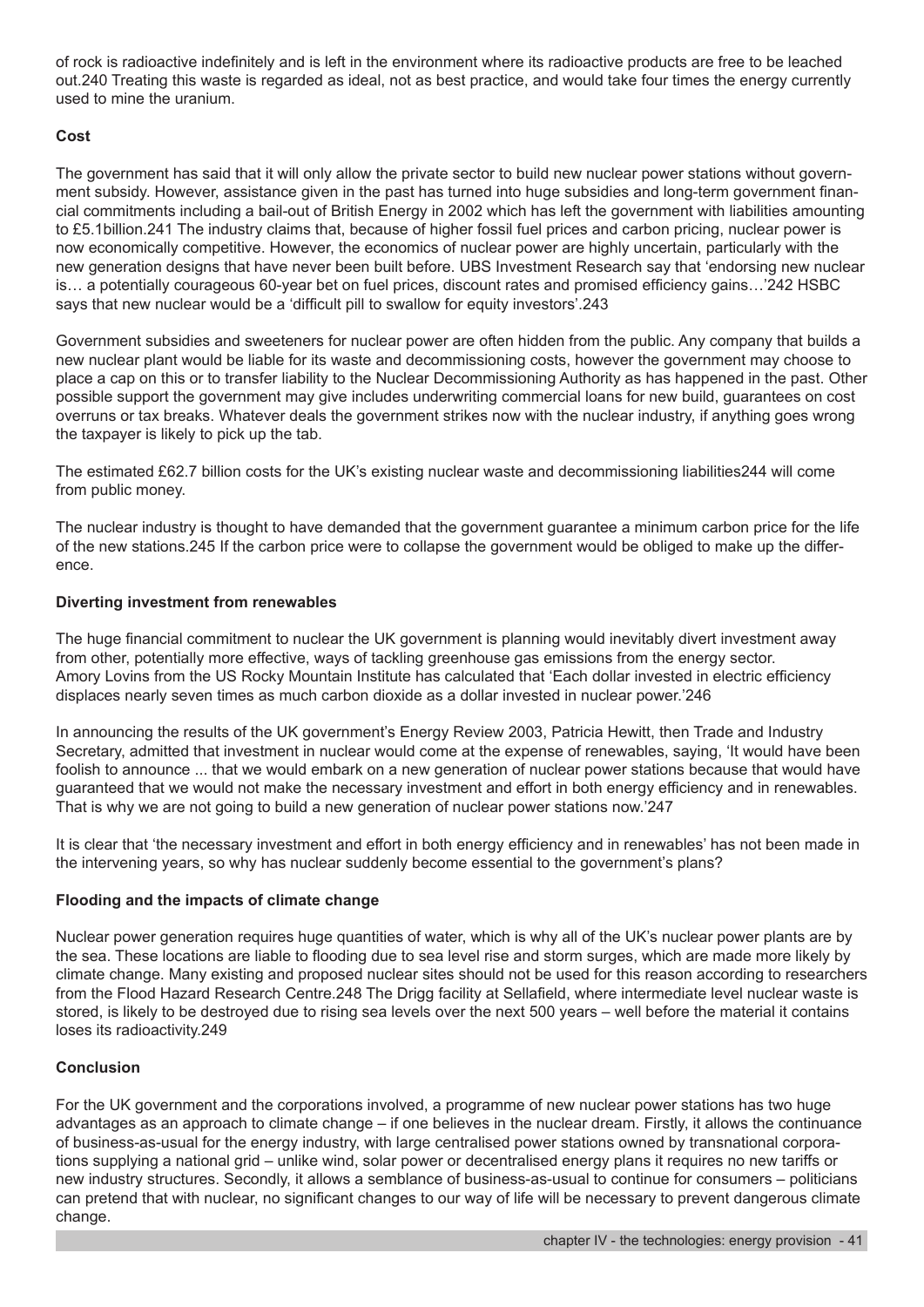of rock is radioactive indefinitely and is left in the environment where its radioactive products are free to be leached out.240 Treating this waste is regarded as ideal, not as best practice, and would take four times the energy currently used to mine the uranium.

### Cost

The government has said that it will only allow the private sector to build new nuclear power stations without government subsidy. However, assistance given in the past has turned into huge subsidies and long-term government financial commitments including a bail-out of British Energy in 2002 which has left the government with liabilities amounting to £5.1billion.241 The industry claims that, because of higher fossil fuel prices and carbon pricing, nuclear power is now economically competitive. However, the economics of nuclear power are highly uncertain, particularly with the new generation designs that have never been built before. UBS Investment Research say that 'endorsing new nuclear is… a potentially courageous 60-year bet on fuel prices, discount rates and promised efficiency gains…'242 HSBC says that new nuclear would be a 'difficult pill to swallow for equity investors'.243

Government subsidies and sweeteners for nuclear power are often hidden from the public. Any company that builds a new nuclear plant would be liable for its waste and decommissioning costs, however the government may choose to place a cap on this or to transfer liability to the Nuclear Decommissioning Authority as has happened in the past. Other possible support the government may give includes underwriting commercial loans for new build, guarantees on cost overruns or tax breaks. Whatever deals the government strikes now with the nuclear industry, if anything goes wrong the taxpayer is likely to pick up the tab.

The estimated £62.7 billion costs for the UK's existing nuclear waste and decommissioning liabilities244 will come from public money.

The nuclear industry is thought to have demanded that the government guarantee a minimum carbon price for the life of the new stations.245 If the carbon price were to collapse the government would be obliged to make up the difference.

### Diverting investment from renewables

The huge financial commitment to nuclear the UK government is planning would inevitably divert investment away from other, potentially more effective, ways of tackling greenhouse gas emissions from the energy sector. Amory Lovins from the US Rocky Mountain Institute has calculated that 'Each dollar invested in electric efficiency displaces nearly seven times as much carbon dioxide as a dollar invested in nuclear power.'246

In announcing the results of the UK government's Energy Review 2003, Patricia Hewitt, then Trade and Industry Secretary, admitted that investment in nuclear would come at the expense of renewables, saying, 'It would have been foolish to announce ... that we would embark on a new generation of nuclear power stations because that would have guaranteed that we would not make the necessary investment and effort in both energy efficiency and in renewables. That is why we are not going to build a new generation of nuclear power stations now.'247

It is clear that 'the necessary investment and effort in both energy efficiency and in renewables' has not been made in the intervening years, so why has nuclear suddenly become essential to the government's plans?

### Flooding and the impacts of climate change

Nuclear power generation requires huge quantities of water, which is why all of the UK's nuclear power plants are by the sea. These locations are liable to flooding due to sea level rise and storm surges, which are made more likely by climate change. Many existing and proposed nuclear sites should not be used for this reason according to researchers from the Flood Hazard Research Centre.248 The Drigg facility at Sellafield, where intermediate level nuclear waste is stored, is likely to be destroyed due to rising sea levels over the next 500 years – well before the material it contains loses its radioactivity.249

### Conclusion

For the UK government and the corporations involved, a programme of new nuclear power stations has two huge advantages as an approach to climate change – if one believes in the nuclear dream. Firstly, it allows the continuance of business-as-usual for the energy industry, with large centralised power stations owned by transnational corporations supplying a national grid – unlike wind, solar power or decentralised energy plans it requires no new tariffs or new industry structures. Secondly, it allows a semblance of business-as-usual to continue for consumers – politicians can pretend that with nuclear, no significant changes to our way of life will be necessary to prevent dangerous climate change.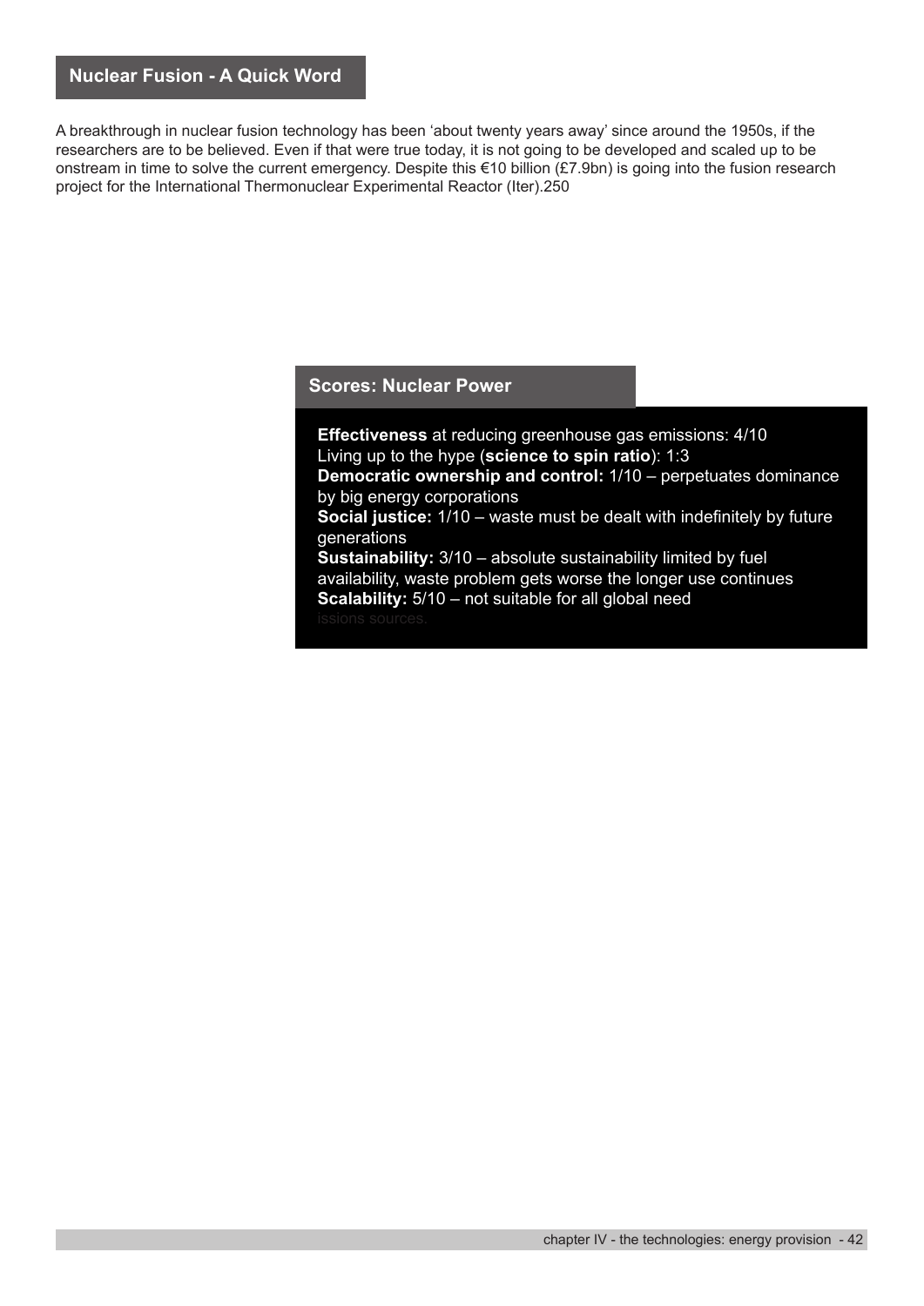## Nuclear Fusion - A Quick Word

A breakthrough in nuclear fusion technology has been 'about twenty years away' since around the 1950s, if the researchers are to be believed. Even if that were true today, it is not going to be developed and scaled up to be onstream in time to solve the current emergency. Despite this €10 billion (£7.9bn) is going into the fusion research project for the International Thermonuclear Experimental Reactor (Iter).250

## Scores: Nuclear Power

**Effectiveness** at reducing greenhouse gas emissions: 4/10
Living up to the hype (**science to spin ratio**): 1:3
**Democratic ownership and control:** 1/10 – perpetuates dominance by big energy corporations
**Social justice:** 1/10 – waste must be dealt with indefinitely by future generations
**Sustainability:** 3/10 – absolute sustainability limited by fuel availability, waste problem gets worse the longer use continues
**Scalability:** 5/10 – not suitable for all global need
issions sources.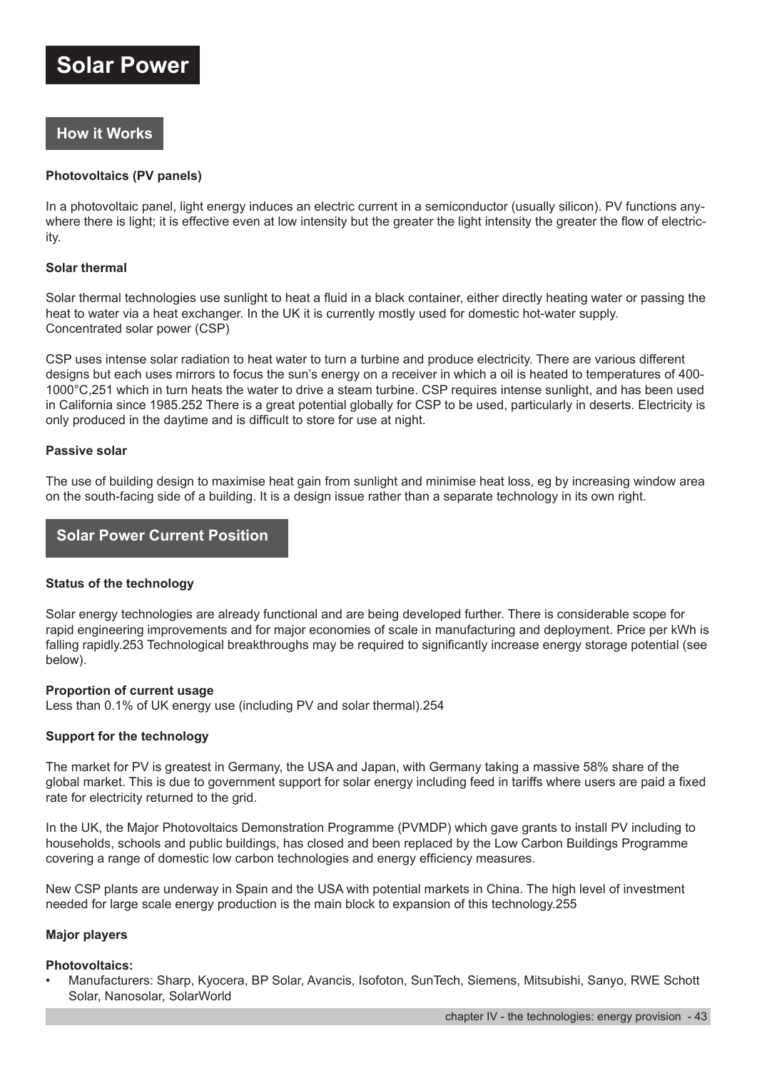# Solar Power

## How it Works

### Photovoltaics (PV panels)

In a photovoltaic panel, light energy induces an electric current in a semiconductor (usually silicon). PV functions anywhere there is light; it is effective even at low intensity but the greater the light intensity the greater the flow of electricity.

### Solar thermal

Solar thermal technologies use sunlight to heat a fluid in a black container, either directly heating water or passing the heat to water via a heat exchanger. In the UK it is currently mostly used for domestic hot-water supply.
Concentrated solar power (CSP)

CSP uses intense solar radiation to heat water to turn a turbine and produce electricity. There are various different designs but each uses mirrors to focus the sun's energy on a receiver in which a oil is heated to temperatures of 400-1000°C,[251] which in turn heats the water to drive a steam turbine. CSP requires intense sunlight, and has been used in California since 1985.[252] There is a great potential globally for CSP to be used, particularly in deserts. Electricity is only produced in the daytime and is difficult to store for use at night.

### Passive solar

The use of building design to maximise heat gain from sunlight and minimise heat loss, eg by increasing window area on the south-facing side of a building. It is a design issue rather than a separate technology in its own right.

## Solar Power Current Position

### Status of the technology

Solar energy technologies are already functional and are being developed further. There is considerable scope for rapid engineering improvements and for major economies of scale in manufacturing and deployment. Price per kWh is falling rapidly.[253] Technological breakthroughs may be required to significantly increase energy storage potential (see below).

### Proportion of current usage

Less than 0.1% of UK energy use (including PV and solar thermal).[254]

### Support for the technology

The market for PV is greatest in Germany, the USA and Japan, with Germany taking a massive 58% share of the global market. This is due to government support for solar energy including feed in tariffs where users are paid a fixed rate for electricity returned to the grid.

In the UK, the Major Photovoltaics Demonstration Programme (PVMDP) which gave grants to install PV including to households, schools and public buildings, has closed and been replaced by the Low Carbon Buildings Programme covering a range of domestic low carbon technologies and energy efficiency measures.

New CSP plants are underway in Spain and the USA with potential markets in China. The high level of investment needed for large scale energy production is the main block to expansion of this technology.[255]

### Major players

**Photovoltaics:**

- Manufacturers: Sharp, Kyocera, BP Solar, Avancis, Isofoton, SunTech, Siemens, Mitsubishi, Sanyo, RWE Schott Solar, Nanosolar, SolarWorld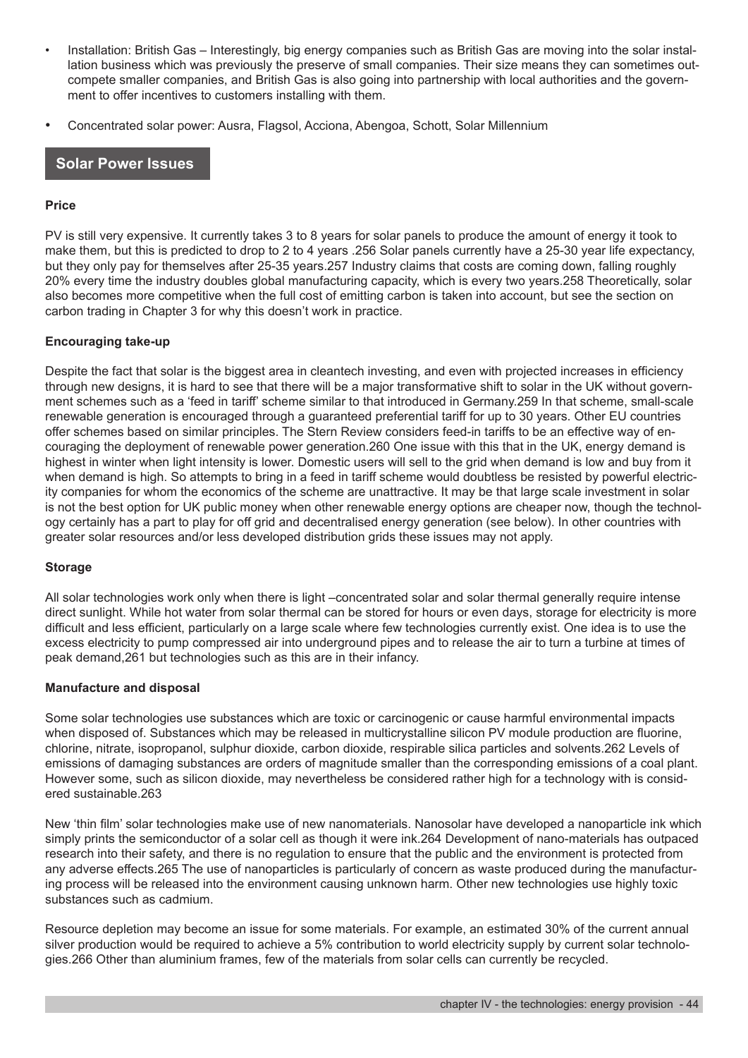- Installation: British Gas – Interestingly, big energy companies such as British Gas are moving into the solar installation business which was previously the preserve of small companies. Their size means they can sometimes outcompete smaller companies, and British Gas is also going into partnership with local authorities and the government to offer incentives to customers installing with them.
- Concentrated solar power: Ausra, Flagsol, Acciona, Abengoa, Schott, Solar Millennium

## Solar Power Issues

**Price**

PV is still very expensive. It currently takes 3 to 8 years for solar panels to produce the amount of energy it took to make them, but this is predicted to drop to 2 to 4 years .256 Solar panels currently have a 25-30 year life expectancy, but they only pay for themselves after 25-35 years.257 Industry claims that costs are coming down, falling roughly 20% every time the industry doubles global manufacturing capacity, which is every two years.258 Theoretically, solar also becomes more competitive when the full cost of emitting carbon is taken into account, but see the section on carbon trading in Chapter 3 for why this doesn't work in practice.

**Encouraging take-up**

Despite the fact that solar is the biggest area in cleantech investing, and even with projected increases in efficiency through new designs, it is hard to see that there will be a major transformative shift to solar in the UK without government schemes such as a 'feed in tariff' scheme similar to that introduced in Germany.259 In that scheme, small-scale renewable generation is encouraged through a guaranteed preferential tariff for up to 30 years. Other EU countries offer schemes based on similar principles. The Stern Review considers feed-in tariffs to be an effective way of encouraging the deployment of renewable power generation.260 One issue with this that in the UK, energy demand is highest in winter when light intensity is lower. Domestic users will sell to the grid when demand is low and buy from it when demand is high. So attempts to bring in a feed in tariff scheme would doubtless be resisted by powerful electricity companies for whom the economics of the scheme are unattractive. It may be that large scale investment in solar is not the best option for UK public money when other renewable energy options are cheaper now, though the technology certainly has a part to play for off grid and decentralised energy generation (see below). In other countries with greater solar resources and/or less developed distribution grids these issues may not apply.

**Storage**

All solar technologies work only when there is light –concentrated solar and solar thermal generally require intense direct sunlight. While hot water from solar thermal can be stored for hours or even days, storage for electricity is more difficult and less efficient, particularly on a large scale where few technologies currently exist. One idea is to use the excess electricity to pump compressed air into underground pipes and to release the air to turn a turbine at times of peak demand,261 but technologies such as this are in their infancy.

**Manufacture and disposal**

Some solar technologies use substances which are toxic or carcinogenic or cause harmful environmental impacts when disposed of. Substances which may be released in multicrystalline silicon PV module production are fluorine, chlorine, nitrate, isopropanol, sulphur dioxide, carbon dioxide, respirable silica particles and solvents.262 Levels of emissions of damaging substances are orders of magnitude smaller than the corresponding emissions of a coal plant. However some, such as silicon dioxide, may nevertheless be considered rather high for a technology with is considered sustainable.263

New 'thin film' solar technologies make use of new nanomaterials. Nanosolar have developed a nanoparticle ink which simply prints the semiconductor of a solar cell as though it were ink.264 Development of nano-materials has outpaced research into their safety, and there is no regulation to ensure that the public and the environment is protected from any adverse effects.265 The use of nanoparticles is particularly of concern as waste produced during the manufacturing process will be released into the environment causing unknown harm. Other new technologies use highly toxic substances such as cadmium.

Resource depletion may become an issue for some materials. For example, an estimated 30% of the current annual silver production would be required to achieve a 5% contribution to world electricity supply by current solar technologies.266 Other than aluminium frames, few of the materials from solar cells can currently be recycled.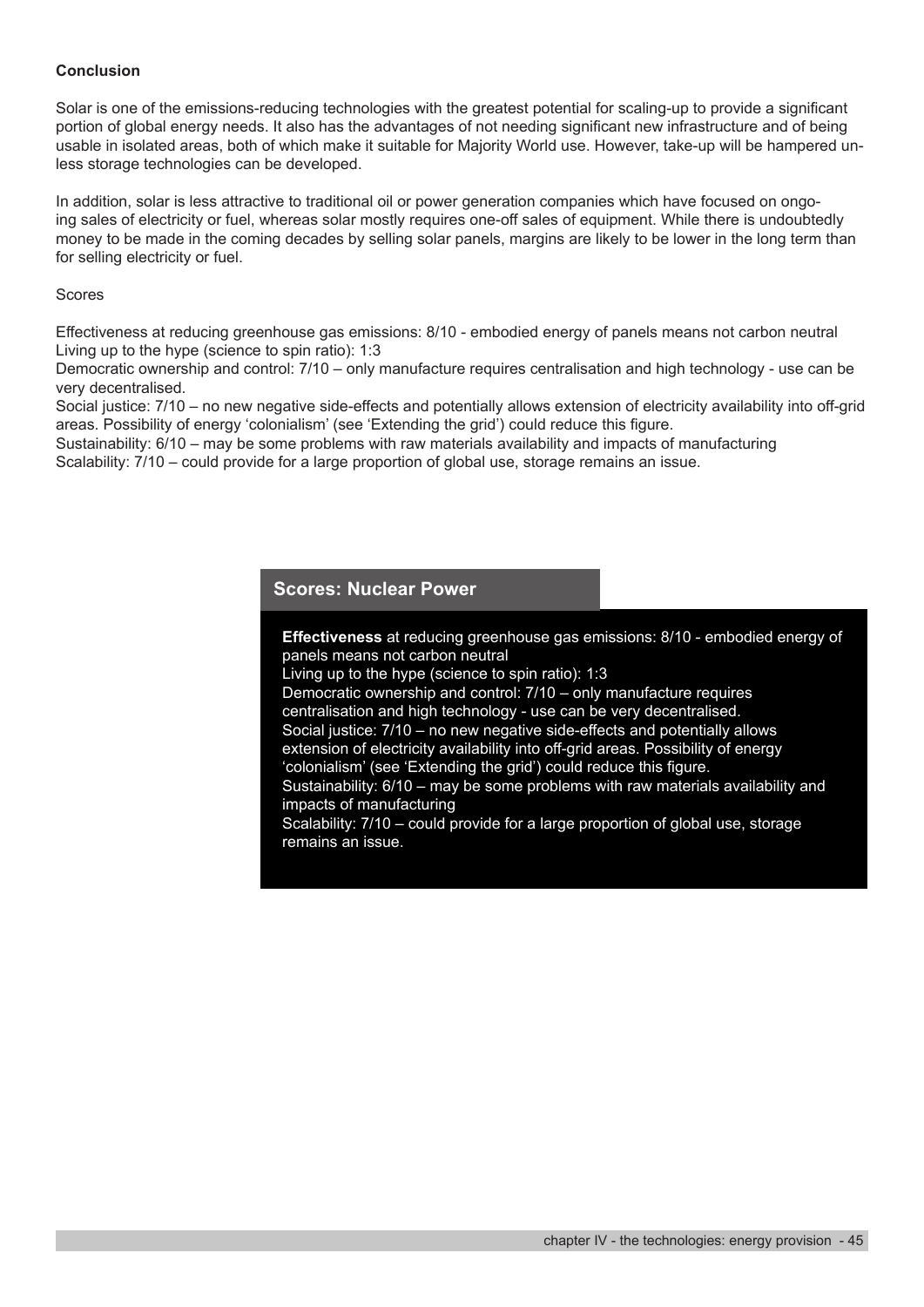**Conclusion**

Solar is one of the emissions-reducing technologies with the greatest potential for scaling-up to provide a significant portion of global energy needs. It also has the advantages of not needing significant new infrastructure and of being usable in isolated areas, both of which make it suitable for Majority World use. However, take-up will be hampered unless storage technologies can be developed.

In addition, solar is less attractive to traditional oil or power generation companies which have focused on ongoing sales of electricity or fuel, whereas solar mostly requires one-off sales of equipment. While there is undoubtedly money to be made in the coming decades by selling solar panels, margins are likely to be lower in the long term than for selling electricity or fuel.

Scores

Effectiveness at reducing greenhouse gas emissions: 8/10 - embodied energy of panels means not carbon neutral
Living up to the hype (science to spin ratio): 1:3
Democratic ownership and control: 7/10 – only manufacture requires centralisation and high technology - use can be very decentralised.
Social justice: 7/10 – no new negative side-effects and potentially allows extension of electricity availability into off-grid areas. Possibility of energy 'colonialism' (see 'Extending the grid') could reduce this figure.
Sustainability: 6/10 – may be some problems with raw materials availability and impacts of manufacturing
Scalability: 7/10 – could provide for a large proportion of global use, storage remains an issue.

### Scores: Nuclear Power

**Effectiveness** at reducing greenhouse gas emissions: 8/10 - embodied energy of panels means not carbon neutral
Living up to the hype (science to spin ratio): 1:3
Democratic ownership and control: 7/10 – only manufacture requires centralisation and high technology - use can be very decentralised.
Social justice: 7/10 – no new negative side-effects and potentially allows extension of electricity availability into off-grid areas. Possibility of energy 'colonialism' (see 'Extending the grid') could reduce this figure.
Sustainability: 6/10 – may be some problems with raw materials availability and impacts of manufacturing
Scalability: 7/10 – could provide for a large proportion of global use, storage remains an issue.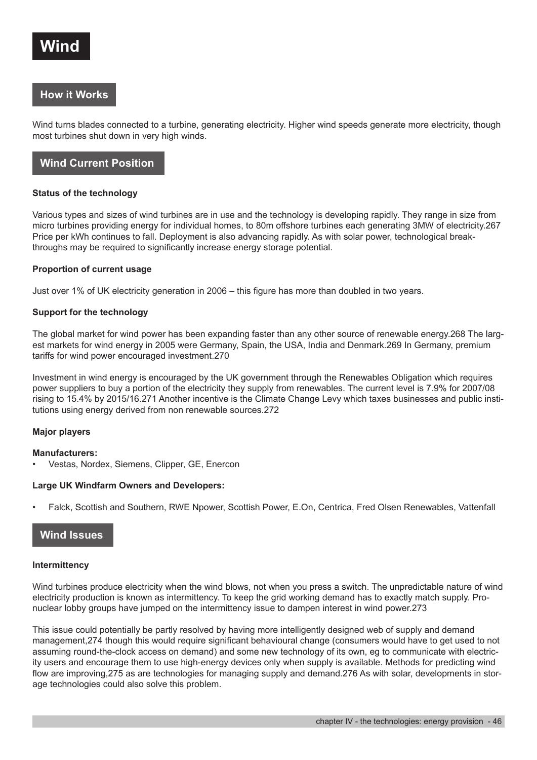# Wind

## How it Works

Wind turns blades connected to a turbine, generating electricity. Higher wind speeds generate more electricity, though most turbines shut down in very high winds.

## Wind Current Position

**Status of the technology**

Various types and sizes of wind turbines are in use and the technology is developing rapidly. They range in size from micro turbines providing energy for individual homes, to 80m offshore turbines each generating 3MW of electricity.267 Price per kWh continues to fall. Deployment is also advancing rapidly. As with solar power, technological breakthroughs may be required to significantly increase energy storage potential.

**Proportion of current usage**

Just over 1% of UK electricity generation in 2006 – this figure has more than doubled in two years.

**Support for the technology**

The global market for wind power has been expanding faster than any other source of renewable energy.268 The largest markets for wind energy in 2005 were Germany, Spain, the USA, India and Denmark.269 In Germany, premium tariffs for wind power encouraged investment.270

Investment in wind energy is encouraged by the UK government through the Renewables Obligation which requires power suppliers to buy a portion of the electricity they supply from renewables. The current level is 7.9% for 2007/08 rising to 15.4% by 2015/16.271 Another incentive is the Climate Change Levy which taxes businesses and public institutions using energy derived from non renewable sources.272

**Major players**

**Manufacturers:**

- Vestas, Nordex, Siemens, Clipper, GE, Enercon

**Large UK Windfarm Owners and Developers:**

- Falck, Scottish and Southern, RWE Npower, Scottish Power, E.On, Centrica, Fred Olsen Renewables, Vattenfall

## Wind Issues

**Intermittency**

Wind turbines produce electricity when the wind blows, not when you press a switch. The unpredictable nature of wind electricity production is known as intermittency. To keep the grid working demand has to exactly match supply. Pro-nuclear lobby groups have jumped on the intermittency issue to dampen interest in wind power.273

This issue could potentially be partly resolved by having more intelligently designed web of supply and demand management,274 though this would require significant behavioural change (consumers would have to get used to not assuming round-the-clock access on demand) and some new technology of its own, eg to communicate with electricity users and encourage them to use high-energy devices only when supply is available. Methods for predicting wind flow are improving,275 as are technologies for managing supply and demand.276 As with solar, developments in storage technologies could also solve this problem.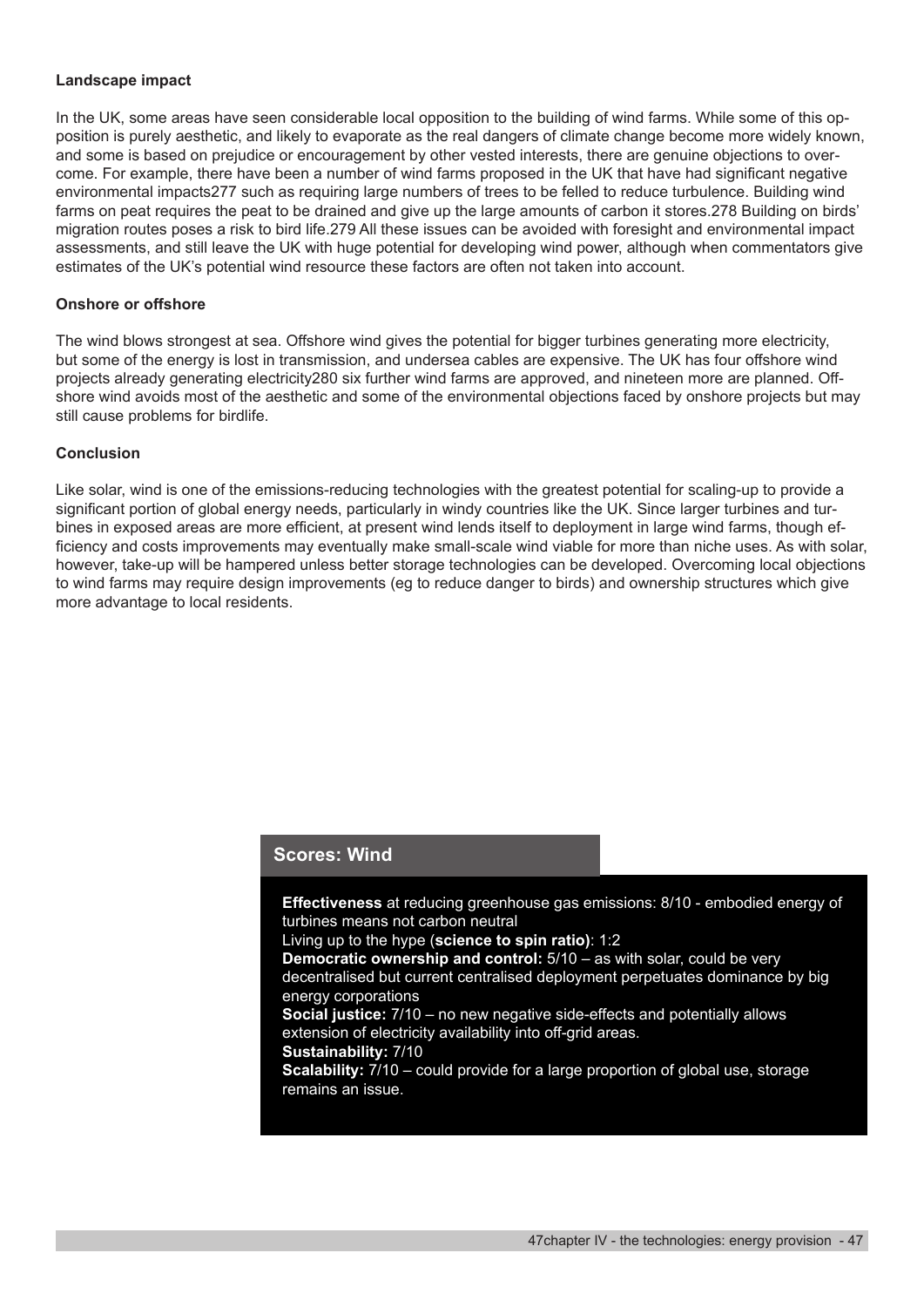### Landscape impact

In the UK, some areas have seen considerable local opposition to the building of wind farms. While some of this opposition is purely aesthetic, and likely to evaporate as the real dangers of climate change become more widely known, and some is based on prejudice or encouragement by other vested interests, there are genuine objections to overcome. For example, there have been a number of wind farms proposed in the UK that have had significant negative environmental impacts[277] such as requiring large numbers of trees to be felled to reduce turbulence. Building wind farms on peat requires the peat to be drained and give up the large amounts of carbon it stores.[278] Building on birds' migration routes poses a risk to bird life.[279] All these issues can be avoided with foresight and environmental impact assessments, and still leave the UK with huge potential for developing wind power, although when commentators give estimates of the UK's potential wind resource these factors are often not taken into account.

### Onshore or offshore

The wind blows strongest at sea. Offshore wind gives the potential for bigger turbines generating more electricity, but some of the energy is lost in transmission, and undersea cables are expensive. The UK has four offshore wind projects already generating electricity[280] six further wind farms are approved, and nineteen more are planned. Offshore wind avoids most of the aesthetic and some of the environmental objections faced by onshore projects but may still cause problems for birdlife.

### Conclusion

Like solar, wind is one of the emissions-reducing technologies with the greatest potential for scaling-up to provide a significant portion of global energy needs, particularly in windy countries like the UK. Since larger turbines and turbines in exposed areas are more efficient, at present wind lends itself to deployment in large wind farms, though efficiency and costs improvements may eventually make small-scale wind viable for more than niche uses. As with solar, however, take-up will be hampered unless better storage technologies can be developed. Overcoming local objections to wind farms may require design improvements (eg to reduce danger to birds) and ownership structures which give more advantage to local residents.

### Scores: Wind

**Effectiveness** at reducing greenhouse gas emissions: 8/10 - embodied energy of turbines means not carbon neutral
Living up to the hype (**science to spin ratio)**: 1:2
**Democratic ownership and control:** 5/10 – as with solar, could be very decentralised but current centralised deployment perpetuates dominance by big energy corporations
**Social justice:** 7/10 – no new negative side-effects and potentially allows extension of electricity availability into off-grid areas.
**Sustainability:** 7/10
**Scalability:** 7/10 – could provide for a large proportion of global use, storage remains an issue.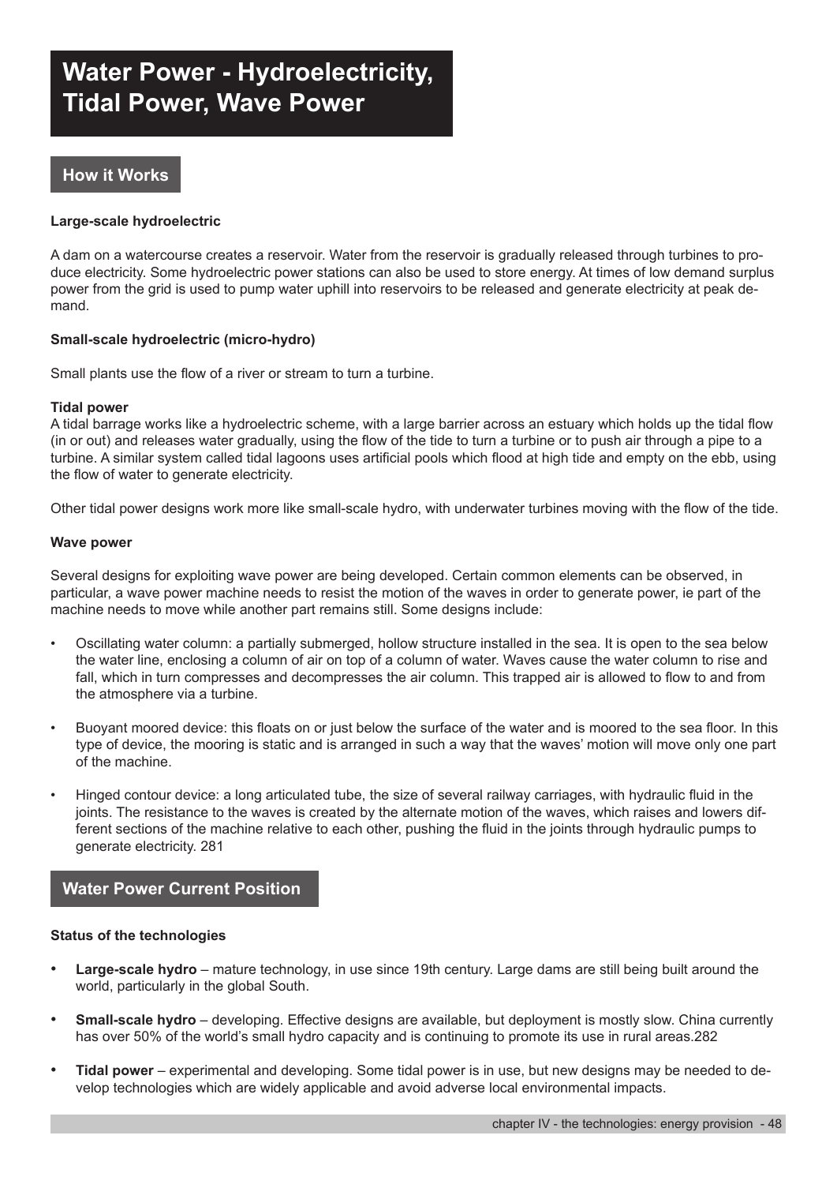# Water Power - Hydroelectricity, Tidal Power, Wave Power

## How it Works

**Large-scale hydroelectric**

A dam on a watercourse creates a reservoir. Water from the reservoir is gradually released through turbines to produce electricity. Some hydroelectric power stations can also be used to store energy. At times of low demand surplus power from the grid is used to pump water uphill into reservoirs to be released and generate electricity at peak demand.

**Small-scale hydroelectric (micro-hydro)**

Small plants use the flow of a river or stream to turn a turbine.

**Tidal power**

A tidal barrage works like a hydroelectric scheme, with a large barrier across an estuary which holds up the tidal flow (in or out) and releases water gradually, using the flow of the tide to turn a turbine or to push air through a pipe to a turbine. A similar system called tidal lagoons uses artificial pools which flood at high tide and empty on the ebb, using the flow of water to generate electricity.

Other tidal power designs work more like small-scale hydro, with underwater turbines moving with the flow of the tide.

**Wave power**

Several designs for exploiting wave power are being developed. Certain common elements can be observed, in particular, a wave power machine needs to resist the motion of the waves in order to generate power, ie part of the machine needs to move while another part remains still. Some designs include:

- Oscillating water column: a partially submerged, hollow structure installed in the sea. It is open to the sea below the water line, enclosing a column of air on top of a column of water. Waves cause the water column to rise and fall, which in turn compresses and decompresses the air column. This trapped air is allowed to flow to and from the atmosphere via a turbine.
- Buoyant moored device: this floats on or just below the surface of the water and is moored to the sea floor. In this type of device, the mooring is static and is arranged in such a way that the waves' motion will move only one part of the machine.
- Hinged contour device: a long articulated tube, the size of several railway carriages, with hydraulic fluid in the joints. The resistance to the waves is created by the alternate motion of the waves, which raises and lowers different sections of the machine relative to each other, pushing the fluid in the joints through hydraulic pumps to generate electricity. 281

## Water Power Current Position

**Status of the technologies**

- **Large-scale hydro** – mature technology, in use since 19th century. Large dams are still being built around the world, particularly in the global South.
- **Small-scale hydro** – developing. Effective designs are available, but deployment is mostly slow. China currently has over 50% of the world's small hydro capacity and is continuing to promote its use in rural areas.282
- **Tidal power** – experimental and developing. Some tidal power is in use, but new designs may be needed to develop technologies which are widely applicable and avoid adverse local environmental impacts.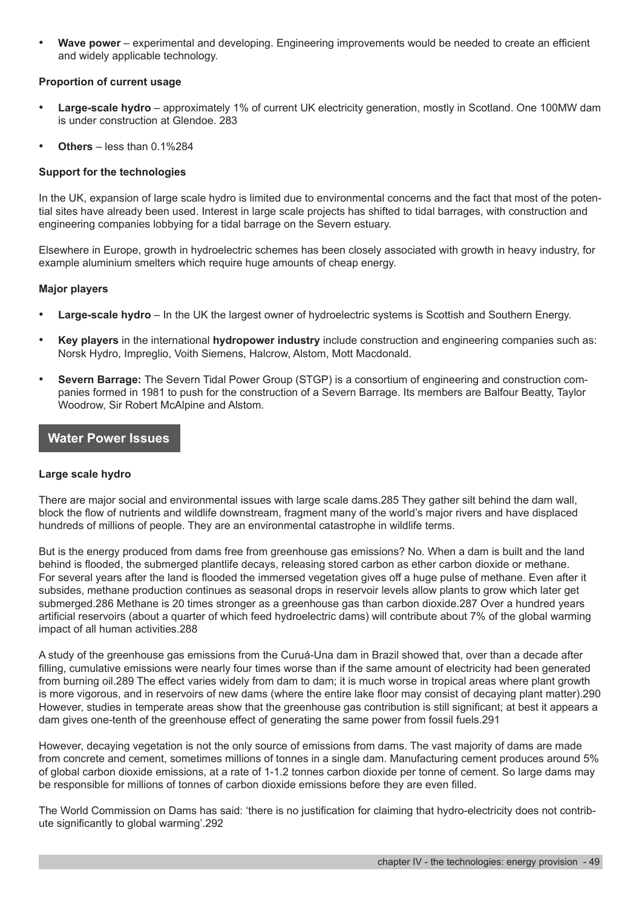- **Wave power** – experimental and developing. Engineering improvements would be needed to create an efficient and widely applicable technology.

**Proportion of current usage**

- **Large-scale hydro** – approximately 1% of current UK electricity generation, mostly in Scotland. One 100MW dam is under construction at Glendoe. 283
- **Others** – less than 0.1%284

**Support for the technologies**

In the UK, expansion of large scale hydro is limited due to environmental concerns and the fact that most of the potential sites have already been used. Interest in large scale projects has shifted to tidal barrages, with construction and engineering companies lobbying for a tidal barrage on the Severn estuary.

Elsewhere in Europe, growth in hydroelectric schemes has been closely associated with growth in heavy industry, for example aluminium smelters which require huge amounts of cheap energy.

**Major players**

- **Large-scale hydro** – In the UK the largest owner of hydroelectric systems is Scottish and Southern Energy.
- **Key players** in the international **hydropower industry** include construction and engineering companies such as: Norsk Hydro, Impreglio, Voith Siemens, Halcrow, Alstom, Mott Macdonald.
- **Severn Barrage:** The Severn Tidal Power Group (STGP) is a consortium of engineering and construction companies formed in 1981 to push for the construction of a Severn Barrage. Its members are Balfour Beatty, Taylor Woodrow, Sir Robert McAlpine and Alstom.

## Water Power Issues

**Large scale hydro**

There are major social and environmental issues with large scale dams.285 They gather silt behind the dam wall, block the flow of nutrients and wildlife downstream, fragment many of the world's major rivers and have displaced hundreds of millions of people. They are an environmental catastrophe in wildlife terms.

But is the energy produced from dams free from greenhouse gas emissions? No. When a dam is built and the land behind is flooded, the submerged plantlife decays, releasing stored carbon as ether carbon dioxide or methane. For several years after the land is flooded the immersed vegetation gives off a huge pulse of methane. Even after it subsides, methane production continues as seasonal drops in reservoir levels allow plants to grow which later get submerged.286 Methane is 20 times stronger as a greenhouse gas than carbon dioxide.287 Over a hundred years artificial reservoirs (about a quarter of which feed hydroelectric dams) will contribute about 7% of the global warming impact of all human activities.288

A study of the greenhouse gas emissions from the Curuá-Una dam in Brazil showed that, over than a decade after filling, cumulative emissions were nearly four times worse than if the same amount of electricity had been generated from burning oil.289 The effect varies widely from dam to dam; it is much worse in tropical areas where plant growth is more vigorous, and in reservoirs of new dams (where the entire lake floor may consist of decaying plant matter).290 However, studies in temperate areas show that the greenhouse gas contribution is still significant; at best it appears a dam gives one-tenth of the greenhouse effect of generating the same power from fossil fuels.291

However, decaying vegetation is not the only source of emissions from dams. The vast majority of dams are made from concrete and cement, sometimes millions of tonnes in a single dam. Manufacturing cement produces around 5% of global carbon dioxide emissions, at a rate of 1-1.2 tonnes carbon dioxide per tonne of cement. So large dams may be responsible for millions of tonnes of carbon dioxide emissions before they are even filled.

The World Commission on Dams has said: 'there is no justification for claiming that hydro-electricity does not contribute significantly to global warming'.292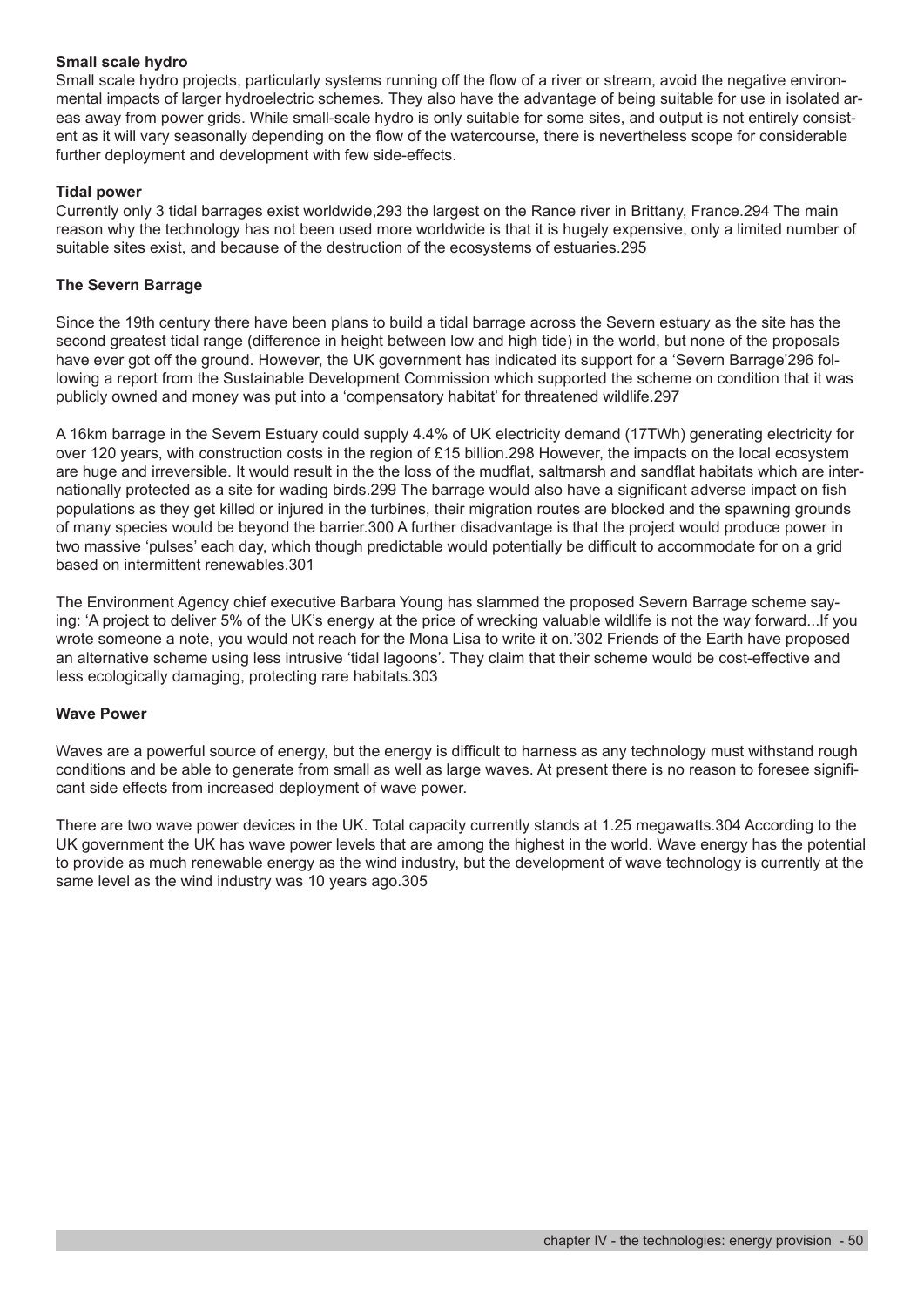### Small scale hydro

Small scale hydro projects, particularly systems running off the flow of a river or stream, avoid the negative environmental impacts of larger hydroelectric schemes. They also have the advantage of being suitable for use in isolated areas away from power grids. While small-scale hydro is only suitable for some sites, and output is not entirely consistent as it will vary seasonally depending on the flow of the watercourse, there is nevertheless scope for considerable further deployment and development with few side-effects.

### Tidal power

Currently only 3 tidal barrages exist worldwide,[293] the largest on the Rance river in Brittany, France.[294] The main reason why the technology has not been used more worldwide is that it is hugely expensive, only a limited number of suitable sites exist, and because of the destruction of the ecosystems of estuaries.[295]

### The Severn Barrage

Since the 19th century there have been plans to build a tidal barrage across the Severn estuary as the site has the second greatest tidal range (difference in height between low and high tide) in the world, but none of the proposals have ever got off the ground. However, the UK government has indicated its support for a 'Severn Barrage'[296] following a report from the Sustainable Development Commission which supported the scheme on condition that it was publicly owned and money was put into a 'compensatory habitat' for threatened wildlife.[297]

A 16km barrage in the Severn Estuary could supply 4.4% of UK electricity demand (17TWh) generating electricity for over 120 years, with construction costs in the region of £15 billion.[298] However, the impacts on the local ecosystem are huge and irreversible. It would result in the the loss of the mudflat, saltmarsh and sandflat habitats which are internationally protected as a site for wading birds.[299] The barrage would also have a significant adverse impact on fish populations as they get killed or injured in the turbines, their migration routes are blocked and the spawning grounds of many species would be beyond the barrier.[300] A further disadvantage is that the project would produce power in two massive 'pulses' each day, which though predictable would potentially be difficult to accommodate for on a grid based on intermittent renewables.[301]

The Environment Agency chief executive Barbara Young has slammed the proposed Severn Barrage scheme saying: 'A project to deliver 5% of the UK's energy at the price of wrecking valuable wildlife is not the way forward...If you wrote someone a note, you would not reach for the Mona Lisa to write it on.'[302] Friends of the Earth have proposed an alternative scheme using less intrusive 'tidal lagoons'. They claim that their scheme would be cost-effective and less ecologically damaging, protecting rare habitats.[303]

### Wave Power

Waves are a powerful source of energy, but the energy is difficult to harness as any technology must withstand rough conditions and be able to generate from small as well as large waves. At present there is no reason to foresee significant side effects from increased deployment of wave power.

There are two wave power devices in the UK. Total capacity currently stands at 1.25 megawatts.[304] According to the UK government the UK has wave power levels that are among the highest in the world. Wave energy has the potential to provide as much renewable energy as the wind industry, but the development of wave technology is currently at the same level as the wind industry was 10 years ago.[305]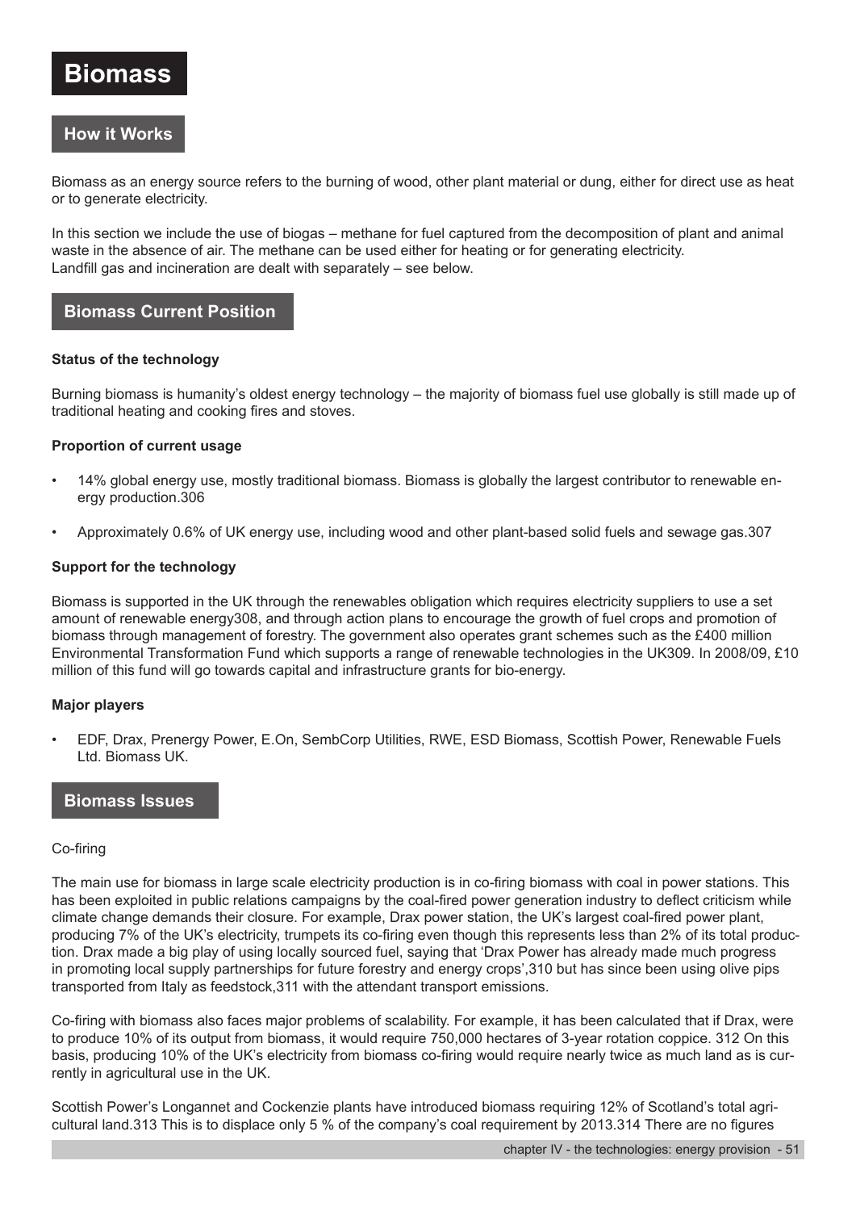# Biomass

## How it Works

Biomass as an energy source refers to the burning of wood, other plant material or dung, either for direct use as heat or to generate electricity.

In this section we include the use of biogas – methane for fuel captured from the decomposition of plant and animal waste in the absence of air. The methane can be used either for heating or for generating electricity.
Landfill gas and incineration are dealt with separately – see below.

## Biomass Current Position

**Status of the technology**

Burning biomass is humanity's oldest energy technology – the majority of biomass fuel use globally is still made up of traditional heating and cooking fires and stoves.

**Proportion of current usage**

- 14% global energy use, mostly traditional biomass. Biomass is globally the largest contributor to renewable energy production.306
- Approximately 0.6% of UK energy use, including wood and other plant-based solid fuels and sewage gas.307

**Support for the technology**

Biomass is supported in the UK through the renewables obligation which requires electricity suppliers to use a set amount of renewable energy308, and through action plans to encourage the growth of fuel crops and promotion of biomass through management of forestry. The government also operates grant schemes such as the £400 million Environmental Transformation Fund which supports a range of renewable technologies in the UK309. In 2008/09, £10 million of this fund will go towards capital and infrastructure grants for bio-energy.

**Major players**

- EDF, Drax, Prenergy Power, E.On, SembCorp Utilities, RWE, ESD Biomass, Scottish Power, Renewable Fuels Ltd. Biomass UK.

## Biomass Issues

Co-firing

The main use for biomass in large scale electricity production is in co-firing biomass with coal in power stations. This has been exploited in public relations campaigns by the coal-fired power generation industry to deflect criticism while climate change demands their closure. For example, Drax power station, the UK's largest coal-fired power plant, producing 7% of the UK's electricity, trumpets its co-firing even though this represents less than 2% of its total production. Drax made a big play of using locally sourced fuel, saying that 'Drax Power has already made much progress in promoting local supply partnerships for future forestry and energy crops',310 but has since been using olive pips transported from Italy as feedstock,311 with the attendant transport emissions.

Co-firing with biomass also faces major problems of scalability. For example, it has been calculated that if Drax, were to produce 10% of its output from biomass, it would require 750,000 hectares of 3-year rotation coppice. 312 On this basis, producing 10% of the UK's electricity from biomass co-firing would require nearly twice as much land as is currently in agricultural use in the UK.

Scottish Power's Longannet and Cockenzie plants have introduced biomass requiring 12% of Scotland's total agricultural land.313 This is to displace only 5 % of the company's coal requirement by 2013.314 There are no figures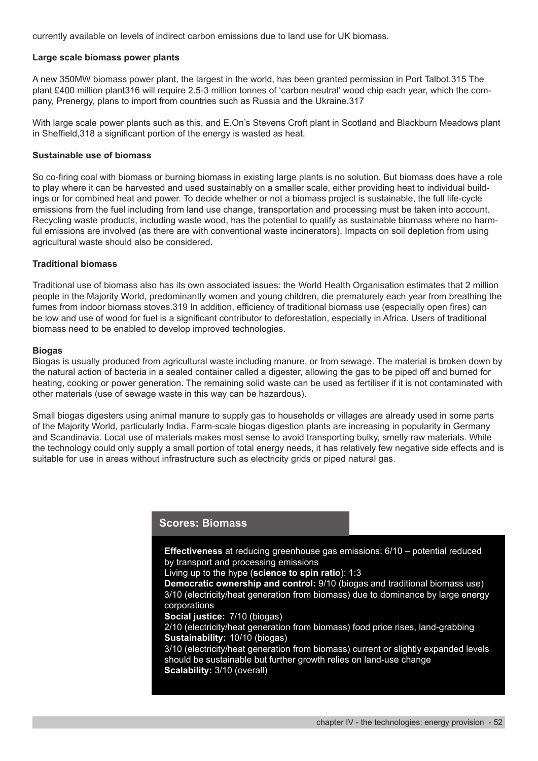currently available on levels of indirect carbon emissions due to land use for UK biomass.

**Large scale biomass power plants**

A new 350MW biomass power plant, the largest in the world, has been granted permission in Port Talbot.315 The plant £400 million plant316 will require 2.5-3 million tonnes of 'carbon neutral' wood chip each year, which the company, Prenergy, plans to import from countries such as Russia and the Ukraine.317

With large scale power plants such as this, and E.On's Stevens Croft plant in Scotland and Blackburn Meadows plant in Sheffield,318 a significant portion of the energy is wasted as heat.

**Sustainable use of biomass**

So co-firing coal with biomass or burning biomass in existing large plants is no solution. But biomass does have a role to play where it can be harvested and used sustainably on a smaller scale, either providing heat to individual buildings or for combined heat and power. To decide whether or not a biomass project is sustainable, the full life-cycle emissions from the fuel including from land use change, transportation and processing must be taken into account. Recycling waste products, including waste wood, has the potential to qualify as sustainable biomass where no harmful emissions are involved (as there are with conventional waste incinerators). Impacts on soil depletion from using agricultural waste should also be considered.

**Traditional biomass**

Traditional use of biomass also has its own associated issues: the World Health Organisation estimates that 2 million people in the Majority World, predominantly women and young children, die prematurely each year from breathing the fumes from indoor biomass stoves.319 In addition, efficiency of traditional biomass use (especially open fires) can be low and use of wood for fuel is a significant contributor to deforestation, especially in Africa. Users of traditional biomass need to be enabled to develop improved technologies.

**Biogas**

Biogas is usually produced from agricultural waste including manure, or from sewage. The material is broken down by the natural action of bacteria in a sealed container called a digester, allowing the gas to be piped off and burned for heating, cooking or power generation. The remaining solid waste can be used as fertiliser if it is not contaminated with other materials (use of sewage waste in this way can be hazardous).

Small biogas digesters using animal manure to supply gas to households or villages are already used in some parts of the Majority World, particularly India. Farm-scale biogas digestion plants are increasing in popularity in Germany and Scandinavia. Local use of materials makes most sense to avoid transporting bulky, smelly raw materials. While the technology could only supply a small portion of total energy needs, it has relatively few negative side effects and is suitable for use in areas without infrastructure such as electricity grids or piped natural gas.

## Scores: Biomass

**Effectiveness** at reducing greenhouse gas emissions: 6/10 – potential reduced by transport and processing emissions
Living up to the hype (**science to spin ratio**): 1:3
**Democratic ownership and control:** 9/10 (biogas and traditional biomass use)
3/10 (electricity/heat generation from biomass) due to dominance by large energy corporations
**Social justice:** 7/10 (biogas)
2/10 (electricity/heat generation from biomass) food price rises, land-grabbing
**Sustainability:** 10/10 (biogas)
3/10 (electricity/heat generation from biomass) current or slightly expanded levels should be sustainable but further growth relies on land-use change
**Scalability:** 3/10 (overall)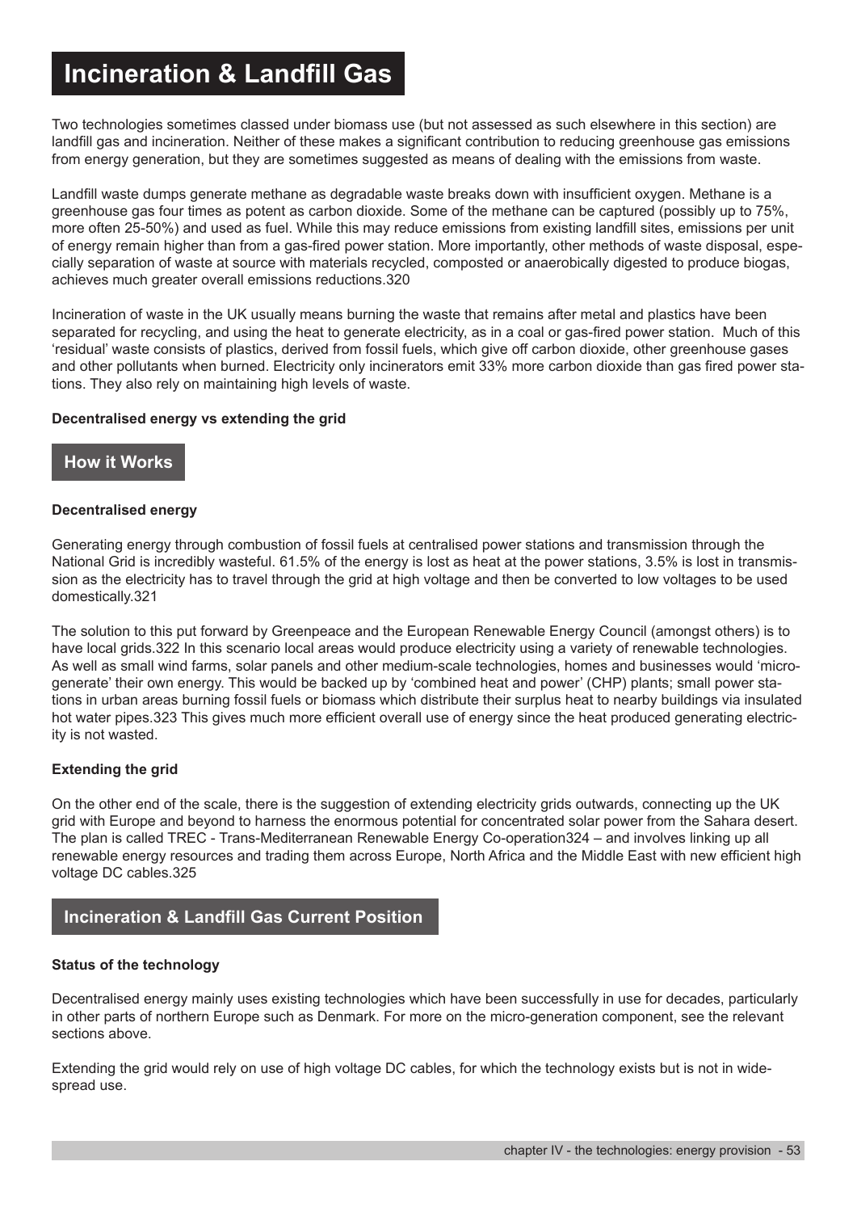# Incineration & Landfill Gas

Two technologies sometimes classed under biomass use (but not assessed as such elsewhere in this section) are landfill gas and incineration. Neither of these makes a significant contribution to reducing greenhouse gas emissions from energy generation, but they are sometimes suggested as means of dealing with the emissions from waste.

Landfill waste dumps generate methane as degradable waste breaks down with insufficient oxygen. Methane is a greenhouse gas four times as potent as carbon dioxide. Some of the methane can be captured (possibly up to 75%, more often 25-50%) and used as fuel. While this may reduce emissions from existing landfill sites, emissions per unit of energy remain higher than from a gas-fired power station. More importantly, other methods of waste disposal, especially separation of waste at source with materials recycled, composted or anaerobically digested to produce biogas, achieves much greater overall emissions reductions.320

Incineration of waste in the UK usually means burning the waste that remains after metal and plastics have been separated for recycling, and using the heat to generate electricity, as in a coal or gas-fired power station. Much of this 'residual' waste consists of plastics, derived from fossil fuels, which give off carbon dioxide, other greenhouse gases and other pollutants when burned. Electricity only incinerators emit 33% more carbon dioxide than gas fired power stations. They also rely on maintaining high levels of waste.

**Decentralised energy vs extending the grid**

## How it Works

**Decentralised energy**

Generating energy through combustion of fossil fuels at centralised power stations and transmission through the National Grid is incredibly wasteful. 61.5% of the energy is lost as heat at the power stations, 3.5% is lost in transmission as the electricity has to travel through the grid at high voltage and then be converted to low voltages to be used domestically.321

The solution to this put forward by Greenpeace and the European Renewable Energy Council (amongst others) is to have local grids.322 In this scenario local areas would produce electricity using a variety of renewable technologies. As well as small wind farms, solar panels and other medium-scale technologies, homes and businesses would 'micro-generate' their own energy. This would be backed up by 'combined heat and power' (CHP) plants; small power stations in urban areas burning fossil fuels or biomass which distribute their surplus heat to nearby buildings via insulated hot water pipes.323 This gives much more efficient overall use of energy since the heat produced generating electricity is not wasted.

**Extending the grid**

On the other end of the scale, there is the suggestion of extending electricity grids outwards, connecting up the UK grid with Europe and beyond to harness the enormous potential for concentrated solar power from the Sahara desert. The plan is called TREC - Trans-Mediterranean Renewable Energy Co-operation324 – and involves linking up all renewable energy resources and trading them across Europe, North Africa and the Middle East with new efficient high voltage DC cables.325

## Incineration & Landfill Gas Current Position

**Status of the technology**

Decentralised energy mainly uses existing technologies which have been successfully in use for decades, particularly in other parts of northern Europe such as Denmark. For more on the micro-generation component, see the relevant sections above.

Extending the grid would rely on use of high voltage DC cables, for which the technology exists but is not in widespread use.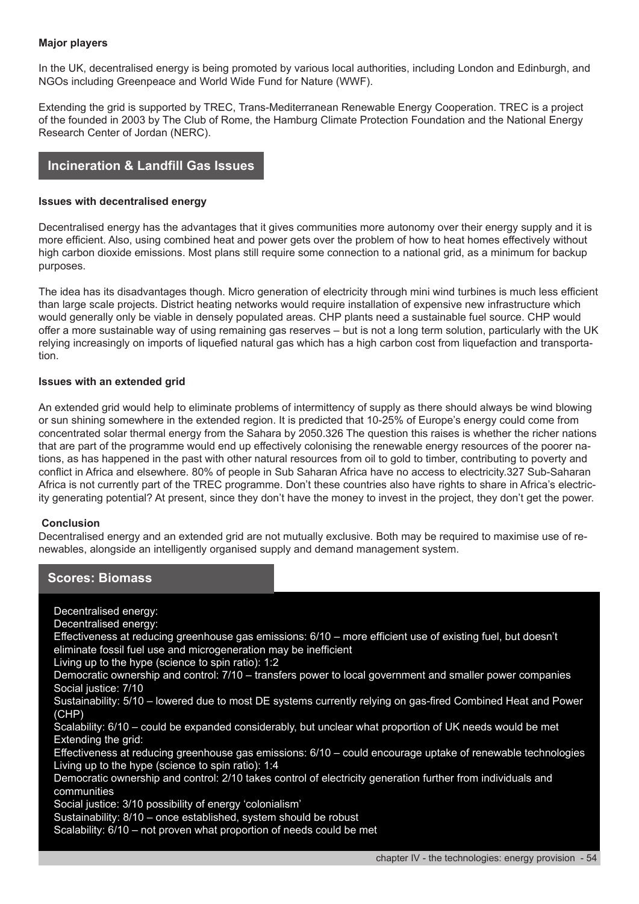**Major players**

In the UK, decentralised energy is being promoted by various local authorities, including London and Edinburgh, and NGOs including Greenpeace and World Wide Fund for Nature (WWF).

Extending the grid is supported by TREC, Trans-Mediterranean Renewable Energy Cooperation. TREC is a project of the founded in 2003 by The Club of Rome, the Hamburg Climate Protection Foundation and the National Energy Research Center of Jordan (NERC).

## Incineration & Landfill Gas Issues

**Issues with decentralised energy**

Decentralised energy has the advantages that it gives communities more autonomy over their energy supply and it is more efficient. Also, using combined heat and power gets over the problem of how to heat homes effectively without high carbon dioxide emissions. Most plans still require some connection to a national grid, as a minimum for backup purposes.

The idea has its disadvantages though. Micro generation of electricity through mini wind turbines is much less efficient than large scale projects. District heating networks would require installation of expensive new infrastructure which would generally only be viable in densely populated areas. CHP plants need a sustainable fuel source. CHP would offer a more sustainable way of using remaining gas reserves – but is not a long term solution, particularly with the UK relying increasingly on imports of liquefied natural gas which has a high carbon cost from liquefaction and transportation.

**Issues with an extended grid**

An extended grid would help to eliminate problems of intermittency of supply as there should always be wind blowing or sun shining somewhere in the extended region. It is predicted that 10-25% of Europe's energy could come from concentrated solar thermal energy from the Sahara by 2050.[326] The question this raises is whether the richer nations that are part of the programme would end up effectively colonising the renewable energy resources of the poorer nations, as has happened in the past with other natural resources from oil to gold to timber, contributing to poverty and conflict in Africa and elsewhere. 80% of people in Sub Saharan Africa have no access to electricity.[327] Sub-Saharan Africa is not currently part of the TREC programme. Don't these countries also have rights to share in Africa's electricity generating potential? At present, since they don't have the money to invest in the project, they don't get the power.

**Conclusion**

Decentralised energy and an extended grid are not mutually exclusive. Both may be required to maximise use of renewables, alongside an intelligently organised supply and demand management system.

## Scores: Biomass

Decentralised energy:

Decentralised energy:

Effectiveness at reducing greenhouse gas emissions: 6/10 – more efficient use of existing fuel, but doesn't eliminate fossil fuel use and microgeneration may be inefficient

Living up to the hype (science to spin ratio): 1:2

Democratic ownership and control: 7/10 – transfers power to local government and smaller power companies

Social justice: 7/10

Sustainability: 5/10 – lowered due to most DE systems currently relying on gas-fired Combined Heat and Power (CHP)

Scalability: 6/10 – could be expanded considerably, but unclear what proportion of UK needs would be met

Extending the grid:

Effectiveness at reducing greenhouse gas emissions: 6/10 – could encourage uptake of renewable technologies

Living up to the hype (science to spin ratio): 1:4

Democratic ownership and control: 2/10 takes control of electricity generation further from individuals and communities

Social justice: 3/10 possibility of energy 'colonialism'

Sustainability: 8/10 – once established, system should be robust

Scalability: 6/10 – not proven what proportion of needs could be met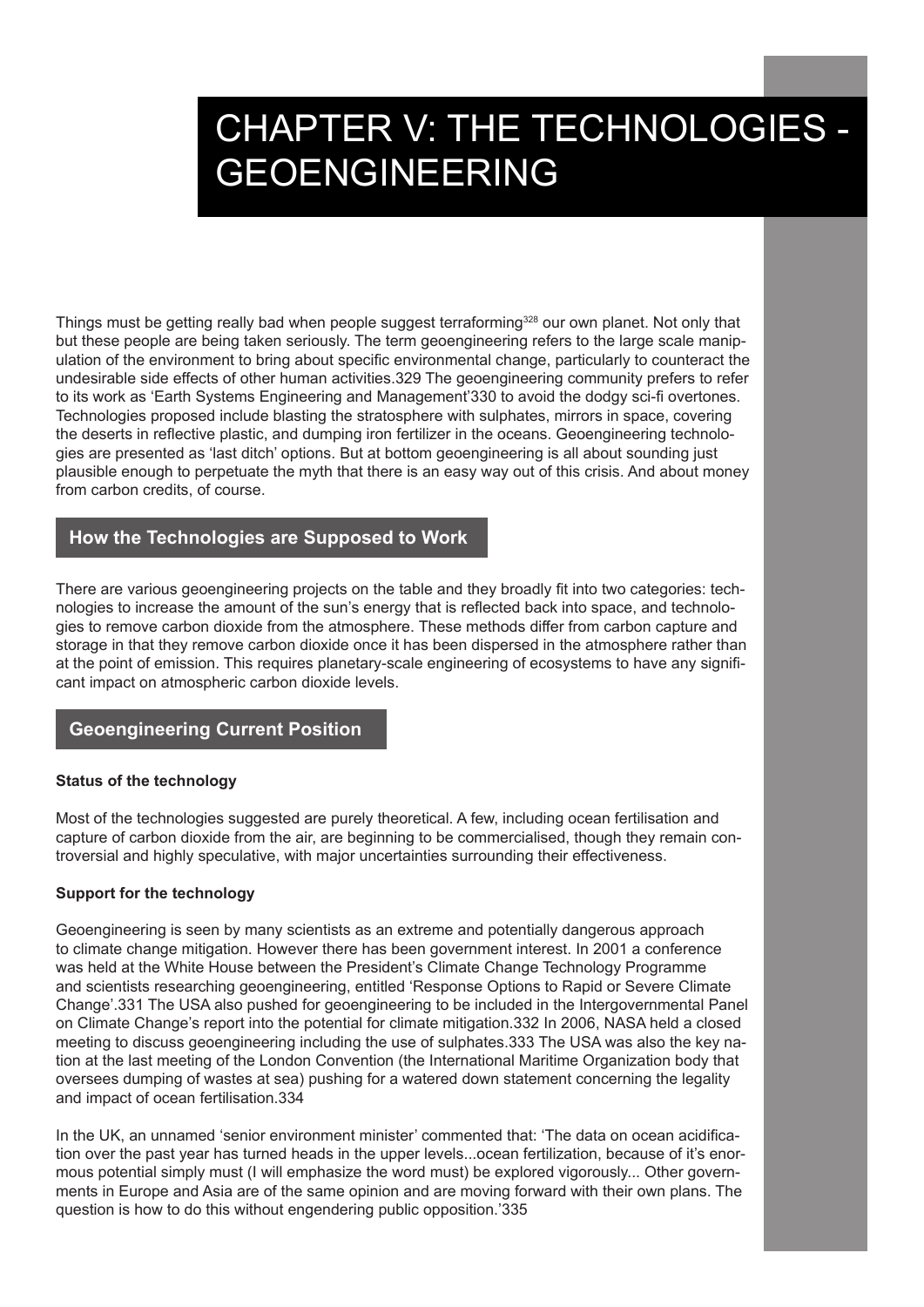# CHAPTER V: THE TECHNOLOGIES - GEOENGINEERING

Things must be getting really bad when people suggest terraforming[328] our own planet. Not only that but these people are being taken seriously. The term geoengineering refers to the large scale manipulation of the environment to bring about specific environmental change, particularly to counteract the undesirable side effects of other human activities.329 The geoengineering community prefers to refer to its work as 'Earth Systems Engineering and Management'330 to avoid the dodgy sci-fi overtones. Technologies proposed include blasting the stratosphere with sulphates, mirrors in space, covering the deserts in reflective plastic, and dumping iron fertilizer in the oceans. Geoengineering technologies are presented as 'last ditch' options. But at bottom geoengineering is all about sounding just plausible enough to perpetuate the myth that there is an easy way out of this crisis. And about money from carbon credits, of course.

## How the Technologies are Supposed to Work

There are various geoengineering projects on the table and they broadly fit into two categories: technologies to increase the amount of the sun's energy that is reflected back into space, and technologies to remove carbon dioxide from the atmosphere. These methods differ from carbon capture and storage in that they remove carbon dioxide once it has been dispersed in the atmosphere rather than at the point of emission. This requires planetary-scale engineering of ecosystems to have any significant impact on atmospheric carbon dioxide levels.

## Geoengineering Current Position

**Status of the technology**

Most of the technologies suggested are purely theoretical. A few, including ocean fertilisation and capture of carbon dioxide from the air, are beginning to be commercialised, though they remain controversial and highly speculative, with major uncertainties surrounding their effectiveness.

**Support for the technology**

Geoengineering is seen by many scientists as an extreme and potentially dangerous approach to climate change mitigation. However there has been government interest. In 2001 a conference was held at the White House between the President's Climate Change Technology Programme and scientists researching geoengineering, entitled 'Response Options to Rapid or Severe Climate Change'.331 The USA also pushed for geoengineering to be included in the Intergovernmental Panel on Climate Change's report into the potential for climate mitigation.332 In 2006, NASA held a closed meeting to discuss geoengineering including the use of sulphates.333 The USA was also the key nation at the last meeting of the London Convention (the International Maritime Organization body that oversees dumping of wastes at sea) pushing for a watered down statement concerning the legality and impact of ocean fertilisation.334

In the UK, an unnamed 'senior environment minister' commented that: 'The data on ocean acidification over the past year has turned heads in the upper levels...ocean fertilization, because of it's enormous potential simply must (I will emphasize the word must) be explored vigorously... Other governments in Europe and Asia are of the same opinion and are moving forward with their own plans. The question is how to do this without engendering public opposition.'335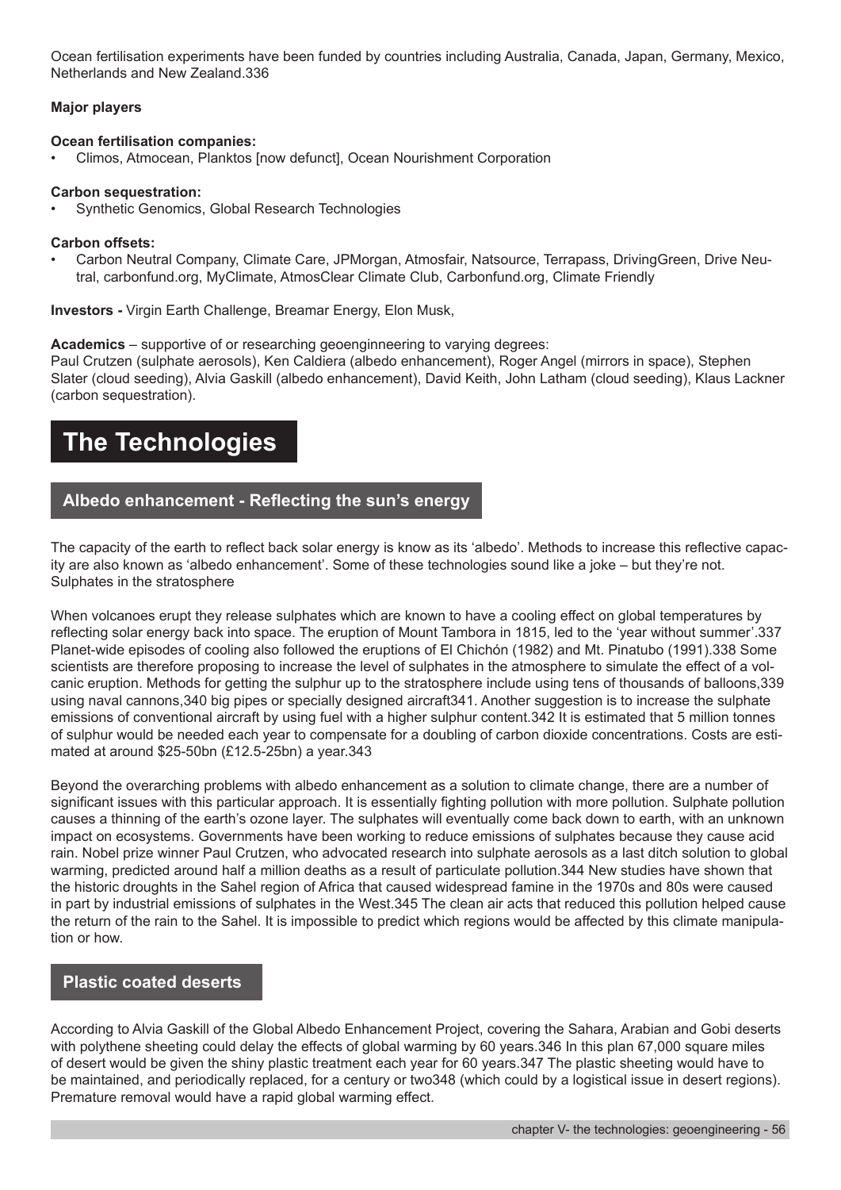Ocean fertilisation experiments have been funded by countries including Australia, Canada, Japan, Germany, Mexico, Netherlands and New Zealand.336

**Major players**

**Ocean fertilisation companies:**

- Climos, Atmocean, Planktos [now defunct], Ocean Nourishment Corporation

**Carbon sequestration:**

- Synthetic Genomics, Global Research Technologies

**Carbon offsets:**

- Carbon Neutral Company, Climate Care, JPMorgan, Atmosfair, Natsource, Terrapass, DrivingGreen, Drive Neutral, carbonfund.org, MyClimate, AtmosClear Climate Club, Carbonfund.org, Climate Friendly

**Investors -** Virgin Earth Challenge, Breamar Energy, Elon Musk,

**Academics** – supportive of or researching geoenginneering to varying degrees:
Paul Crutzen (sulphate aerosols), Ken Caldiera (albedo enhancement), Roger Angel (mirrors in space), Stephen Slater (cloud seeding), Alvia Gaskill (albedo enhancement), David Keith, John Latham (cloud seeding), Klaus Lackner (carbon sequestration).

# The Technologies

## Albedo enhancement - Reflecting the sun's energy

The capacity of the earth to reflect back solar energy is know as its 'albedo'. Methods to increase this reflective capacity are also known as 'albedo enhancement'. Some of these technologies sound like a joke – but they're not.
Sulphates in the stratosphere

When volcanoes erupt they release sulphates which are known to have a cooling effect on global temperatures by reflecting solar energy back into space. The eruption of Mount Tambora in 1815, led to the 'year without summer'.337 Planet-wide episodes of cooling also followed the eruptions of El Chichón (1982) and Mt. Pinatubo (1991).338 Some scientists are therefore proposing to increase the level of sulphates in the atmosphere to simulate the effect of a volcanic eruption. Methods for getting the sulphur up to the stratosphere include using tens of thousands of balloons,339 using naval cannons,340 big pipes or specially designed aircraft341. Another suggestion is to increase the sulphate emissions of conventional aircraft by using fuel with a higher sulphur content.342 It is estimated that 5 million tonnes of sulphur would be needed each year to compensate for a doubling of carbon dioxide concentrations. Costs are estimated at around $25-50bn (£12.5-25bn) a year.343

Beyond the overarching problems with albedo enhancement as a solution to climate change, there are a number of significant issues with this particular approach. It is essentially fighting pollution with more pollution. Sulphate pollution causes a thinning of the earth's ozone layer. The sulphates will eventually come back down to earth, with an unknown impact on ecosystems. Governments have been working to reduce emissions of sulphates because they cause acid rain. Nobel prize winner Paul Crutzen, who advocated research into sulphate aerosols as a last ditch solution to global warming, predicted around half a million deaths as a result of particulate pollution.344 New studies have shown that the historic droughts in the Sahel region of Africa that caused widespread famine in the 1970s and 80s were caused in part by industrial emissions of sulphates in the West.345 The clean air acts that reduced this pollution helped cause the return of the rain to the Sahel. It is impossible to predict which regions would be affected by this climate manipulation or how.

## Plastic coated deserts

According to Alvia Gaskill of the Global Albedo Enhancement Project, covering the Sahara, Arabian and Gobi deserts with polythene sheeting could delay the effects of global warming by 60 years.346 In this plan 67,000 square miles of desert would be given the shiny plastic treatment each year for 60 years.347 The plastic sheeting would have to be maintained, and periodically replaced, for a century or two348 (which could by a logistical issue in desert regions). Premature removal would have a rapid global warming effect.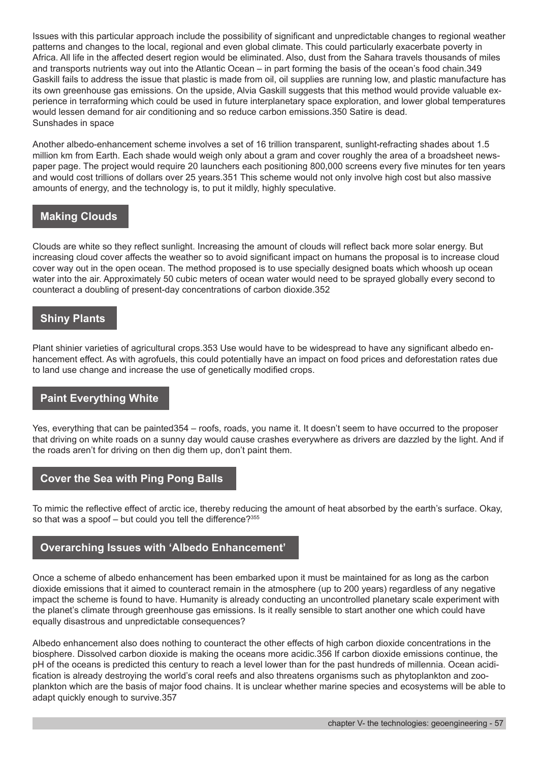Issues with this particular approach include the possibility of significant and unpredictable changes to regional weather patterns and changes to the local, regional and even global climate. This could particularly exacerbate poverty in Africa. All life in the affected desert region would be eliminated. Also, dust from the Sahara travels thousands of miles and transports nutrients way out into the Atlantic Ocean – in part forming the basis of the ocean's food chain.[349] Gaskill fails to address the issue that plastic is made from oil, oil supplies are running low, and plastic manufacture has its own greenhouse gas emissions. On the upside, Alvia Gaskill suggests that this method would provide valuable experience in terraforming which could be used in future interplanetary space exploration, and lower global temperatures would lessen demand for air conditioning and so reduce carbon emissions.[350] Satire is dead.

Sunshades in space

Another albedo-enhancement scheme involves a set of 16 trillion transparent, sunlight-refracting shades about 1.5 million km from Earth. Each shade would weigh only about a gram and cover roughly the area of a broadsheet newspaper page. The project would require 20 launchers each positioning 800,000 screens every five minutes for ten years and would cost trillions of dollars over 25 years.[351] This scheme would not only involve high cost but also massive amounts of energy, and the technology is, to put it mildly, highly speculative.

## Making Clouds

Clouds are white so they reflect sunlight. Increasing the amount of clouds will reflect back more solar energy. But increasing cloud cover affects the weather so to avoid significant impact on humans the proposal is to increase cloud cover way out in the open ocean. The method proposed is to use specially designed boats which whoosh up ocean water into the air. Approximately 50 cubic meters of ocean water would need to be sprayed globally every second to counteract a doubling of present-day concentrations of carbon dioxide.[352]

## Shiny Plants

Plant shinier varieties of agricultural crops.[353] Use would have to be widespread to have any significant albedo enhancement effect. As with agrofuels, this could potentially have an impact on food prices and deforestation rates due to land use change and increase the use of genetically modified crops.

## Paint Everything White

Yes, everything that can be painted[354] – roofs, roads, you name it. It doesn't seem to have occurred to the proposer that driving on white roads on a sunny day would cause crashes everywhere as drivers are dazzled by the light. And if the roads aren't for driving on then dig them up, don't paint them.

## Cover the Sea with Ping Pong Balls

To mimic the reflective effect of arctic ice, thereby reducing the amount of heat absorbed by the earth's surface. Okay, so that was a spoof – but could you tell the difference?[355]

## Overarching Issues with 'Albedo Enhancement'

Once a scheme of albedo enhancement has been embarked upon it must be maintained for as long as the carbon dioxide emissions that it aimed to counteract remain in the atmosphere (up to 200 years) regardless of any negative impact the scheme is found to have. Humanity is already conducting an uncontrolled planetary scale experiment with the planet's climate through greenhouse gas emissions. Is it really sensible to start another one which could have equally disastrous and unpredictable consequences?

Albedo enhancement also does nothing to counteract the other effects of high carbon dioxide concentrations in the biosphere. Dissolved carbon dioxide is making the oceans more acidic.[356] If carbon dioxide emissions continue, the pH of the oceans is predicted this century to reach a level lower than for the past hundreds of millennia. Ocean acidification is already destroying the world's coral reefs and also threatens organisms such as phytoplankton and zooplankton which are the basis of major food chains. It is unclear whether marine species and ecosystems will be able to adapt quickly enough to survive.[357]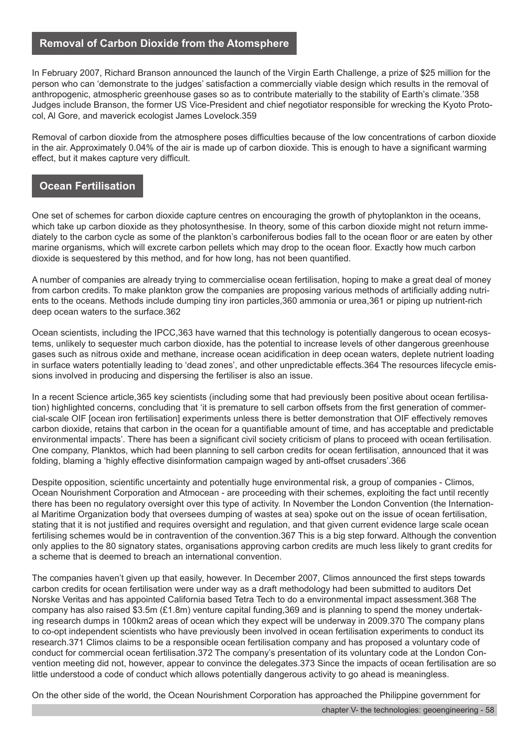## Removal of Carbon Dioxide from the Atomsphere

In February 2007, Richard Branson announced the launch of the Virgin Earth Challenge, a prize of $25 million for the person who can 'demonstrate to the judges' satisfaction a commercially viable design which results in the removal of anthropogenic, atmospheric greenhouse gases so as to contribute materially to the stability of Earth's climate.'[358] Judges include Branson, the former US Vice-President and chief negotiator responsible for wrecking the Kyoto Protocol, Al Gore, and maverick ecologist James Lovelock.[359]

Removal of carbon dioxide from the atmosphere poses difficulties because of the low concentrations of carbon dioxide in the air. Approximately 0.04% of the air is made up of carbon dioxide. This is enough to have a significant warming effect, but it makes capture very difficult.

## Ocean Fertilisation

One set of schemes for carbon dioxide capture centres on encouraging the growth of phytoplankton in the oceans, which take up carbon dioxide as they photosynthesise. In theory, some of this carbon dioxide might not return immediately to the carbon cycle as some of the plankton's carboniferous bodies fall to the ocean floor or are eaten by other marine organisms, which will excrete carbon pellets which may drop to the ocean floor. Exactly how much carbon dioxide is sequestered by this method, and for how long, has not been quantified.

A number of companies are already trying to commercialise ocean fertilisation, hoping to make a great deal of money from carbon credits. To make plankton grow the companies are proposing various methods of artificially adding nutrients to the oceans. Methods include dumping tiny iron particles,[360] ammonia or urea,[361] or piping up nutrient-rich deep ocean waters to the surface.[362]

Ocean scientists, including the IPCC,[363] have warned that this technology is potentially dangerous to ocean ecosystems, unlikely to sequester much carbon dioxide, has the potential to increase levels of other dangerous greenhouse gases such as nitrous oxide and methane, increase ocean acidification in deep ocean waters, deplete nutrient loading in surface waters potentially leading to 'dead zones', and other unpredictable effects.[364] The resources lifecycle emissions involved in producing and dispersing the fertiliser is also an issue.

In a recent Science article,[365] key scientists (including some that had previously been positive about ocean fertilisation) highlighted concerns, concluding that 'it is premature to sell carbon offsets from the first generation of commercial-scale OIF [ocean iron fertilisation] experiments unless there is better demonstration that OIF effectively removes carbon dioxide, retains that carbon in the ocean for a quantifiable amount of time, and has acceptable and predictable environmental impacts'. There has been a significant civil society criticism of plans to proceed with ocean fertilisation. One company, Planktos, which had been planning to sell carbon credits for ocean fertilisation, announced that it was folding, blaming a 'highly effective disinformation campaign waged by anti-offset crusaders'.[366]

Despite opposition, scientific uncertainty and potentially huge environmental risk, a group of companies - Climos, Ocean Nourishment Corporation and Atmocean - are proceeding with their schemes, exploiting the fact until recently there has been no regulatory oversight over this type of activity. In November the London Convention (the International Maritime Organization body that oversees dumping of wastes at sea) spoke out on the issue of ocean fertilisation, stating that it is not justified and requires oversight and regulation, and that given current evidence large scale ocean fertilising schemes would be in contravention of the convention.[367] This is a big step forward. Although the convention only applies to the 80 signatory states, organisations approving carbon credits are much less likely to grant credits for a scheme that is deemed to breach an international convention.

The companies haven't given up that easily, however. In December 2007, Climos announced the first steps towards carbon credits for ocean fertilisation were under way as a draft methodology had been submitted to auditors Det Norske Veritas and has appointed California based Tetra Tech to do a environmental impact assessment.[368] The company has also raised $3.5m (£1.8m) venture capital funding,[369] and is planning to spend the money undertaking research dumps in 100km2 areas of ocean which they expect will be underway in 2009.[370] The company plans to co-opt independent scientists who have previously been involved in ocean fertilisation experiments to conduct its research.[371] Climos claims to be a responsible ocean fertilisation company and has proposed a voluntary code of conduct for commercial ocean fertilisation.[372] The company's presentation of its voluntary code at the London Convention meeting did not, however, appear to convince the delegates.[373] Since the impacts of ocean fertilisation are so little understood a code of conduct which allows potentially dangerous activity to go ahead is meaningless.

On the other side of the world, the Ocean Nourishment Corporation has approached the Philippine government for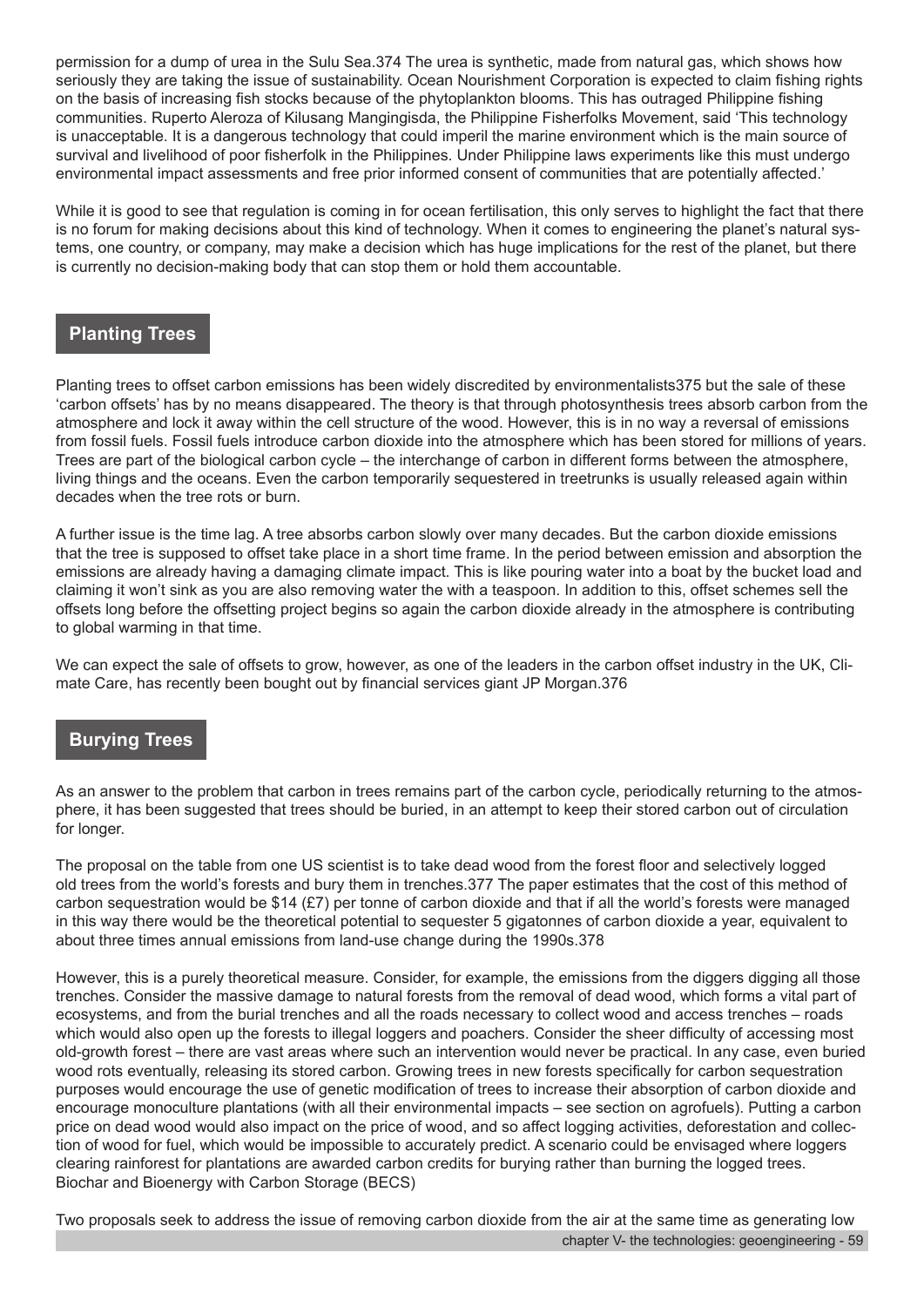permission for a dump of urea in the Sulu Sea.[374] The urea is synthetic, made from natural gas, which shows how seriously they are taking the issue of sustainability. Ocean Nourishment Corporation is expected to claim fishing rights on the basis of increasing fish stocks because of the phytoplankton blooms. This has outraged Philippine fishing communities. Ruperto Aleroza of Kilusang Mangingisda, the Philippine Fisherfolks Movement, said 'This technology is unacceptable. It is a dangerous technology that could imperil the marine environment which is the main source of survival and livelihood of poor fisherfolk in the Philippines. Under Philippine laws experiments like this must undergo environmental impact assessments and free prior informed consent of communities that are potentially affected.'

While it is good to see that regulation is coming in for ocean fertilisation, this only serves to highlight the fact that there is no forum for making decisions about this kind of technology. When it comes to engineering the planet's natural systems, one country, or company, may make a decision which has huge implications for the rest of the planet, but there is currently no decision-making body that can stop them or hold them accountable.

## Planting Trees

Planting trees to offset carbon emissions has been widely discredited by environmentalists[375] but the sale of these 'carbon offsets' has by no means disappeared. The theory is that through photosynthesis trees absorb carbon from the atmosphere and lock it away within the cell structure of the wood. However, this is in no way a reversal of emissions from fossil fuels. Fossil fuels introduce carbon dioxide into the atmosphere which has been stored for millions of years. Trees are part of the biological carbon cycle – the interchange of carbon in different forms between the atmosphere, living things and the oceans. Even the carbon temporarily sequestered in treetrunks is usually released again within decades when the tree rots or burn.

A further issue is the time lag. A tree absorbs carbon slowly over many decades. But the carbon dioxide emissions that the tree is supposed to offset take place in a short time frame. In the period between emission and absorption the emissions are already having a damaging climate impact. This is like pouring water into a boat by the bucket load and claiming it won't sink as you are also removing water with a teaspoon. In addition to this, offset schemes sell the offsets long before the offsetting project begins so again the carbon dioxide already in the atmosphere is contributing to global warming in that time.

We can expect the sale of offsets to grow, however, as one of the leaders in the carbon offset industry in the UK, Climate Care, has recently been bought out by financial services giant JP Morgan.[376]

## Burying Trees

As an answer to the problem that carbon in trees remains part of the carbon cycle, periodically returning to the atmosphere, it has been suggested that trees should be buried, in an attempt to keep their stored carbon out of circulation for longer.

The proposal on the table from one US scientist is to take dead wood from the forest floor and selectively logged old trees from the world's forests and bury them in trenches.[377] The paper estimates that the cost of this method of carbon sequestration would be $14 (£7) per tonne of carbon dioxide and that if all the world's forests were managed in this way there would be the theoretical potential to sequester 5 gigatonnes of carbon dioxide a year, equivalent to about three times annual emissions from land-use change during the 1990s.[378]

However, this is a purely theoretical measure. Consider, for example, the emissions from the diggers digging all those trenches. Consider the massive damage to natural forests from the removal of dead wood, which forms a vital part of ecosystems, and from the burial trenches and all the roads necessary to collect wood and access trenches – roads which would also open up the forests to illegal loggers and poachers. Consider the sheer difficulty of accessing most old-growth forest – there are vast areas where such an intervention would never be practical. In any case, even buried wood rots eventually, releasing its stored carbon. Growing trees in new forests specifically for carbon sequestration purposes would encourage the use of genetic modification of trees to increase their absorption of carbon dioxide and encourage monoculture plantations (with all their environmental impacts – see section on agrofuels). Putting a carbon price on dead wood would also impact on the price of wood, and so affect logging activities, deforestation and collection of wood for fuel, which would be impossible to accurately predict. A scenario could be envisaged where loggers clearing rainforest for plantations are awarded carbon credits for burying rather than burning the logged trees.

Biochar and Bioenergy with Carbon Storage (BECS)

Two proposals seek to address the issue of removing carbon dioxide from the air at the same time as generating low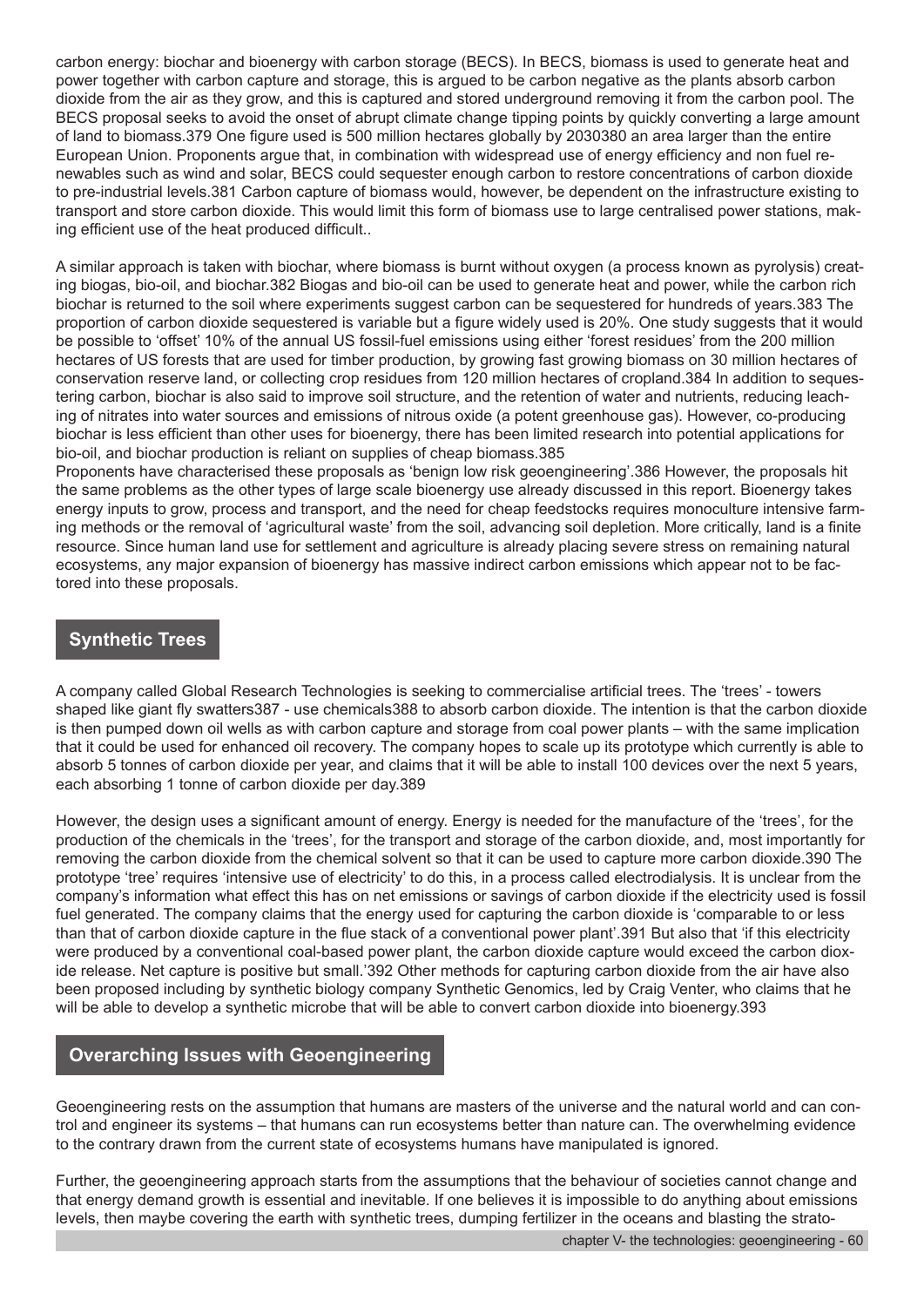carbon energy: biochar and bioenergy with carbon storage (BECS). In BECS, biomass is used to generate heat and power together with carbon capture and storage, this is argued to be carbon negative as the plants absorb carbon dioxide from the air as they grow, and this is captured and stored underground removing it from the carbon pool. The BECS proposal seeks to avoid the onset of abrupt climate change tipping points by quickly converting a large amount of land to biomass.379 One figure used is 500 million hectares globally by 2030380 an area larger than the entire European Union. Proponents argue that, in combination with widespread use of energy efficiency and non fuel renewables such as wind and solar, BECS could sequester enough carbon to restore concentrations of carbon dioxide to pre-industrial levels.381 Carbon capture of biomass would, however, be dependent on the infrastructure existing to transport and store carbon dioxide. This would limit this form of biomass use to large centralised power stations, making efficient use of the heat produced difficult..

A similar approach is taken with biochar, where biomass is burnt without oxygen (a process known as pyrolysis) creating biogas, bio-oil, and biochar.382 Biogas and bio-oil can be used to generate heat and power, while the carbon rich biochar is returned to the soil where experiments suggest carbon can be sequestered for hundreds of years.383 The proportion of carbon dioxide sequestered is variable but a figure widely used is 20%. One study suggests that it would be possible to 'offset' 10% of the annual US fossil-fuel emissions using either 'forest residues' from the 200 million hectares of US forests that are used for timber production, by growing fast growing biomass on 30 million hectares of conservation reserve land, or collecting crop residues from 120 million hectares of cropland.384 In addition to sequestering carbon, biochar is also said to improve soil structure, and the retention of water and nutrients, reducing leaching of nitrates into water sources and emissions of nitrous oxide (a potent greenhouse gas). However, co-producing biochar is less efficient than other uses for bioenergy, there has been limited research into potential applications for bio-oil, and biochar production is reliant on supplies of cheap biomass.385

Proponents have characterised these proposals as 'benign low risk geoengineering'.386 However, the proposals hit the same problems as the other types of large scale bioenergy use already discussed in this report. Bioenergy takes energy inputs to grow, process and transport, and the need for cheap feedstocks requires monoculture intensive farming methods or the removal of 'agricultural waste' from the soil, advancing soil depletion. More critically, land is a finite resource. Since human land use for settlement and agriculture is already placing severe stress on remaining natural ecosystems, any major expansion of bioenergy has massive indirect carbon emissions which appear not to be factored into these proposals.

## Synthetic Trees

A company called Global Research Technologies is seeking to commercialise artificial trees. The 'trees' - towers shaped like giant fly swatters387 - use chemicals388 to absorb carbon dioxide. The intention is that the carbon dioxide is then pumped down oil wells as with carbon capture and storage from coal power plants – with the same implication that it could be used for enhanced oil recovery. The company hopes to scale up its prototype which currently is able to absorb 5 tonnes of carbon dioxide per year, and claims that it will be able to install 100 devices over the next 5 years, each absorbing 1 tonne of carbon dioxide per day.389

However, the design uses a significant amount of energy. Energy is needed for the manufacture of the 'trees', for the production of the chemicals in the 'trees', for the transport and storage of the carbon dioxide, and, most importantly for removing the carbon dioxide from the chemical solvent so that it can be used to capture more carbon dioxide.390 The prototype 'tree' requires 'intensive use of electricity' to do this, in a process called electrodialysis. It is unclear from the company's information what effect this has on net emissions or savings of carbon dioxide if the electricity used is fossil fuel generated. The company claims that the energy used for capturing the carbon dioxide is 'comparable to or less than that of carbon dioxide capture in the flue stack of a conventional power plant'.391 But also that 'if this electricity were produced by a conventional coal-based power plant, the carbon dioxide capture would exceed the carbon dioxide release. Net capture is positive but small.'392 Other methods for capturing carbon dioxide from the air have also been proposed including by synthetic biology company Synthetic Genomics, led by Craig Venter, who claims that he will be able to develop a synthetic microbe that will be able to convert carbon dioxide into bioenergy.393

## Overarching Issues with Geoengineering

Geoengineering rests on the assumption that humans are masters of the universe and the natural world and can control and engineer its systems – that humans can run ecosystems better than nature can. The overwhelming evidence to the contrary drawn from the current state of ecosystems humans have manipulated is ignored.

Further, the geoengineering approach starts from the assumptions that the behaviour of societies cannot change and that energy demand growth is essential and inevitable. If one believes it is impossible to do anything about emissions levels, then maybe covering the earth with synthetic trees, dumping fertilizer in the oceans and blasting the strato-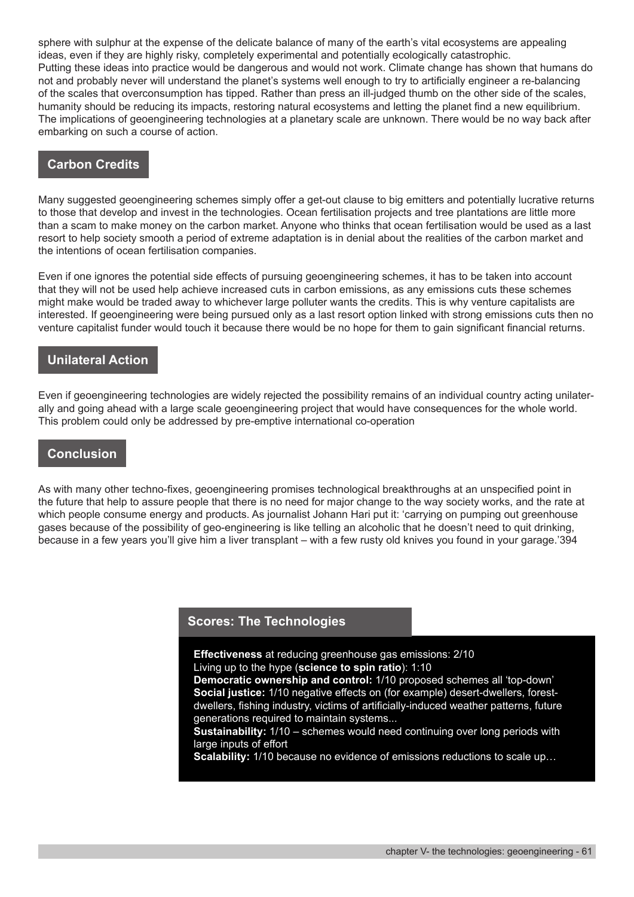sphere with sulphur at the expense of the delicate balance of many of the earth's vital ecosystems are appealing ideas, even if they are highly risky, completely experimental and potentially ecologically catastrophic.
Putting these ideas into practice would be dangerous and would not work. Climate change has shown that humans do not and probably never will understand the planet's systems well enough to try to artificially engineer a re-balancing of the scales that overconsumption has tipped. Rather than press an ill-judged thumb on the other side of the scales, humanity should be reducing its impacts, restoring natural ecosystems and letting the planet find a new equilibrium. The implications of geoengineering technologies at a planetary scale are unknown. There would be no way back after embarking on such a course of action.

## Carbon Credits

Many suggested geoengineering schemes simply offer a get-out clause to big emitters and potentially lucrative returns to those that develop and invest in the technologies. Ocean fertilisation projects and tree plantations are little more than a scam to make money on the carbon market. Anyone who thinks that ocean fertilisation would be used as a last resort to help society smooth a period of extreme adaptation is in denial about the realities of the carbon market and the intentions of ocean fertilisation companies.

Even if one ignores the potential side effects of pursuing geoengineering schemes, it has to be taken into account that they will not be used help achieve increased cuts in carbon emissions, as any emissions cuts these schemes might make would be traded away to whichever large polluter wants the credits. This is why venture capitalists are interested. If geoengineering were being pursued only as a last resort option linked with strong emissions cuts then no venture capitalist funder would touch it because there would be no hope for them to gain significant financial returns.

## Unilateral Action

Even if geoengineering technologies are widely rejected the possibility remains of an individual country acting unilaterally and going ahead with a large scale geoengineering project that would have consequences for the whole world. This problem could only be addressed by pre-emptive international co-operation

## Conclusion

As with many other techno-fixes, geoengineering promises technological breakthroughs at an unspecified point in the future that help to assure people that there is no need for major change to the way society works, and the rate at which people consume energy and products. As journalist Johann Hari put it: 'carrying on pumping out greenhouse gases because of the possibility of geo-engineering is like telling an alcoholic that he doesn't need to quit drinking, because in a few years you'll give him a liver transplant – with a few rusty old knives you found in your garage.'394

### Scores: The Technologies

**Effectiveness** at reducing greenhouse gas emissions: 2/10
Living up to the hype (**science to spin ratio**): 1:10
**Democratic ownership and control:** 1/10 proposed schemes all 'top-down'
**Social justice:** 1/10 negative effects on (for example) desert-dwellers, forest-dwellers, fishing industry, victims of artificially-induced weather patterns, future generations required to maintain systems...
**Sustainability:** 1/10 – schemes would need continuing over long periods with large inputs of effort
**Scalability:** 1/10 because no evidence of emissions reductions to scale up…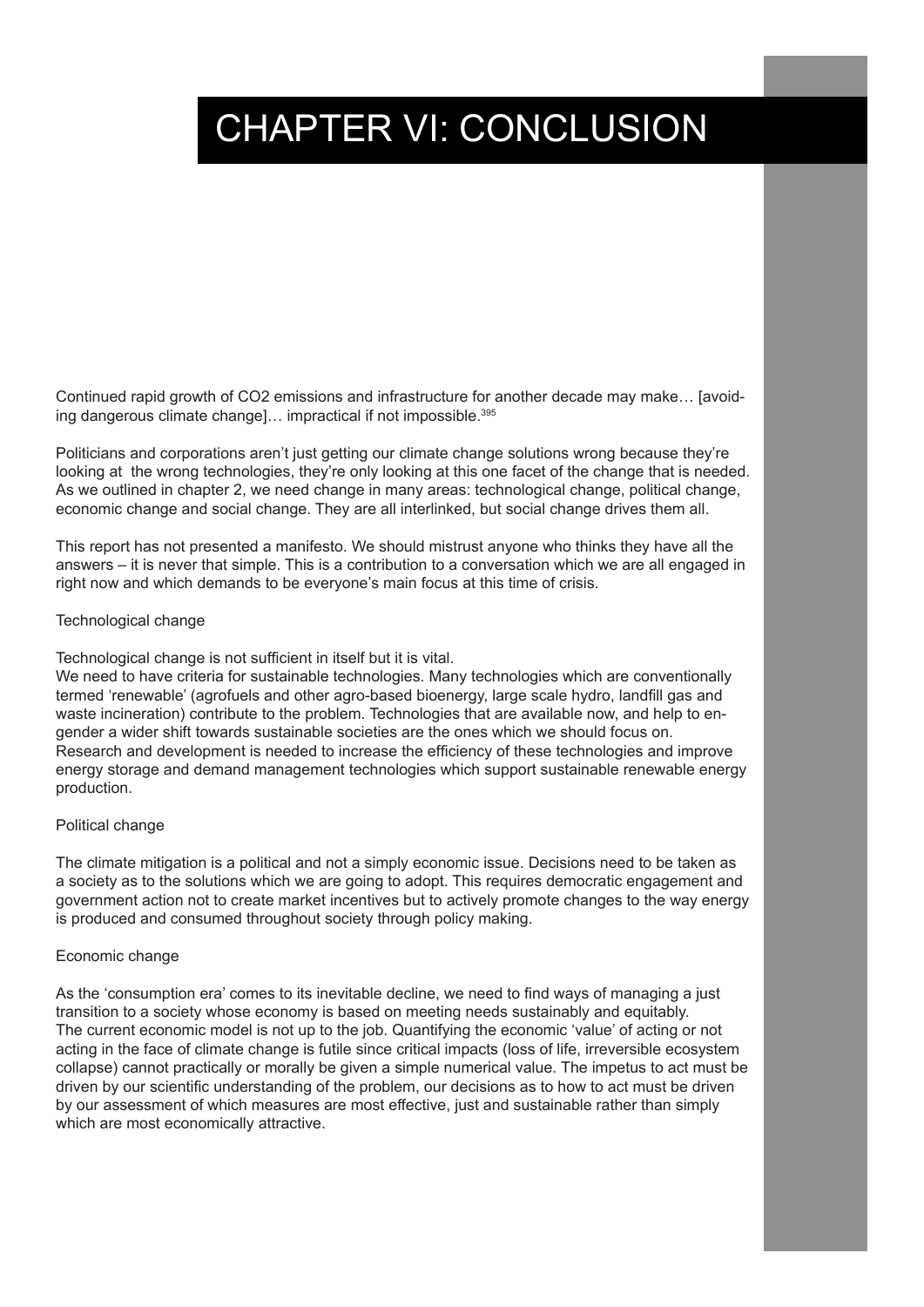# CHAPTER VI: CONCLUSION

Continued rapid growth of $CO_2$ emissions and infrastructure for another decade may make… [avoiding dangerous climate change]… impractical if not impossible.[395]

Politicians and corporations aren't just getting our climate change solutions wrong because they're looking at the wrong technologies, they're only looking at this one facet of the change that is needed. As we outlined in chapter 2, we need change in many areas: technological change, political change, economic change and social change. They are all interlinked, but social change drives them all.

This report has not presented a manifesto. We should mistrust anyone who thinks they have all the answers – it is never that simple. This is a contribution to a conversation which we are all engaged in right now and which demands to be everyone's main focus at this time of crisis.

### Technological change

Technological change is not sufficient in itself but it is vital.
We need to have criteria for sustainable technologies. Many technologies which are conventionally termed 'renewable' (agrofuels and other agro-based bioenergy, large scale hydro, landfill gas and waste incineration) contribute to the problem. Technologies that are available now, and help to engender a wider shift towards sustainable societies are the ones which we should focus on. Research and development is needed to increase the efficiency of these technologies and improve energy storage and demand management technologies which support sustainable renewable energy production.

### Political change

The climate mitigation is a political and not a simply economic issue. Decisions need to be taken as a society as to the solutions which we are going to adopt. This requires democratic engagement and government action not to create market incentives but to actively promote changes to the way energy is produced and consumed throughout society through policy making.

### Economic change

As the 'consumption era' comes to its inevitable decline, we need to find ways of managing a just transition to a society whose economy is based on meeting needs sustainably and equitably.
The current economic model is not up to the job. Quantifying the economic 'value' of acting or not acting in the face of climate change is futile since critical impacts (loss of life, irreversible ecosystem collapse) cannot practically or morally be given a simple numerical value. The impetus to act must be driven by our scientific understanding of the problem, our decisions as to how to act must be driven by our assessment of which measures are most effective, just and sustainable rather than simply which are most economically attractive.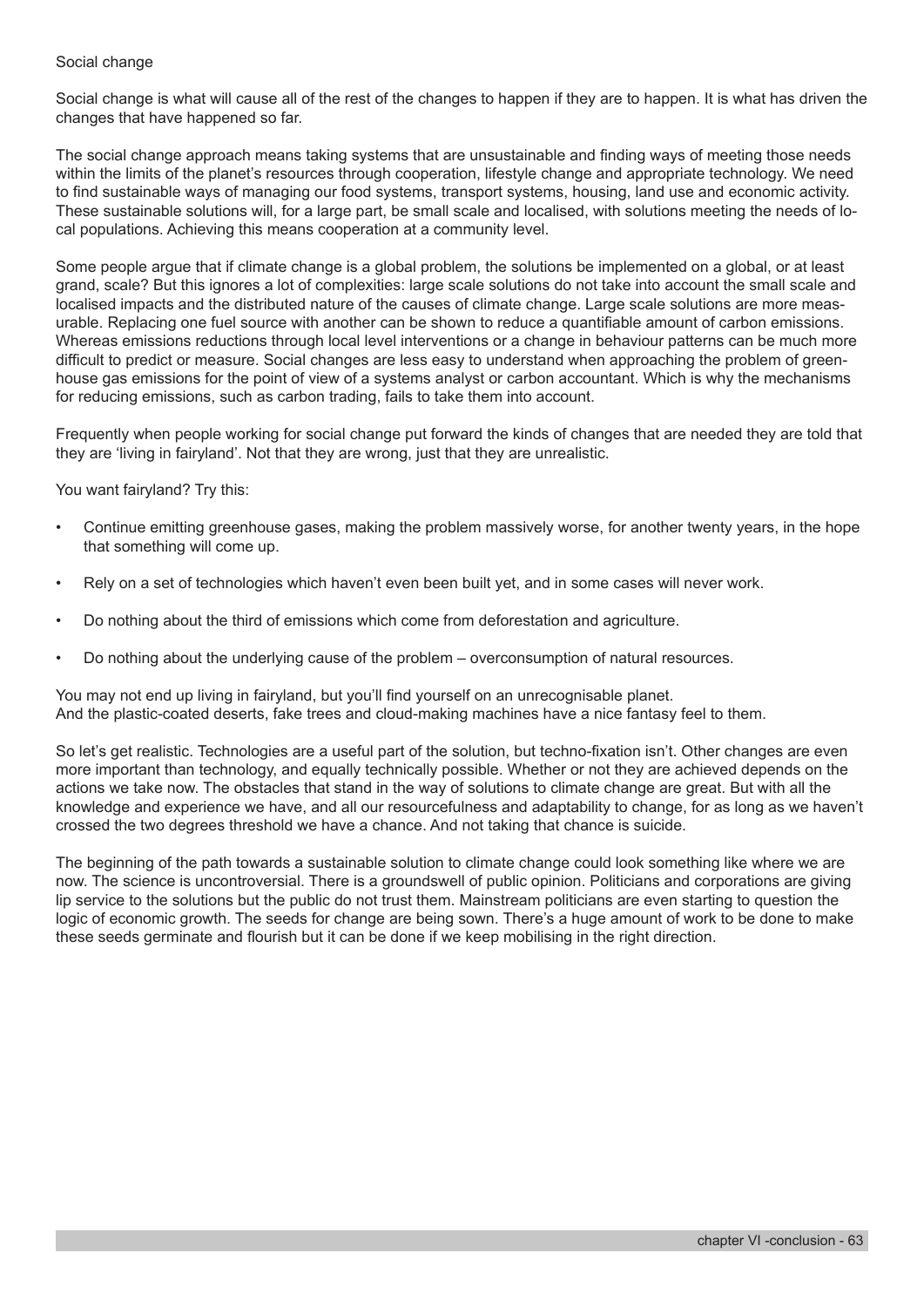## Social change

Social change is what will cause all of the rest of the changes to happen if they are to happen. It is what has driven the changes that have happened so far.

The social change approach means taking systems that are unsustainable and finding ways of meeting those needs within the limits of the planet's resources through cooperation, lifestyle change and appropriate technology. We need to find sustainable ways of managing our food systems, transport systems, housing, land use and economic activity. These sustainable solutions will, for a large part, be small scale and localised, with solutions meeting the needs of local populations. Achieving this means cooperation at a community level.

Some people argue that if climate change is a global problem, the solutions be implemented on a global, or at least grand, scale? But this ignores a lot of complexities: large scale solutions do not take into account the small scale and localised impacts and the distributed nature of the causes of climate change. Large scale solutions are more measurable. Replacing one fuel source with another can be shown to reduce a quantifiable amount of carbon emissions. Whereas emissions reductions through local level interventions or a change in behaviour patterns can be much more difficult to predict or measure. Social changes are less easy to understand when approaching the problem of greenhouse gas emissions for the point of view of a systems analyst or carbon accountant. Which is why the mechanisms for reducing emissions, such as carbon trading, fails to take them into account.

Frequently when people working for social change put forward the kinds of changes that are needed they are told that they are 'living in fairyland'. Not that they are wrong, just that they are unrealistic.

You want fairyland? Try this:

- Continue emitting greenhouse gases, making the problem massively worse, for another twenty years, in the hope that something will come up.
- Rely on a set of technologies which haven't even been built yet, and in some cases will never work.
- Do nothing about the third of emissions which come from deforestation and agriculture.
- Do nothing about the underlying cause of the problem – overconsumption of natural resources.

You may not end up living in fairyland, but you'll find yourself on an unrecognisable planet.
And the plastic-coated deserts, fake trees and cloud-making machines have a nice fantasy feel to them.

So let's get realistic. Technologies are a useful part of the solution, but techno-fixation isn't. Other changes are even more important than technology, and equally technically possible. Whether or not they are achieved depends on the actions we take now. The obstacles that stand in the way of solutions to climate change are great. But with all the knowledge and experience we have, and all our resourcefulness and adaptability to change, for as long as we haven't crossed the two degrees threshold we have a chance. And not taking that chance is suicide.

The beginning of the path towards a sustainable solution to climate change could look something like where we are now. The science is uncontroversial. There is a groundswell of public opinion. Politicians and corporations are giving lip service to the solutions but the public do not trust them. Mainstream politicians are even starting to question the logic of economic growth. The seeds for change are being sown. There's a huge amount of work to be done to make these seeds germinate and flourish but it can be done if we keep mobilising in the right direction.